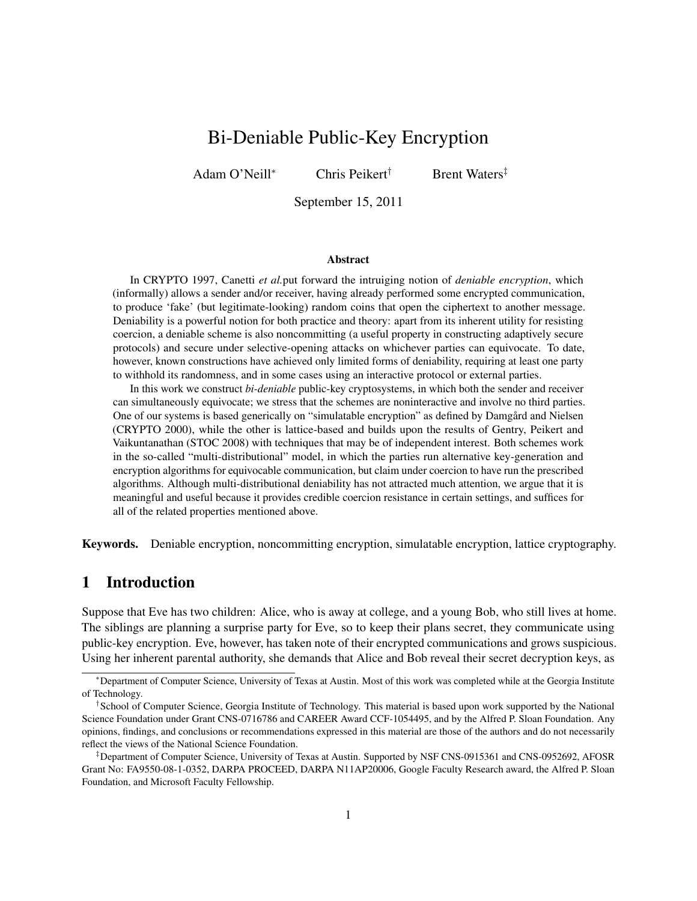# Bi-Deniable Public-Key Encryption

Adam O'Neill[*] Chris Peikert[†] Brent Waters[‡]

September 15, 2011

### Abstract

In CRYPTO 1997, Canetti *et al.*put forward the intruiging notion of *deniable encryption*, which (informally) allows a sender and/or receiver, having already performed some encrypted communication, to produce 'fake' (but legitimate-looking) random coins that open the ciphertext to another message. Deniability is a powerful notion for both practice and theory: apart from its inherent utility for resisting coercion, a deniable scheme is also noncommitting (a useful property in constructing adaptively secure protocols) and secure under selective-opening attacks on whichever parties can equivocate. To date, however, known constructions have achieved only limited forms of deniability, requiring at least one party to withhold its randomness, and in some cases using an interactive protocol or external parties.

In this work we construct *bi-deniable* public-key cryptosystems, in which both the sender and receiver can simultaneously equivocate; we stress that the schemes are noninteractive and involve no third parties. One of our systems is based generically on "simulatable encryption" as defined by Damgård and Nielsen (CRYPTO 2000), while the other is lattice-based and builds upon the results of Gentry, Peikert and Vaikuntanathan (STOC 2008) with techniques that may be of independent interest. Both schemes work in the so-called "multi-distributional" model, in which the parties run alternative key-generation and encryption algorithms for equivocable communication, but claim under coercion to have run the prescribed algorithms. Although multi-distributional deniability has not attracted much attention, we argue that it is meaningful and useful because it provides credible coercion resistance in certain settings, and suffices for all of the related properties mentioned above.

**Keywords.** Deniable encryption, noncommitting encryption, simulatable encryption, lattice cryptography.

## 1 Introduction

Suppose that Eve has two children: Alice, who is away at college, and a young Bob, who still lives at home. The siblings are planning a surprise party for Eve, so to keep their plans secret, they communicate using public-key encryption. Eve, however, has taken note of their encrypted communications and grows suspicious. Using her inherent parental authority, she demands that Alice and Bob reveal their secret decryption keys, as

[*]Department of Computer Science, University of Texas at Austin. Most of this work was completed while at the Georgia Institute of Technology.

[†]School of Computer Science, Georgia Institute of Technology. This material is based upon work supported by the National Science Foundation under Grant CNS-0716786 and CAREER Award CCF-1054495, and by the Alfred P. Sloan Foundation. Any opinions, findings, and conclusions or recommendations expressed in this material are those of the authors and do not necessarily reflect the views of the National Science Foundation.

[‡]Department of Computer Science, University of Texas at Austin. Supported by NSF CNS-0915361 and CNS-0952692, AFOSR Grant No: FA9550-08-1-0352, DARPA PROCEED, DARPA N11AP20006, Google Faculty Research award, the Alfred P. Sloan Foundation, and Microsoft Faculty Fellowship.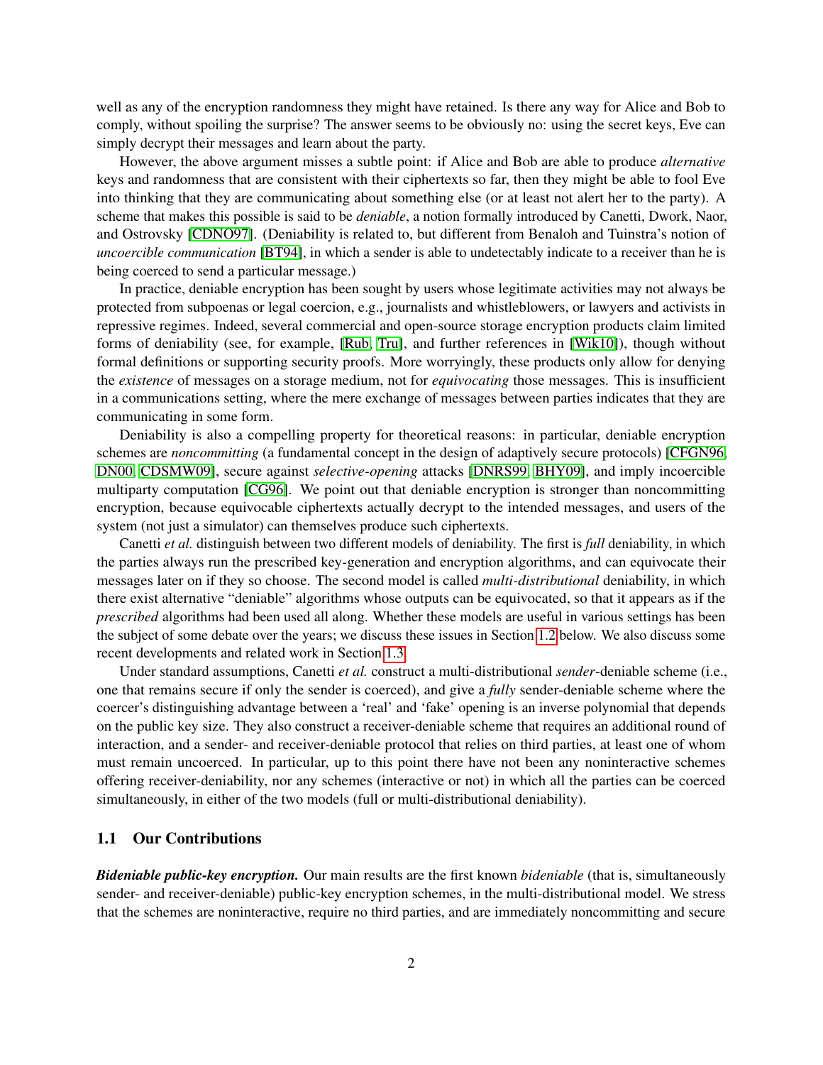well as any of the encryption randomness they might have retained. Is there any way for Alice and Bob to comply, without spoiling the surprise? The answer seems to be obviously no: using the secret keys, Eve can simply decrypt their messages and learn about the party.

However, the above argument misses a subtle point: if Alice and Bob are able to produce *alternative* keys and randomness that are consistent with their ciphertexts so far, then they might be able to fool Eve into thinking that they are communicating about something else (or at least not alert her to the party). A scheme that makes this possible is said to be *deniable*, a notion formally introduced by Canetti, Dwork, Naor, and Ostrovsky [CDNO97]. (Deniability is related to, but different from Benaloh and Tuinstra's notion of *uncoercible communication* [BT94], in which a sender is able to undetectably indicate to a receiver than he is being coerced to send a particular message.)

In practice, deniable encryption has been sought by users whose legitimate activities may not always be protected from subpoenas or legal coercion, e.g., journalists and whistleblowers, or lawyers and activists in repressive regimes. Indeed, several commercial and open-source storage encryption products claim limited forms of deniability (see, for example, [Rub, Tru], and further references in [Wik10]), though without formal definitions or supporting security proofs. More worryingly, these products only allow for denying the *existence* of messages on a storage medium, not for *equivocating* those messages. This is insufficient in a communications setting, where the mere exchange of messages between parties indicates that they are communicating in some form.

Deniability is also a compelling property for theoretical reasons: in particular, deniable encryption schemes are *noncommitting* (a fundamental concept in the design of adaptively secure protocols) [CFGN96, DN00, CDSMW09], secure against *selective-opening* attacks [DNRS99, BHY09], and imply incoercible multiparty computation [CG96]. We point out that deniable encryption is stronger than noncommitting encryption, because equivocable ciphertexts actually decrypt to the intended messages, and users of the system (not just a simulator) can themselves produce such ciphertexts.

Canetti *et al.* distinguish between two different models of deniability. The first is *full* deniability, in which the parties always run the prescribed key-generation and encryption algorithms, and can equivocate their messages later on if they so choose. The second model is called *multi-distributional* deniability, in which there exist alternative "deniable" algorithms whose outputs can be equivocated, so that it appears as if the *prescribed* algorithms had been used all along. Whether these models are useful in various settings has been the subject of some debate over the years; we discuss these issues in Section 1.2 below. We also discuss some recent developments and related work in Section 1.3.

Under standard assumptions, Canetti *et al.* construct a multi-distributional *sender*-deniable scheme (i.e., one that remains secure if only the sender is coerced), and give a *fully* sender-deniable scheme where the coercer's distinguishing advantage between a 'real' and 'fake' opening is an inverse polynomial that depends on the public key size. They also construct a receiver-deniable scheme that requires an additional round of interaction, and a sender- and receiver-deniable protocol that relies on third parties, at least one of whom must remain uncoerced. In particular, up to this point there have not been any noninteractive schemes offering receiver-deniability, nor any schemes (interactive or not) in which all the parties can be coerced simultaneously, in either of the two models (full or multi-distributional deniability).

## 1.1 Our Contributions

***Bideniable public-key encryption.*** Our main results are the first known *bideniable* (that is, simultaneously sender- and receiver-deniable) public-key encryption schemes, in the multi-distributional model. We stress that the schemes are noninteractive, require no third parties, and are immediately noncommitting and secure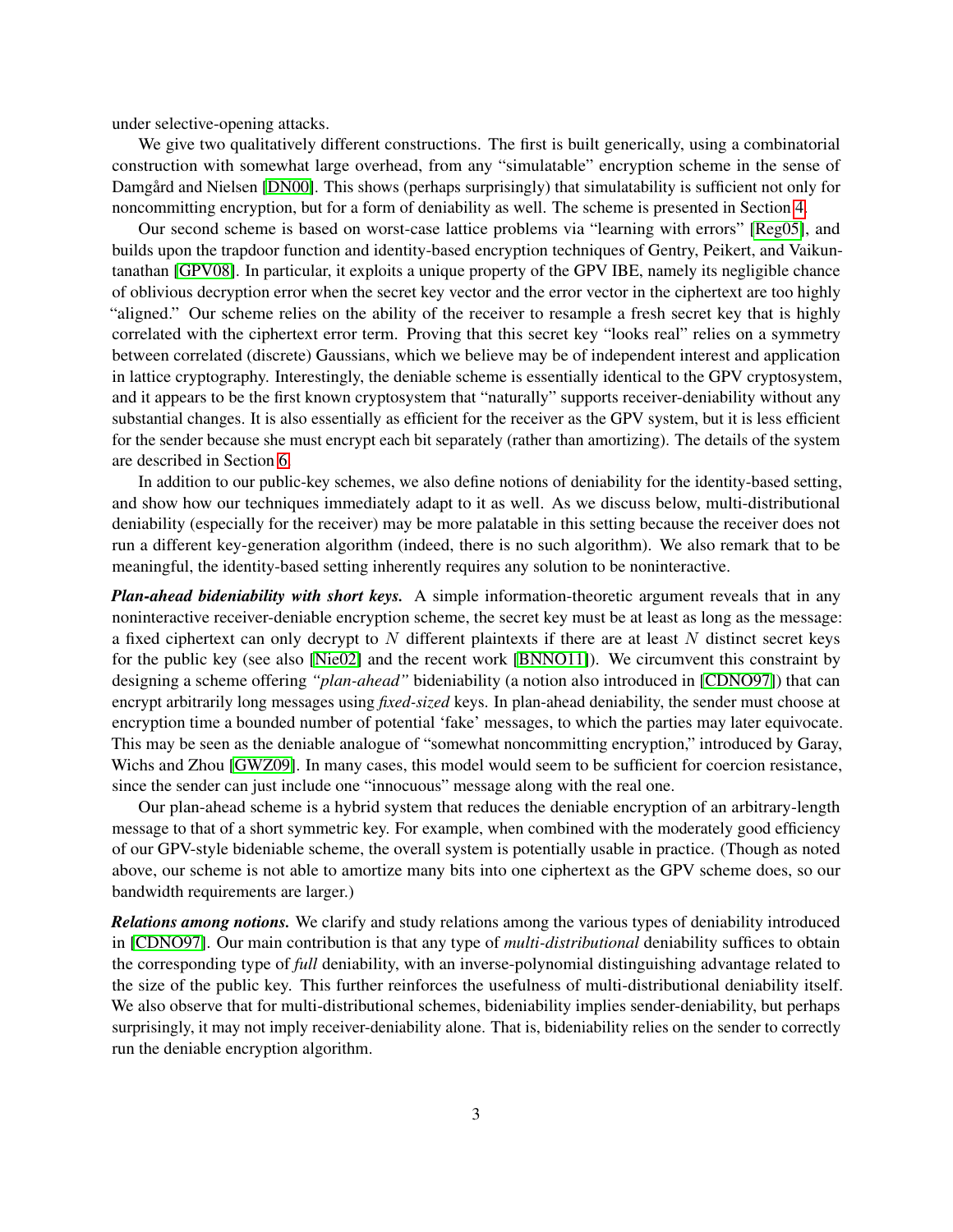under selective-opening attacks.

We give two qualitatively different constructions. The first is built generically, using a combinatorial construction with somewhat large overhead, from any "simulatable" encryption scheme in the sense of Damgård and Nielsen [DN00]. This shows (perhaps surprisingly) that simulatability is sufficient not only for noncommitting encryption, but for a form of deniability as well. The scheme is presented in Section 4.

Our second scheme is based on worst-case lattice problems via "learning with errors" [Reg05], and builds upon the trapdoor function and identity-based encryption techniques of Gentry, Peikert, and Vaikuntanathan [GPV08]. In particular, it exploits a unique property of the GPV IBE, namely its negligible chance of oblivious decryption error when the secret key vector and the error vector in the ciphertext are too highly "aligned." Our scheme relies on the ability of the receiver to resample a fresh secret key that is highly correlated with the ciphertext error term. Proving that this secret key "looks real" relies on a symmetry between correlated (discrete) Gaussians, which we believe may be of independent interest and application in lattice cryptography. Interestingly, the deniable scheme is essentially identical to the GPV cryptosystem, and it appears to be the first known cryptosystem that "naturally" supports receiver-deniability without any substantial changes. It is also essentially as efficient for the receiver as the GPV system, but it is less efficient for the sender because she must encrypt each bit separately (rather than amortizing). The details of the system are described in Section 6.

In addition to our public-key schemes, we also define notions of deniability for the identity-based setting, and show how our techniques immediately adapt to it as well. As we discuss below, multi-distributional deniability (especially for the receiver) may be more palatable in this setting because the receiver does not run a different key-generation algorithm (indeed, there is no such algorithm). We also remark that to be meaningful, the identity-based setting inherently requires any solution to be noninteractive.

***Plan-ahead bideniability with short keys.*** A simple information-theoretic argument reveals that in any noninteractive receiver-deniable encryption scheme, the secret key must be at least as long as the message: a fixed ciphertext can only decrypt to $N$ different plaintexts if there are at least $N$ distinct secret keys for the public key (see also [Nie02] and the recent work [BNNO11]). We circumvent this constraint by designing a scheme offering *"plan-ahead"* bideniability (a notion also introduced in [CDNO97]) that can encrypt arbitrarily long messages using *fixed-sized* keys. In plan-ahead deniability, the sender must choose at encryption time a bounded number of potential 'fake' messages, to which the parties may later equivocate. This may be seen as the deniable analogue of "somewhat noncommitting encryption," introduced by Garay, Wichs and Zhou [GWZ09]. In many cases, this model would seem to be sufficient for coercion resistance, since the sender can just include one "innocuous" message along with the real one.

Our plan-ahead scheme is a hybrid system that reduces the deniable encryption of an arbitrary-length message to that of a short symmetric key. For example, when combined with the moderately good efficiency of our GPV-style bideniable scheme, the overall system is potentially usable in practice. (Though as noted above, our scheme is not able to amortize many bits into one ciphertext as the GPV scheme does, so our bandwidth requirements are larger.)

***Relations among notions.*** We clarify and study relations among the various types of deniability introduced in [CDNO97]. Our main contribution is that any type of *multi-distributional* deniability suffices to obtain the corresponding type of *full* deniability, with an inverse-polynomial distinguishing advantage related to the size of the public key. This further reinforces the usefulness of multi-distributional deniability itself. We also observe that for multi-distributional schemes, bideniability implies sender-deniability, but perhaps surprisingly, it may not imply receiver-deniability alone. That is, bideniability relies on the sender to correctly run the deniable encryption algorithm.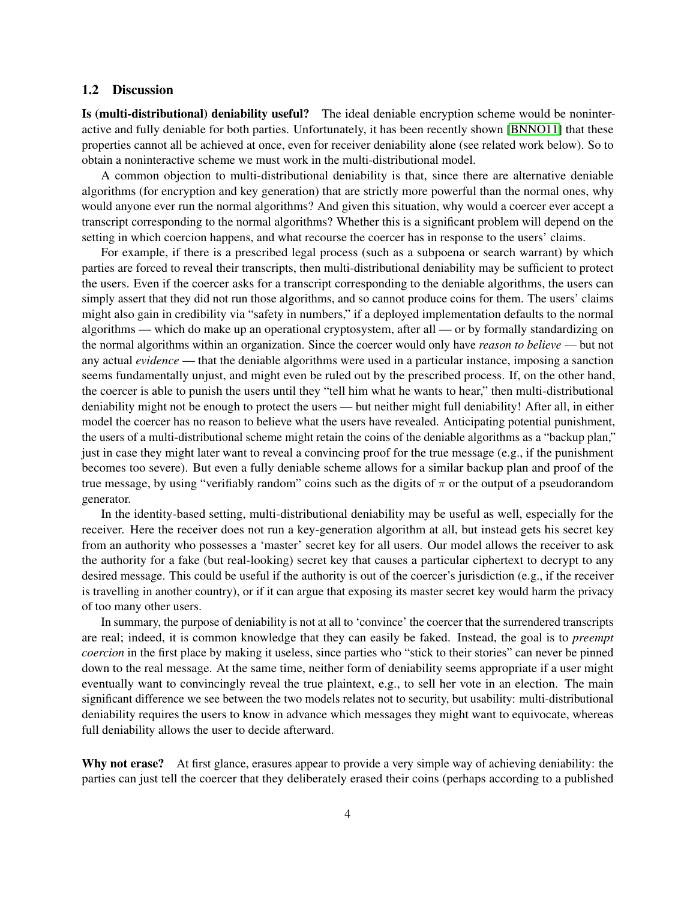### 1.2 Discussion

**Is (multi-distributional) deniability useful?** The ideal deniable encryption scheme would be noninteractive and fully deniable for both parties. Unfortunately, it has been recently shown [BNNO11] that these properties cannot all be achieved at once, even for receiver deniability alone (see related work below). So to obtain a noninteractive scheme we must work in the multi-distributional model.

A common objection to multi-distributional deniability is that, since there are alternative deniable algorithms (for encryption and key generation) that are strictly more powerful than the normal ones, why would anyone ever run the normal algorithms? And given this situation, why would a coercer ever accept a transcript corresponding to the normal algorithms? Whether this is a significant problem will depend on the setting in which coercion happens, and what recourse the coercer has in response to the users' claims.

For example, if there is a prescribed legal process (such as a subpoena or search warrant) by which parties are forced to reveal their transcripts, then multi-distributional deniability may be sufficient to protect the users. Even if the coercer asks for a transcript corresponding to the deniable algorithms, the users can simply assert that they did not run those algorithms, and so cannot produce coins for them. The users' claims might also gain in credibility via "safety in numbers," if a deployed implementation defaults to the normal algorithms — which do make up an operational cryptosystem, after all — or by formally standardizing on the normal algorithms within an organization. Since the coercer would only have *reason to believe* — but not any actual *evidence* — that the deniable algorithms were used in a particular instance, imposing a sanction seems fundamentally unjust, and might even be ruled out by the prescribed process. If, on the other hand, the coercer is able to punish the users until they "tell him what he wants to hear," then multi-distributional deniability might not be enough to protect the users — but neither might full deniability! After all, in either model the coercer has no reason to believe what the users have revealed. Anticipating potential punishment, the users of a multi-distributional scheme might retain the coins of the deniable algorithms as a "backup plan," just in case they might later want to reveal a convincing proof for the true message (e.g., if the punishment becomes too severe). But even a fully deniable scheme allows for a similar backup plan and proof of the true message, by using "verifiably random" coins such as the digits of $\pi$ or the output of a pseudorandom generator.

In the identity-based setting, multi-distributional deniability may be useful as well, especially for the receiver. Here the receiver does not run a key-generation algorithm at all, but instead gets his secret key from an authority who possesses a 'master' secret key for all users. Our model allows the receiver to ask the authority for a fake (but real-looking) secret key that causes a particular ciphertext to decrypt to any desired message. This could be useful if the authority is out of the coercer's jurisdiction (e.g., if the receiver is travelling in another country), or if it can argue that exposing its master secret key would harm the privacy of too many other users.

In summary, the purpose of deniability is not at all to 'convince' the coercer that the surrendered transcripts are real; indeed, it is common knowledge that they can easily be faked. Instead, the goal is to *preempt coercion* in the first place by making it useless, since parties who "stick to their stories" can never be pinned down to the real message. At the same time, neither form of deniability seems appropriate if a user might eventually want to convincingly reveal the true plaintext, e.g., to sell her vote in an election. The main significant difference we see between the two models relates not to security, but usability: multi-distributional deniability requires the users to know in advance which messages they might want to equivocate, whereas full deniability allows the user to decide afterward.

**Why not erase?** At first glance, erasures appear to provide a very simple way of achieving deniability: the parties can just tell the coercer that they deliberately erased their coins (perhaps according to a published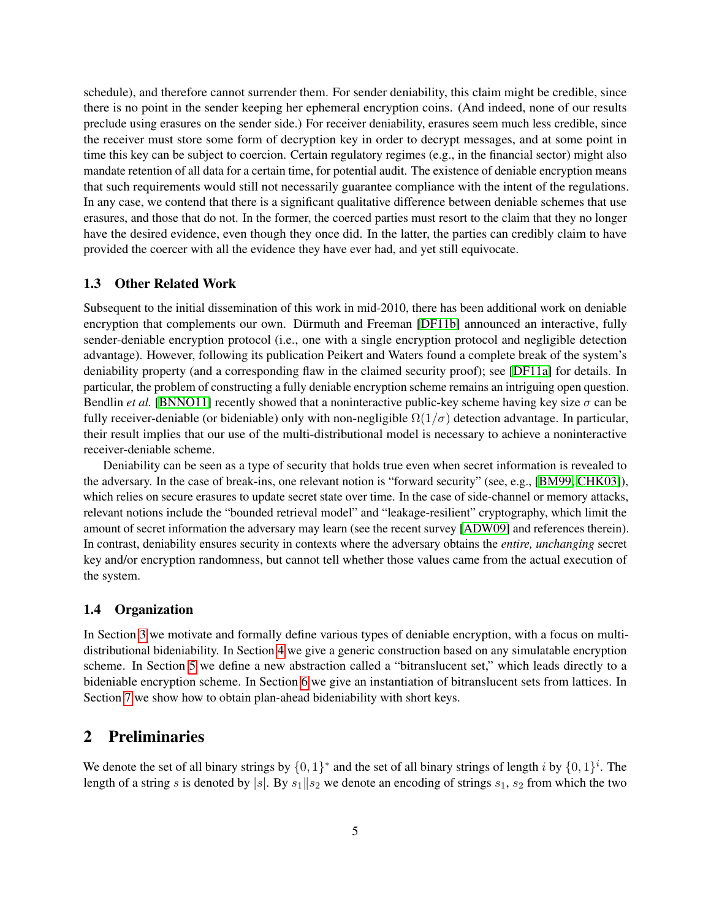schedule), and therefore cannot surrender them. For sender deniability, this claim might be credible, since there is no point in the sender keeping her ephemeral encryption coins. (And indeed, none of our results preclude using erasures on the sender side.) For receiver deniability, erasures seem much less credible, since the receiver must store some form of decryption key in order to decrypt messages, and at some point in time this key can be subject to coercion. Certain regulatory regimes (e.g., in the financial sector) might also mandate retention of all data for a certain time, for potential audit. The existence of deniable encryption means that such requirements would still not necessarily guarantee compliance with the intent of the regulations. In any case, we contend that there is a significant qualitative difference between deniable schemes that use erasures, and those that do not. In the former, the coerced parties must resort to the claim that they no longer have the desired evidence, even though they once did. In the latter, the parties can credibly claim to have provided the coercer with all the evidence they have ever had, and yet still equivocate.

### 1.3 Other Related Work

Subsequent to the initial dissemination of this work in mid-2010, there has been additional work on deniable encryption that complements our own. Dürmuth and Freeman [DF11b] announced an interactive, fully sender-deniable encryption protocol (i.e., one with a single encryption protocol and negligible detection advantage). However, following its publication Peikert and Waters found a complete break of the system's deniability property (and a corresponding flaw in the claimed security proof); see [DF11a] for details. In particular, the problem of constructing a fully deniable encryption scheme remains an intriguing open question. Bendlin *et al.* [BNNO11] recently showed that a noninteractive public-key scheme having key size $\sigma$ can be fully receiver-deniable (or bideniable) only with non-negligible $\Omega(1/\sigma)$ detection advantage. In particular, their result implies that our use of the multi-distributional model is necessary to achieve a noninteractive receiver-deniable scheme.

Deniability can be seen as a type of security that holds true even when secret information is revealed to the adversary. In the case of break-ins, one relevant notion is "forward security" (see, e.g., [BM99, CHK03]), which relies on secure erasures to update secret state over time. In the case of side-channel or memory attacks, relevant notions include the "bounded retrieval model" and "leakage-resilient" cryptography, which limit the amount of secret information the adversary may learn (see the recent survey [ADW09] and references therein). In contrast, deniability ensures security in contexts where the adversary obtains the *entire, unchanging* secret key and/or encryption randomness, but cannot tell whether those values came from the actual execution of the system.

### 1.4 Organization

In Section 3 we motivate and formally define various types of deniable encryption, with a focus on multi-distributional bideniability. In Section 4 we give a generic construction based on any simulatable encryption scheme. In Section 5 we define a new abstraction called a "bitranslucent set," which leads directly to a bideniable encryption scheme. In Section 6 we give an instantiation of bitranslucent sets from lattices. In Section 7 we show how to obtain plan-ahead bideniability with short keys.

## 2 Preliminaries

We denote the set of all binary strings by $\{0,1\}^*$ and the set of all binary strings of length $i$ by $\{0,1\}^i$. The length of a string $s$ is denoted by $|s|$. By $s_1 \| s_2$ we denote an encoding of strings $s_1$, $s_2$ from which the two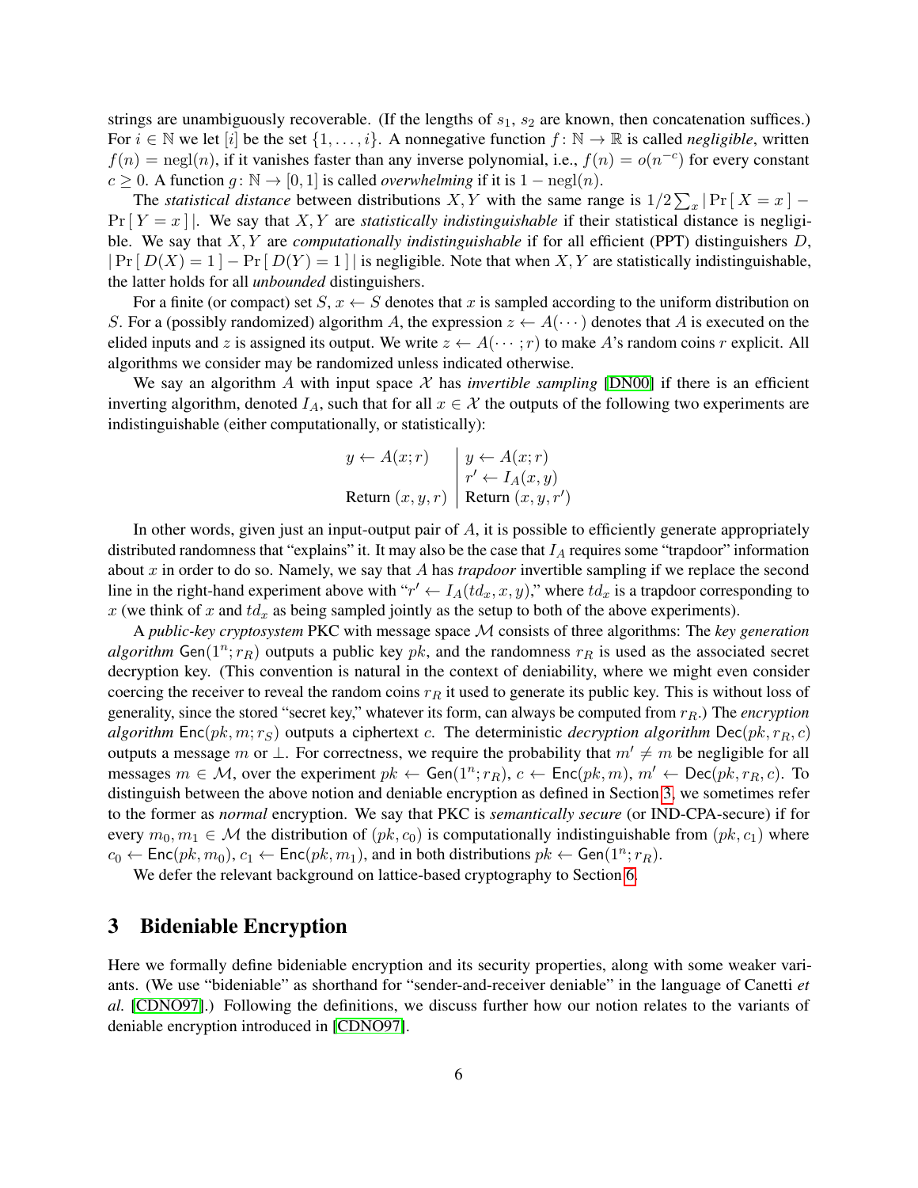strings are unambiguously recoverable. (If the lengths of $s_1$, $s_2$ are known, then concatenation suffices.) For $i \in \mathbb{N}$ we let $[i]$ be the set $\{1, \ldots, i\}$. A nonnegative function $f : \mathbb{N} \to \mathbb{R}$ is called *negligible*, written $f(n) = \text{negl}(n)$, if it vanishes faster than any inverse polynomial, i.e., $f(n) = o(n^{-c})$ for every constant $c \geq 0$. A function $g : \mathbb{N} \to [0, 1]$ is called *overwhelming* if it is $1 - \text{negl}(n)$.

The *statistical distance* between distributions $X, Y$ with the same range is $1/2 \sum_x |\Pr[X = x] - \Pr[Y = x]|$. We say that $X, Y$ are *statistically indistinguishable* if their statistical distance is negligible. We say that $X, Y$ are *computationally indistinguishable* if for all efficient (PPT) distinguishers $D$, $|\Pr[D(X) = 1] - \Pr[D(Y) = 1]|$ is negligible. Note that when $X, Y$ are statistically indistinguishable, the latter holds for all *unbounded* distinguishers.

For a finite (or compact) set $S$, $x \leftarrow S$ denotes that $x$ is sampled according to the uniform distribution on $S$. For a (possibly randomized) algorithm $A$, the expression $z \leftarrow A(\cdots)$ denotes that $A$ is executed on the elided inputs and $z$ is assigned its output. We write $z \leftarrow A(\cdots ; r)$ to make $A$'s random coins $r$ explicit. All algorithms we consider may be randomized unless indicated otherwise.

We say an algorithm $A$ with input space $\mathcal{X}$ has *invertible sampling* [DN00] if there is an efficient inverting algorithm, denoted $I_A$, such that for all $x \in \mathcal{X}$ the outputs of the following two experiments are indistinguishable (either computationally, or statistically):

| | |
|---|---|
| $y \leftarrow A(x; r)$ | $y \leftarrow A(x; r)$ |
| | $r' \leftarrow I_A(x, y)$ |
| Return $(x, y, r)$ | Return $(x, y, r')$ |

In other words, given just an input-output pair of $A$, it is possible to efficiently generate appropriately distributed randomness that "explains" it. It may also be the case that $I_A$ requires some "trapdoor" information about $x$ in order to do so. Namely, we say that $A$ has *trapdoor* invertible sampling if we replace the second line in the right-hand experiment above with "$r' \leftarrow I_A(td_x, x, y)$," where $td_x$ is a trapdoor corresponding to $x$ (we think of $x$ and $td_x$ as being sampled jointly as the setup to both of the above experiments).

A *public-key cryptosystem* PKC with message space $\mathcal{M}$ consists of three algorithms: The *key generation algorithm* $\mathsf{Gen}(1^n; r_R)$ outputs a public key $pk$, and the randomness $r_R$ is used as the associated secret decryption key. (This convention is natural in the context of deniability, where we might even consider coercing the receiver to reveal the random coins $r_R$ it used to generate its public key. This is without loss of generality, since the stored "secret key," whatever its form, can always be computed from $r_R$.) The *encryption algorithm* $\mathsf{Enc}(pk, m; r_S)$ outputs a ciphertext $c$. The deterministic *decryption algorithm* $\mathsf{Dec}(pk, r_R, c)$ outputs a message $m$ or $\perp$. For correctness, we require the probability that $m' \neq m$ be negligible for all messages $m \in \mathcal{M}$, over the experiment $pk \leftarrow \mathsf{Gen}(1^n; r_R)$, $c \leftarrow \mathsf{Enc}(pk, m)$, $m' \leftarrow \mathsf{Dec}(pk, r_R, c)$. To distinguish between the above notion and deniable encryption as defined in Section 3, we sometimes refer to the former as *normal* encryption. We say that PKC is *semantically secure* (or IND-CPA-secure) if for every $m_0, m_1 \in \mathcal{M}$ the distribution of $(pk, c_0)$ is computationally indistinguishable from $(pk, c_1)$ where $c_0 \leftarrow \mathsf{Enc}(pk, m_0)$, $c_1 \leftarrow \mathsf{Enc}(pk, m_1)$, and in both distributions $pk \leftarrow \mathsf{Gen}(1^n; r_R)$.

We defer the relevant background on lattice-based cryptography to Section 6.

## 3 Bideniable Encryption

Here we formally define bideniable encryption and its security properties, along with some weaker variants. (We use "bideniable" as shorthand for "sender-and-receiver deniable" in the language of Canetti *et al.* [CDNO97].) Following the definitions, we discuss further how our notion relates to the variants of deniable encryption introduced in [CDNO97].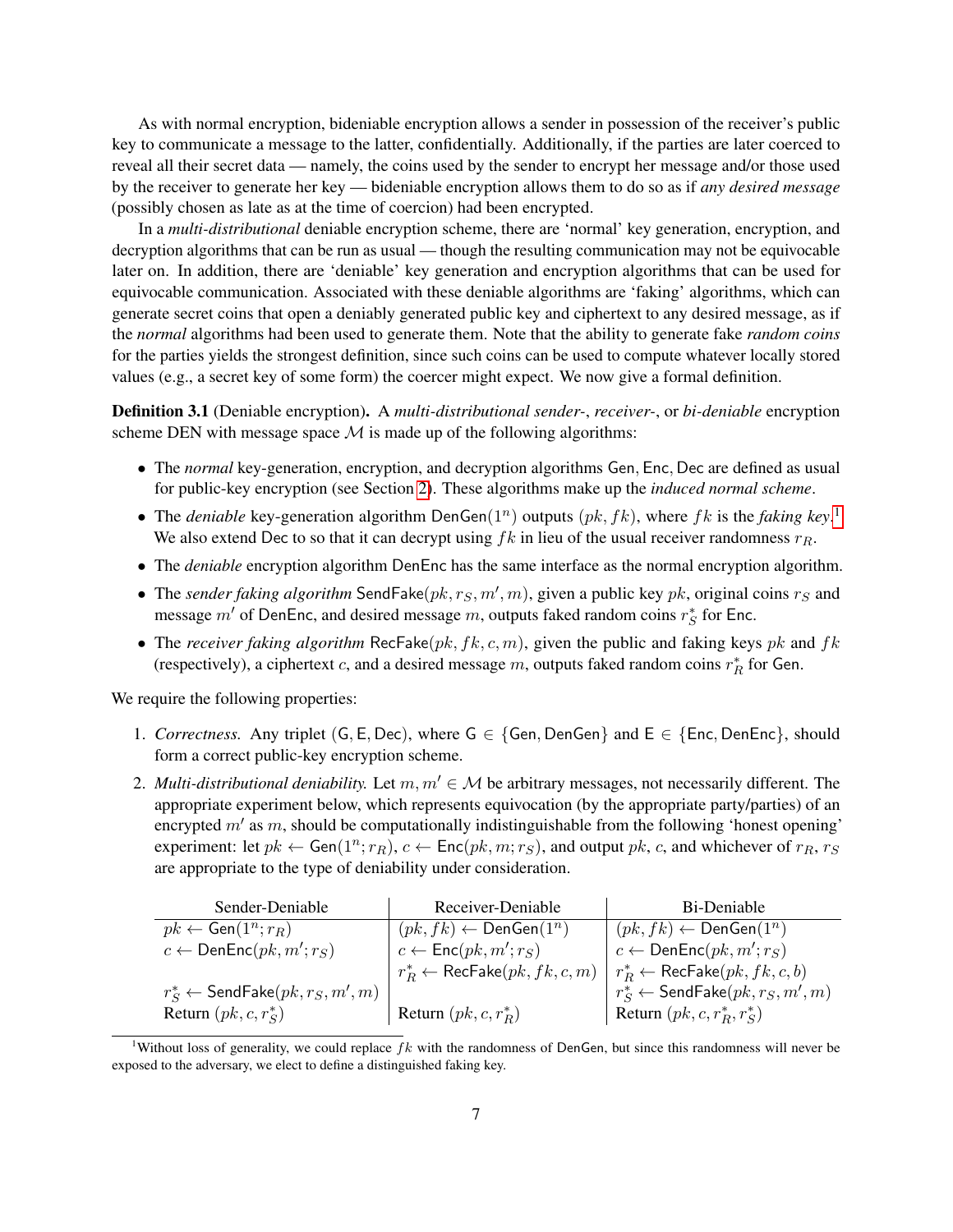As with normal encryption, bideniable encryption allows a sender in possession of the receiver's public key to communicate a message to the latter, confidentially. Additionally, if the parties are later coerced to reveal all their secret data — namely, the coins used by the sender to encrypt her message and/or those used by the receiver to generate her key — bideniable encryption allows them to do so as if *any desired message* (possibly chosen as late as at the time of coercion) had been encrypted.

In a *multi-distributional* deniable encryption scheme, there are 'normal' key generation, encryption, and decryption algorithms that can be run as usual — though the resulting communication may not be equivocable later on. In addition, there are 'deniable' key generation and encryption algorithms that can be used for equivocable communication. Associated with these deniable algorithms are 'faking' algorithms, which can generate secret coins that open a deniably generated public key and ciphertext to any desired message, as if the *normal* algorithms had been used to generate them. Note that the ability to generate fake *random coins* for the parties yields the strongest definition, since such coins can be used to compute whatever locally stored values (e.g., a secret key of some form) the coercer might expect. We now give a formal definition.

**Definition 3.1** (Deniable encryption)**.** A *multi-distributional sender-*, *receiver-*, or *bi-deniable* encryption scheme DEN with message space $\mathcal{M}$ is made up of the following algorithms:

- The *normal* key-generation, encryption, and decryption algorithms $\mathsf{Gen}, \mathsf{Enc}, \mathsf{Dec}$ are defined as usual for public-key encryption (see Section 2). These algorithms make up the *induced normal scheme*.
- The *deniable* key-generation algorithm $\mathsf{DenGen}(1^n)$ outputs $(pk, fk)$, where $fk$ is the *faking key*.[1] We also extend Dec to so that it can decrypt using $fk$ in lieu of the usual receiver randomness $r_R$.
- The *deniable* encryption algorithm DenEnc has the same interface as the normal encryption algorithm.
- The *sender faking algorithm* $\mathsf{SendFake}(pk, r_S, m', m)$, given a public key $pk$, original coins $r_S$ and message $m'$ of DenEnc, and desired message $m$, outputs faked random coins $r_S^*$ for Enc.
- The *receiver faking algorithm* $\mathsf{RecFake}(pk, fk, c, m)$, given the public and faking keys $pk$ and $fk$ (respectively), a ciphertext $c$, and a desired message $m$, outputs faked random coins $r_R^*$ for Gen.

We require the following properties:

1. *Correctness.* Any triplet $(\mathsf{G}, \mathsf{E}, \mathsf{Dec})$, where $\mathsf{G} \in \{\mathsf{Gen}, \mathsf{DenGen}\}$ and $\mathsf{E} \in \{\mathsf{Enc}, \mathsf{DenEnc}\}$, should form a correct public-key encryption scheme.
2. *Multi-distributional deniability.* Let $m, m' \in \mathcal{M}$ be arbitrary messages, not necessarily different. The appropriate experiment below, which represents equivocation (by the appropriate party/parties) of an encrypted $m'$ as $m$, should be computationally indistinguishable from the following 'honest opening' experiment: let $pk \leftarrow \mathsf{Gen}(1^n; r_R)$, $c \leftarrow \mathsf{Enc}(pk, m; r_S)$, and output $pk$, $c$, and whichever of $r_R, r_S$ are appropriate to the type of deniability under consideration.

| Sender-Deniable | Receiver-Deniable | Bi-Deniable |
|---|---|---|
| $pk \leftarrow \mathsf{Gen}(1^n; r_R)$ | $(pk, fk) \leftarrow \mathsf{DenGen}(1^n)$ | $(pk, fk) \leftarrow \mathsf{DenGen}(1^n)$ |
| $c \leftarrow \mathsf{DenEnc}(pk, m'; r_S)$ | $c \leftarrow \mathsf{Enc}(pk, m'; r_S)$ | $c \leftarrow \mathsf{DenEnc}(pk, m'; r_S)$ |
| | $r_R^* \leftarrow \mathsf{RecFake}(pk, fk, c, m)$ | $r_R^* \leftarrow \mathsf{RecFake}(pk, fk, c, b)$ |
| $r_S^* \leftarrow \mathsf{SendFake}(pk, r_S, m', m)$ | | $r_S^* \leftarrow \mathsf{SendFake}(pk, r_S, m', m)$ |
| Return $(pk, c, r_S^*)$ | Return $(pk, c, r_R^*)$ | Return $(pk, c, r_R^*, r_S^*)$ |

[1] Without loss of generality, we could replace $fk$ with the randomness of DenGen, but since this randomness will never be exposed to the adversary, we elect to define a distinguished faking key.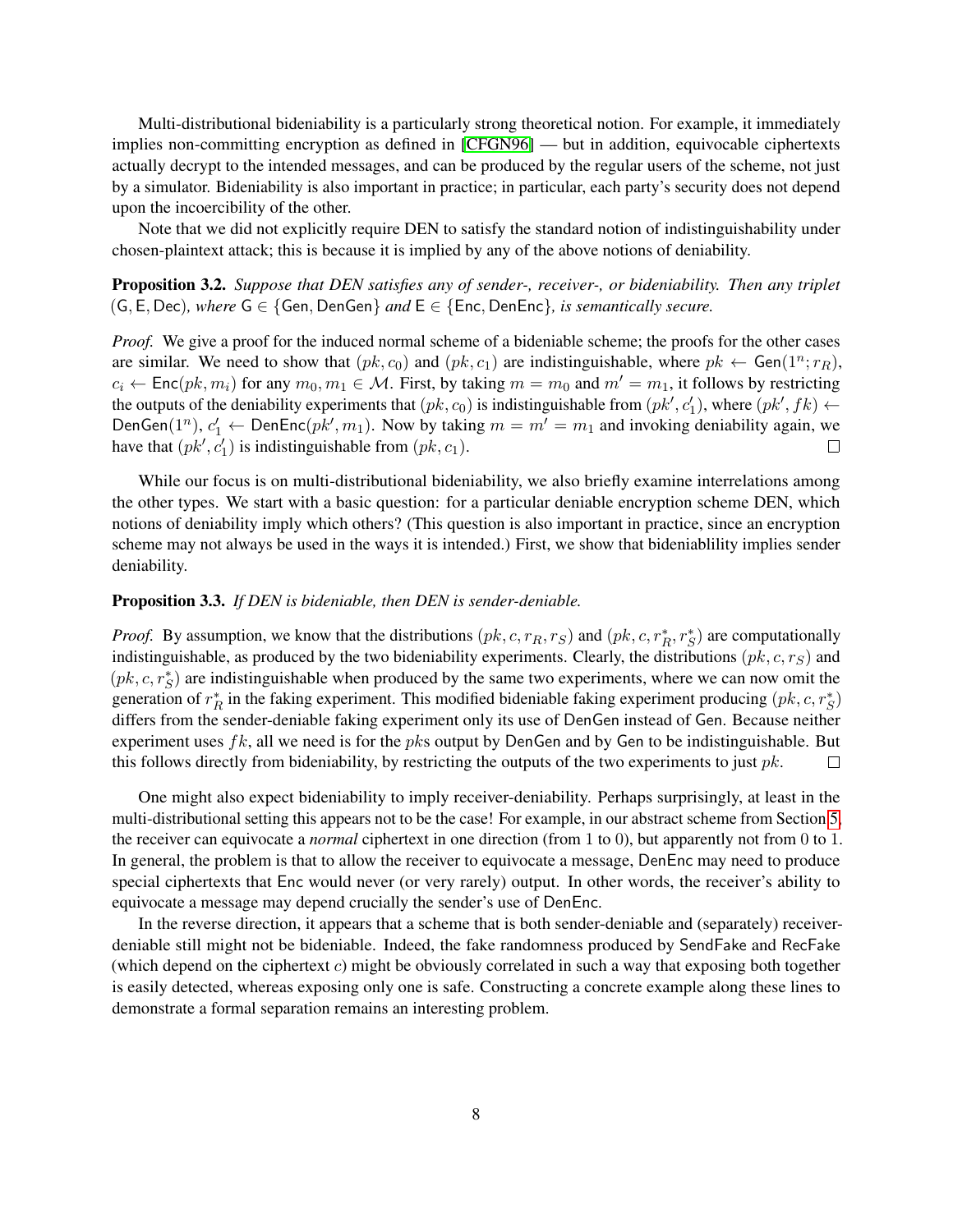Multi-distributional bideniability is a particularly strong theoretical notion. For example, it immediately implies non-committing encryption as defined in [CFGN96] — but in addition, equivocable ciphertexts actually decrypt to the intended messages, and can be produced by the regular users of the scheme, not just by a simulator. Bideniability is also important in practice; in particular, each party's security does not depend upon the incoercibility of the other.

Note that we did not explicitly require DEN to satisfy the standard notion of indistinguishability under chosen-plaintext attack; this is because it is implied by any of the above notions of deniability.

**Proposition 3.2.** *Suppose that DEN satisfies any of sender-, receiver-, or bideniability. Then any triplet* $(\mathsf{G}, \mathsf{E}, \mathsf{Dec})$*, where* $\mathsf{G} \in \{\mathsf{Gen}, \mathsf{DenGen}\}$ *and* $\mathsf{E} \in \{\mathsf{Enc}, \mathsf{DenEnc}\}$*, is semantically secure.*

*Proof.* We give a proof for the induced normal scheme of a bideniable scheme; the proofs for the other cases are similar. We need to show that $(pk, c_0)$ and $(pk, c_1)$ are indistinguishable, where $pk \leftarrow \mathsf{Gen}(1^n; r_R)$, $c_i \leftarrow \mathsf{Enc}(pk, m_i)$ for any $m_0, m_1 \in \mathcal{M}$. First, by taking $m = m_0$ and $m' = m_1$, it follows by restricting the outputs of the deniability experiments that $(pk, c_0)$ is indistinguishable from $(pk', c_1')$, where $(pk', fk) \leftarrow \mathsf{DenGen}(1^n)$, $c_1' \leftarrow \mathsf{DenEnc}(pk', m_1)$. Now by taking $m = m' = m_1$ and invoking deniability again, we have that $(pk', c_1')$ is indistinguishable from $(pk, c_1)$. □

While our focus is on multi-distributional bideniability, we also briefly examine interrelations among the other types. We start with a basic question: for a particular deniable encryption scheme DEN, which notions of deniability imply which others? (This question is also important in practice, since an encryption scheme may not always be used in the ways it is intended.) First, we show that bideniablility implies sender deniability.

**Proposition 3.3.** *If DEN is bideniable, then DEN is sender-deniable.*

*Proof.* By assumption, we know that the distributions $(pk, c, r_R, r_S)$ and $(pk, c, r_R^*, r_S^*)$ are computationally indistinguishable, as produced by the two bideniability experiments. Clearly, the distributions $(pk, c, r_S)$ and $(pk, c, r_S^*)$ are indistinguishable when produced by the same two experiments, where we can now omit the generation of $r_R^*$ in the faking experiment. This modified bideniable faking experiment producing $(pk, c, r_S^*)$ differs from the sender-deniable faking experiment only its use of $\mathsf{DenGen}$ instead of $\mathsf{Gen}$. Because neither experiment uses $fk$, all we need is for the $pk$s output by $\mathsf{DenGen}$ and by $\mathsf{Gen}$ to be indistinguishable. But this follows directly from bideniability, by restricting the outputs of the two experiments to just $pk$. □

One might also expect bideniability to imply receiver-deniability. Perhaps surprisingly, at least in the multi-distributional setting this appears not to be the case! For example, in our abstract scheme from Section 5, the receiver can equivocate a *normal* ciphertext in one direction (from 1 to 0), but apparently not from 0 to 1. In general, the problem is that to allow the receiver to equivocate a message, $\mathsf{DenEnc}$ may need to produce special ciphertexts that $\mathsf{Enc}$ would never (or very rarely) output. In other words, the receiver's ability to equivocate a message may depend crucially the sender's use of $\mathsf{DenEnc}$.

In the reverse direction, it appears that a scheme that is both sender-deniable and (separately) receiver-deniable still might not be bideniable. Indeed, the fake randomness produced by $\mathsf{SendFake}$ and $\mathsf{RecFake}$ (which depend on the ciphertext $c$) might be obviously correlated in such a way that exposing both together is easily detected, whereas exposing only one is safe. Constructing a concrete example along these lines to demonstrate a formal separation remains an interesting problem.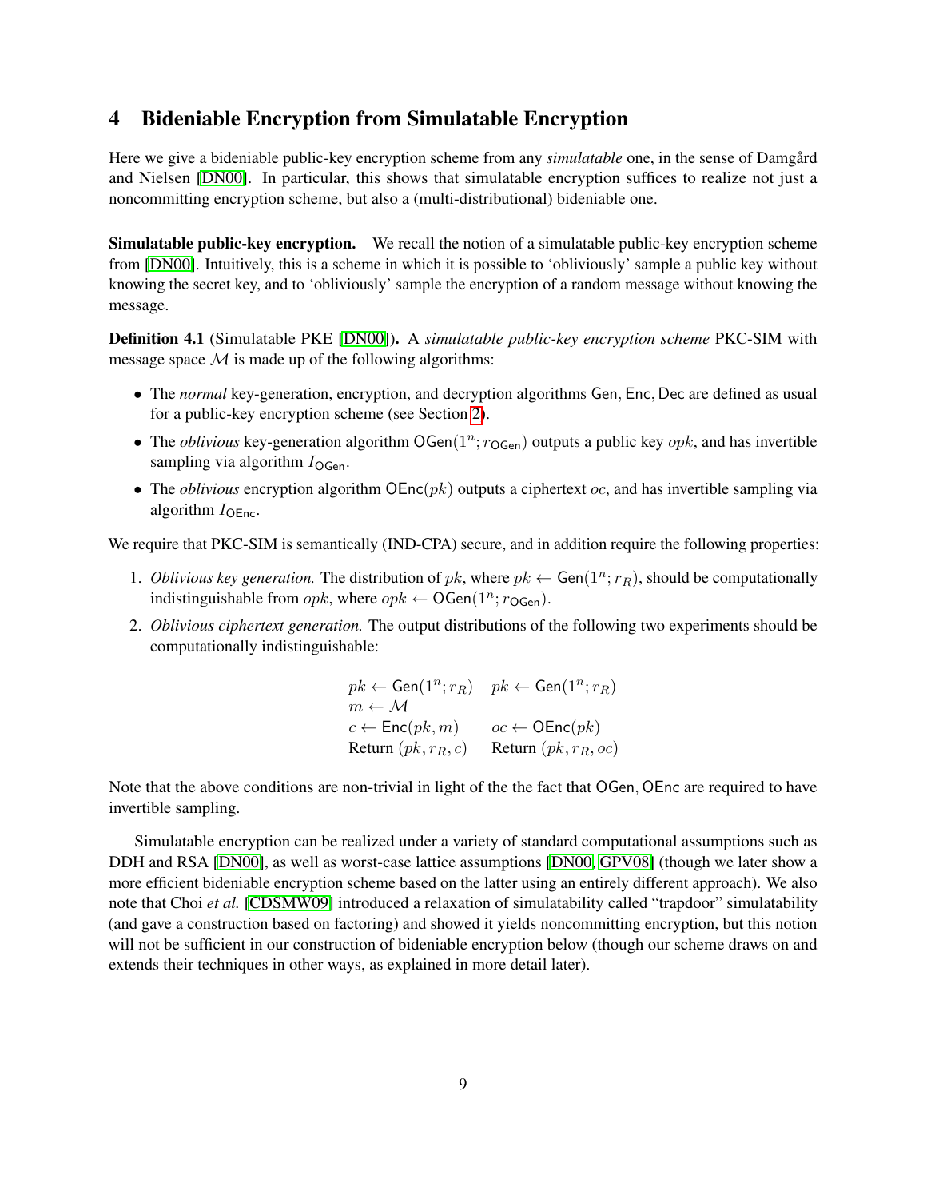# 4 Bideniable Encryption from Simulatable Encryption

Here we give a bideniable public-key encryption scheme from any *simulatable* one, in the sense of Damgård and Nielsen [DN00]. In particular, this shows that simulatable encryption suffices to realize not just a noncommitting encryption scheme, but also a (multi-distributional) bideniable one.

**Simulatable public-key encryption.** We recall the notion of a simulatable public-key encryption scheme from [DN00]. Intuitively, this is a scheme in which it is possible to 'obliviously' sample a public key without knowing the secret key, and to 'obliviously' sample the encryption of a random message without knowing the message.

**Definition 4.1** (Simulatable PKE [DN00]). A *simulatable public-key encryption scheme* PKC-SIM with message space $\mathcal{M}$ is made up of the following algorithms:

- The *normal* key-generation, encryption, and decryption algorithms $\mathsf{Gen}, \mathsf{Enc}, \mathsf{Dec}$ are defined as usual for a public-key encryption scheme (see Section 2).
- The *oblivious* key-generation algorithm $\mathsf{OGen}(1^n; r_{\mathsf{OGen}})$ outputs a public key $opk$, and has invertible sampling via algorithm $I_{\mathsf{OGen}}$.
- The *oblivious* encryption algorithm $\mathsf{OEnc}(pk)$ outputs a ciphertext $oc$, and has invertible sampling via algorithm $I_{\mathsf{OEnc}}$.

We require that PKC-SIM is semantically (IND-CPA) secure, and in addition require the following properties:

1. *Oblivious key generation.* The distribution of $pk$, where $pk \leftarrow \mathsf{Gen}(1^n; r_R)$, should be computationally indistinguishable from $opk$, where $opk \leftarrow \mathsf{OGen}(1^n; r_{\mathsf{OGen}})$.
2. *Oblivious ciphertext generation.* The output distributions of the following two experiments should be computationally indistinguishable:

$$
\begin{array}{l|l}
pk \leftarrow \mathsf{Gen}(1^n; r_R) & pk \leftarrow \mathsf{Gen}(1^n; r_R) \\
m \leftarrow \mathcal{M} & \\
c \leftarrow \mathsf{Enc}(pk, m) & oc \leftarrow \mathsf{OEnc}(pk) \\
\text{Return } (pk, r_R, c) & \text{Return } (pk, r_R, oc)
\end{array}
$$

Note that the above conditions are non-trivial in light of the the fact that $\mathsf{OGen}, \mathsf{OEnc}$ are required to have invertible sampling.

Simulatable encryption can be realized under a variety of standard computational assumptions such as DDH and RSA [DN00], as well as worst-case lattice assumptions [DN00, GPV08] (though we later show a more efficient bideniable encryption scheme based on the latter using an entirely different approach). We also note that Choi *et al.* [CDSMW09] introduced a relaxation of simulatability called "trapdoor" simulatability (and gave a construction based on factoring) and showed it yields noncommitting encryption, but this notion will not be sufficient in our construction of bideniable encryption below (though our scheme draws on and extends their techniques in other ways, as explained in more detail later).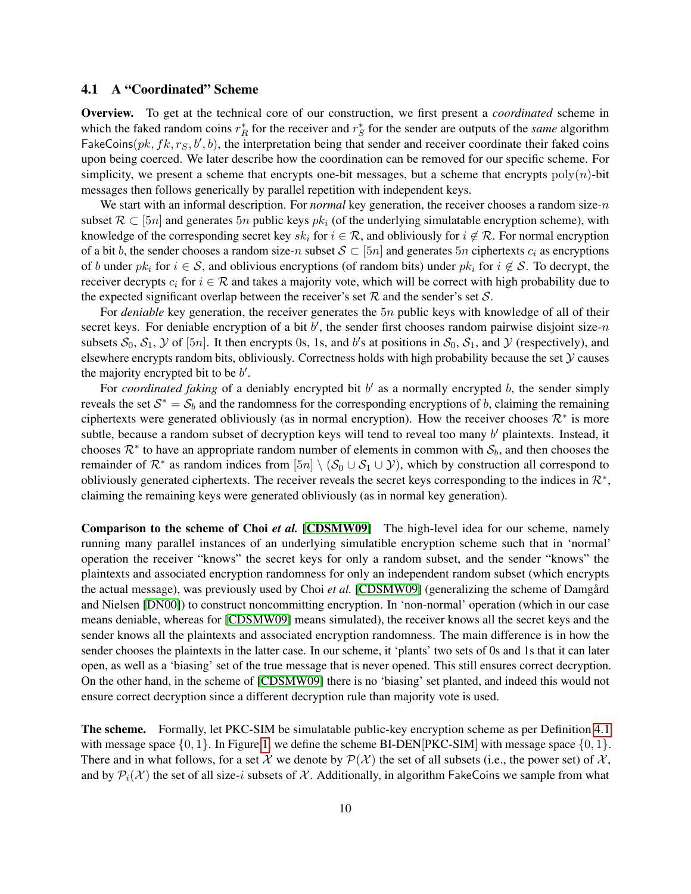### 4.1 A "Coordinated" Scheme

**Overview.** To get at the technical core of our construction, we first present a *coordinated* scheme in which the faked random coins $r_R^*$ for the receiver and $r_S^*$ for the sender are outputs of the *same* algorithm $\mathsf{FakeCoins}(pk, fk, r_S, b', b)$, the interpretation being that sender and receiver coordinate their faked coins upon being coerced. We later describe how the coordination can be removed for our specific scheme. For simplicity, we present a scheme that encrypts one-bit messages, but a scheme that encrypts $\mathrm{poly}(n)$-bit messages then follows generically by parallel repetition with independent keys.

We start with an informal description. For *normal* key generation, the receiver chooses a random size-$n$ subset $\mathcal{R} \subset [5n]$ and generates $5n$ public keys $pk_i$ (of the underlying simulatable encryption scheme), with knowledge of the corresponding secret key $sk_i$ for $i \in \mathcal{R}$, and obliviously for $i \notin \mathcal{R}$. For normal encryption of a bit $b$, the sender chooses a random size-$n$ subset $\mathcal{S} \subset [5n]$ and generates $5n$ ciphertexts $c_i$ as encryptions of $b$ under $pk_i$ for $i \in \mathcal{S}$, and oblivious encryptions (of random bits) under $pk_i$ for $i \notin \mathcal{S}$. To decrypt, the receiver decrypts $c_i$ for $i \in \mathcal{R}$ and takes a majority vote, which will be correct with high probability due to the expected significant overlap between the receiver's set $\mathcal{R}$ and the sender's set $\mathcal{S}$.

For *deniable* key generation, the receiver generates the $5n$ public keys with knowledge of all of their secret keys. For deniable encryption of a bit $b'$, the sender first chooses random pairwise disjoint size-$n$ subsets $\mathcal{S}_0$, $\mathcal{S}_1$, $\mathcal{Y}$ of $[5n]$. It then encrypts 0s, 1s, and $b'$s at positions in $\mathcal{S}_0$, $\mathcal{S}_1$, and $\mathcal{Y}$ (respectively), and elsewhere encrypts random bits, obliviously. Correctness holds with high probability because the set $\mathcal{Y}$ causes the majority encrypted bit to be $b'$.

For *coordinated faking* of a deniably encrypted bit $b'$ as a normally encrypted $b$, the sender simply reveals the set $\mathcal{S}^* = \mathcal{S}_b$ and the randomness for the corresponding encryptions of $b$, claiming the remaining ciphertexts were generated obliviously (as in normal encryption). How the receiver chooses $\mathcal{R}^*$ is more subtle, because a random subset of decryption keys will tend to reveal too many $b'$ plaintexts. Instead, it chooses $\mathcal{R}^*$ to have an appropriate random number of elements in common with $\mathcal{S}_b$, and then chooses the remainder of $\mathcal{R}^*$ as random indices from $[5n] \setminus (\mathcal{S}_0 \cup \mathcal{S}_1 \cup \mathcal{Y})$, which by construction all correspond to obliviously generated ciphertexts. The receiver reveals the secret keys corresponding to the indices in $\mathcal{R}^*$, claiming the remaining keys were generated obliviously (as in normal key generation).

**Comparison to the scheme of Choi *et al.* [CDSMW09]** The high-level idea for our scheme, namely running many parallel instances of an underlying simulatible encryption scheme such that in 'normal' operation the receiver "knows" the secret keys for only a random subset, and the sender "knows" the plaintexts and associated encryption randomness for only an independent random subset (which encrypts the actual message), was previously used by Choi *et al.* [CDSMW09] (generalizing the scheme of Damgård and Nielsen [DN00]) to construct noncommitting encryption. In 'non-normal' operation (which in our case means deniable, whereas for [CDSMW09] means simulated), the receiver knows all the secret keys and the sender knows all the plaintexts and associated encryption randomness. The main difference is in how the sender chooses the plaintexts in the latter case. In our scheme, it 'plants' two sets of 0s and 1s that it can later open, as well as a 'biasing' set of the true message that is never opened. This still ensures correct decryption. On the other hand, in the scheme of [CDSMW09] there is no 'biasing' set planted, and indeed this would not ensure correct decryption since a different decryption rule than majority vote is used.

**The scheme.** Formally, let PKC-SIM be simulatable public-key encryption scheme as per Definition 4.1 with message space $\{0, 1\}$. In Figure 1, we define the scheme BI-DEN[PKC-SIM] with message space $\{0, 1\}$. There and in what follows, for a set $\mathcal{X}$ we denote by $\mathcal{P}(\mathcal{X})$ the set of all subsets (i.e., the power set) of $\mathcal{X}$, and by $\mathcal{P}_i(\mathcal{X})$ the set of all size-$i$ subsets of $\mathcal{X}$. Additionally, in algorithm $\mathsf{FakeCoins}$ we sample from what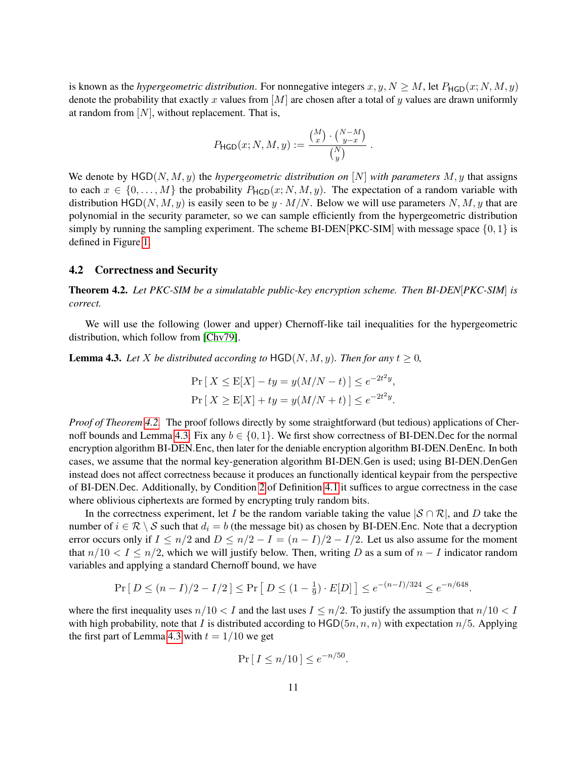is known as the *hypergeometric distribution*. For nonnegative integers $x, y, N \geq M$, let $P_{\mathsf{HGD}}(x; N, M, y)$ denote the probability that exactly $x$ values from $[M]$ are chosen after a total of $y$ values are drawn uniformly at random from $[N]$, without replacement. That is,

$$P_{\mathsf{HGD}}(x; N, M, y) := \frac{\binom{M}{x} \cdot \binom{N-M}{y-x}}{\binom{N}{y}} .$$

We denote by $\mathsf{HGD}(N, M, y)$ the *hypergeometric distribution on* $[N]$ *with parameters* $M, y$ that assigns to each $x \in \{0, \ldots, M\}$ the probability $P_{\mathsf{HGD}}(x; N, M, y)$. The expectation of a random variable with distribution $\mathsf{HGD}(N, M, y)$ is easily seen to be $y \cdot M/N$. Below we will use parameters $N, M, y$ that are polynomial in the security parameter, so we can sample efficiently from the hypergeometric distribution simply by running the sampling experiment. The scheme BI-DEN[PKC-SIM] with message space $\{0, 1\}$ is defined in Figure 1.

### 4.2 Correctness and Security

**Theorem 4.2.** *Let PKC-SIM be a simulatable public-key encryption scheme. Then BI-DEN[PKC-SIM] is correct.*

We will use the following (lower and upper) Chernoff-like tail inequalities for the hypergeometric distribution, which follow from [Chv79].

**Lemma 4.3.** *Let $X$ be distributed according to $\mathsf{HGD}(N, M, y)$. Then for any $t \geq 0$,*

$$\Pr[\, X \leq \mathrm{E}[X] - ty = y(M/N - t) \,] \leq e^{-2t^2 y},$$
$$\Pr[\, X \geq \mathrm{E}[X] + ty = y(M/N + t) \,] \leq e^{-2t^2 y}.$$

*Proof of Theorem 4.2.* The proof follows directly by some straightforward (but tedious) applications of Chernoff bounds and Lemma 4.3. Fix any $b \in \{0, 1\}$. We first show correctness of BI-DEN.Dec for the normal encryption algorithm BI-DEN.Enc, then later for the deniable encryption algorithm BI-DEN.DenEnc. In both cases, we assume that the normal key-generation algorithm BI-DEN.Gen is used; using BI-DEN.DenGen instead does not affect correctness because it produces an functionally identical keypair from the perspective of BI-DEN.Dec. Additionally, by Condition 2 of Definition 4.1 it suffices to argue correctness in the case where oblivious ciphertexts are formed by encrypting truly random bits.

In the correctness experiment, let $I$ be the random variable taking the value $|\mathcal{S} \cap \mathcal{R}|$, and $D$ take the number of $i \in \mathcal{R} \setminus \mathcal{S}$ such that $d_i = b$ (the message bit) as chosen by BI-DEN.Enc. Note that a decryption error occurs only if $I \leq n/2$ and $D \leq n/2 - I = (n - I)/2 - I/2$. Let us also assume for the moment that $n/10 < I \leq n/2$, which we will justify below. Then, writing $D$ as a sum of $n - I$ indicator random variables and applying a standard Chernoff bound, we have

$$\Pr[\, D \leq (n - I)/2 - I/2 \,] \leq \Pr\left[\, D \leq (1 - \tfrac{1}{9}) \cdot E[D] \,\right] \leq e^{-(n-I)/324} \leq e^{-n/648}.$$

where the first inequality uses $n/10 < I$ and the last uses $I \leq n/2$. To justify the assumption that $n/10 < I$ with high probability, note that $I$ is distributed according to $\mathsf{HGD}(5n, n, n)$ with expectation $n/5$. Applying the first part of Lemma 4.3 with $t = 1/10$ we get

$$\Pr[\, I \leq n/10 \,] \leq e^{-n/50}.$$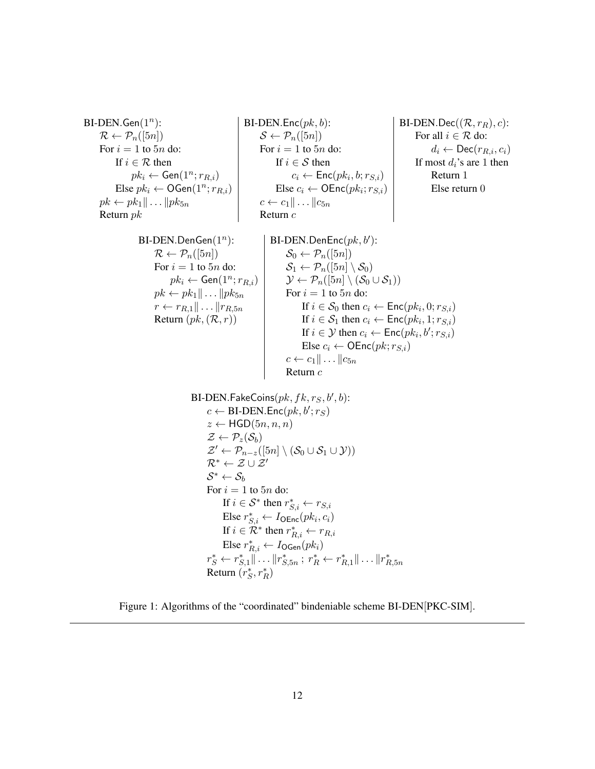```
BI-DEN.Gen(1^n):
    R ← P_n([5n])
    For i = 1 to 5n do:
        If i ∈ R then
            pk_i ← Gen(1^n; r_{R,i})
        Else pk_i ← OGen(1^n; r_{R,i})
    pk ← pk_1 || ... || pk_{5n}
    Return pk
```

```
BI-DEN.Enc(pk, b):
    S ← P_n([5n])
    For i = 1 to 5n do:
        If i ∈ S then
            c_i ← Enc(pk_i, b; r_{S,i})
        Else c_i ← OEnc(pk_i; r_{S,i})
    c ← c_1 || ... || c_{5n}
    Return c
```

```
BI-DEN.Dec((R, r_R), c):
    For all i ∈ R do:
        d_i ← Dec(r_{R,i}, c_i)
    If most d_i's are 1 then
        Return 1
    Else return 0
```

```
BI-DEN.DenGen(1^n):
    R ← P_n([5n])
    For i = 1 to 5n do:
        pk_i ← Gen(1^n; r_{R,i})
    pk ← pk_1 || ... || pk_{5n}
    r ← r_{R,1} || ... || r_{R,5n}
    Return (pk, (R, r))
```

```
BI-DEN.DenEnc(pk, b'):
    S_0 ← P_n([5n])
    S_1 ← P_n([5n] \ S_0)
    Y ← P_n([5n] \ (S_0 ∪ S_1))
    For i = 1 to 5n do:
        If i ∈ S_0 then c_i ← Enc(pk_i, 0; r_{S,i})
        If i ∈ S_1 then c_i ← Enc(pk_i, 1; r_{S,i})
        If i ∈ Y then c_i ← Enc(pk_i, b'; r_{S,i})
        Else c_i ← OEnc(pk; r_{S,i})
    c ← c_1 || ... || c_{5n}
    Return c
```

```
BI-DEN.FakeCoins(pk, fk, r_S, b', b):
    c ← BI-DEN.Enc(pk, b'; r_S)
    z ← HGD(5n, n, n)
    Z ← P_z(S_b)
    Z' ← P_{n-z}([5n] \ (S_0 ∪ S_1 ∪ Y))
    R* ← Z ∪ Z'
    S* ← S_b
    For i = 1 to 5n do:
        If i ∈ S* then r*_{S,i} ← r_{S,i}
        Else r*_{S,i} ← I_OEnc(pk_i, c_i)
        If i ∈ R* then r*_{R,i} ← r_{R,i}
        Else r*_{R,i} ← I_OGen(pk_i)
    r*_S ← r*_{S,1} || ... || r*_{S,5n} ; r*_R ← r*_{R,1} || ... || r*_{R,5n}
    Return (r*_S, r*_R)
```

Figure 1: Algorithms of the "coordinated" bindeniable scheme BI-DEN[PKC-SIM].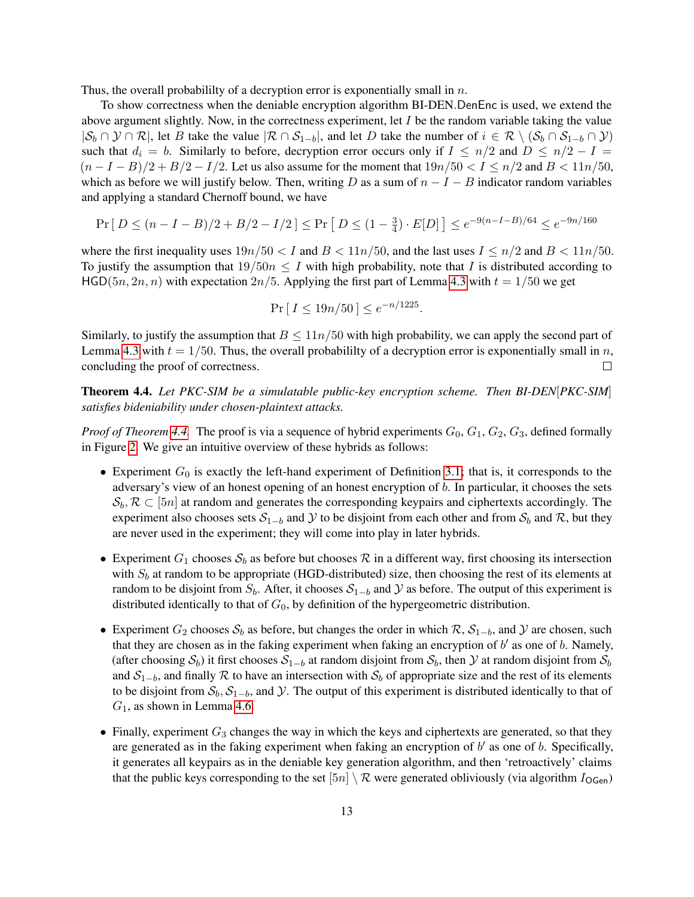Thus, the overall probabililty of a decryption error is exponentially small in $n$.

To show correctness when the deniable encryption algorithm BI-DEN.DenEnc is used, we extend the above argument slightly. Now, in the correctness experiment, let $I$ be the random variable taking the value $|\mathcal{S}_b \cap \mathcal{Y} \cap \mathcal{R}|$, let $B$ take the value $|\mathcal{R} \cap \mathcal{S}_{1-b}|$, and let $D$ take the number of $i \in \mathcal{R} \setminus (\mathcal{S}_b \cap \mathcal{S}_{1-b} \cap \mathcal{Y})$ such that $d_i = b$. Similarly to before, decryption error occurs only if $I \leq n/2$ and $D \leq n/2 - I = (n - I - B)/2 + B/2 - I/2$. Let us also assume for the moment that $19n/50 < I \leq n/2$ and $B < 11n/50$, which as before we will justify below. Then, writing $D$ as a sum of $n - I - B$ indicator random variables and applying a standard Chernoff bound, we have

$$\Pr[\, D \leq (n - I - B)/2 + B/2 - I/2 \,] \leq \Pr[\, D \leq (1 - \tfrac{3}{4}) \cdot E[D] \,] \leq e^{-9(n-I-B)/64} \leq e^{-9n/160}$$

where the first inequality uses $19n/50 < I$ and $B < 11n/50$, and the last uses $I \leq n/2$ and $B < 11n/50$. To justify the assumption that $19/50n \leq I$ with high probability, note that $I$ is distributed according to $\mathsf{HGD}(5n, 2n, n)$ with expectation $2n/5$. Applying the first part of Lemma 4.3 with $t = 1/50$ we get

$$\Pr[\, I \leq 19n/50 \,] \leq e^{-n/1225}.$$

Similarly, to justify the assumption that $B \leq 11n/50$ with high probability, we can apply the second part of Lemma 4.3 with $t = 1/50$. Thus, the overall probabililty of a decryption error is exponentially small in $n$, concluding the proof of correctness. □

**Theorem 4.4.** *Let PKC-SIM be a simulatable public-key encryption scheme. Then BI-DEN[PKC-SIM] satisfies bideniability under chosen-plaintext attacks.*

*Proof of Theorem 4.4.* The proof is via a sequence of hybrid experiments $G_0$, $G_1$, $G_2$, $G_3$, defined formally in Figure 2. We give an intuitive overview of these hybrids as follows:

- Experiment $G_0$ is exactly the left-hand experiment of Definition 3.1; that is, it corresponds to the adversary's view of an honest opening of an honest encryption of $b$. In particular, it chooses the sets $\mathcal{S}_b, \mathcal{R} \subset [5n]$ at random and generates the corresponding keypairs and ciphertexts accordingly. The experiment also chooses sets $\mathcal{S}_{1-b}$ and $\mathcal{Y}$ to be disjoint from each other and from $\mathcal{S}_b$ and $\mathcal{R}$, but they are never used in the experiment; they will come into play in later hybrids.
- Experiment $G_1$ chooses $\mathcal{S}_b$ as before but chooses $\mathcal{R}$ in a different way, first choosing its intersection with $S_b$ at random to be appropriate (HGD-distributed) size, then choosing the rest of its elements at random to be disjoint from $S_b$. After, it chooses $\mathcal{S}_{1-b}$ and $\mathcal{Y}$ as before. The output of this experiment is distributed identically to that of $G_0$, by definition of the hypergeometric distribution.
- Experiment $G_2$ chooses $\mathcal{S}_b$ as before, but changes the order in which $\mathcal{R}$, $\mathcal{S}_{1-b}$, and $\mathcal{Y}$ are chosen, such that they are chosen as in the faking experiment when faking an encryption of $b'$ as one of $b$. Namely, (after choosing $\mathcal{S}_b$) it first chooses $\mathcal{S}_{1-b}$ at random disjoint from $\mathcal{S}_b$, then $\mathcal{Y}$ at random disjoint from $\mathcal{S}_b$ and $\mathcal{S}_{1-b}$, and finally $\mathcal{R}$ to have an intersection with $\mathcal{S}_b$ of appropriate size and the rest of its elements to be disjoint from $\mathcal{S}_b, \mathcal{S}_{1-b}$, and $\mathcal{Y}$. The output of this experiment is distributed identically to that of $G_1$, as shown in Lemma 4.6.
- Finally, experiment $G_3$ changes the way in which the keys and ciphertexts are generated, so that they are generated as in the faking experiment when faking an encryption of $b'$ as one of $b$. Specifically, it generates all keypairs as in the deniable key generation algorithm, and then 'retroactively' claims that the public keys corresponding to the set $[5n] \setminus \mathcal{R}$ were generated obliviously (via algorithm $I_{\mathsf{OGen}}$)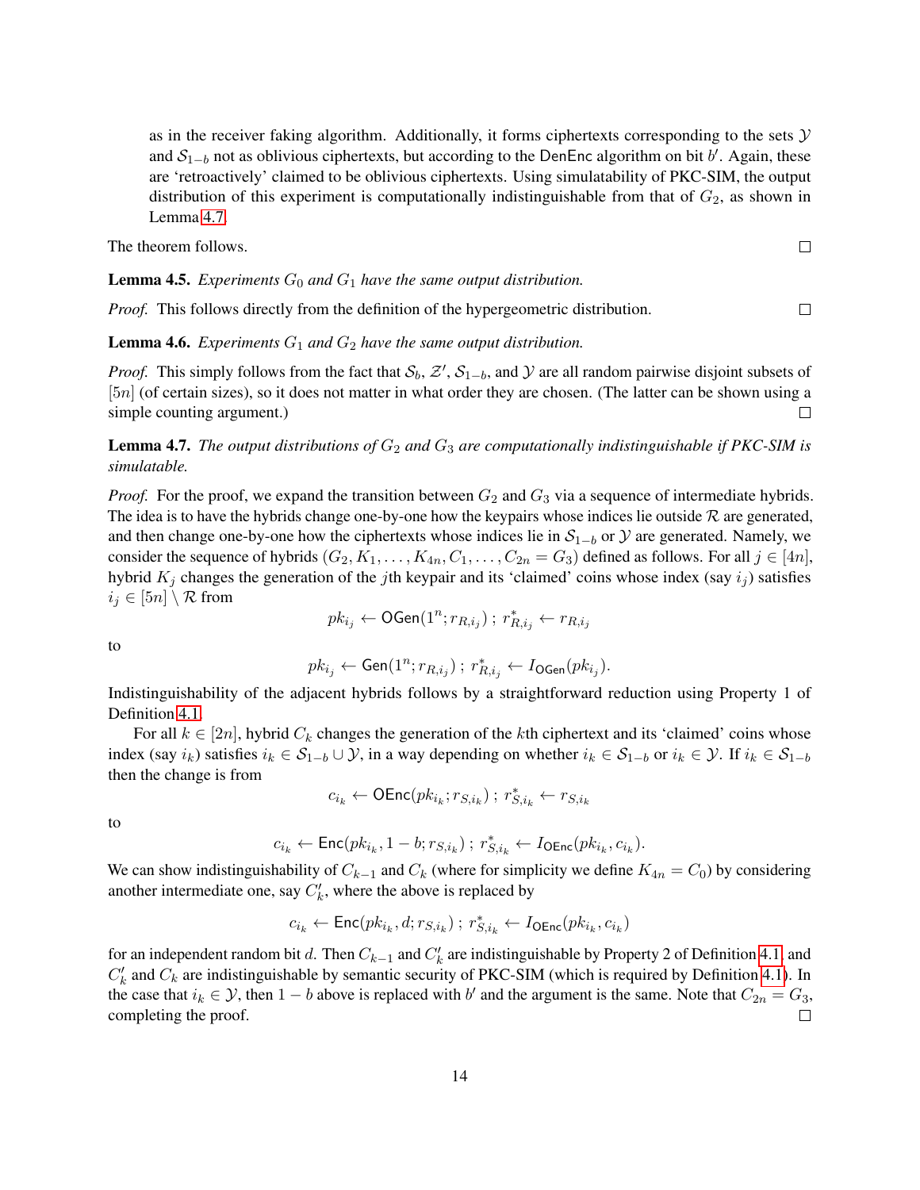as in the receiver faking algorithm. Additionally, it forms ciphertexts corresponding to the sets $\mathcal{Y}$ and $\mathcal{S}_{1-b}$ not as oblivious ciphertexts, but according to the DenEnc algorithm on bit $b'$. Again, these are 'retroactively' claimed to be oblivious ciphertexts. Using simulatability of PKC-SIM, the output distribution of this experiment is computationally indistinguishable from that of $G_2$, as shown in Lemma 4.7.

The theorem follows. □

**Lemma 4.5.** *Experiments $G_0$ and $G_1$ have the same output distribution.*

*Proof.* This follows directly from the definition of the hypergeometric distribution. □

**Lemma 4.6.** *Experiments $G_1$ and $G_2$ have the same output distribution.*

*Proof.* This simply follows from the fact that $\mathcal{S}_b$, $\mathcal{Z}'$, $\mathcal{S}_{1-b}$, and $\mathcal{Y}$ are all random pairwise disjoint subsets of $[5n]$ (of certain sizes), so it does not matter in what order they are chosen. (The latter can be shown using a simple counting argument.) □

**Lemma 4.7.** *The output distributions of $G_2$ and $G_3$ are computationally indistinguishable if PKC-SIM is simulatable.*

*Proof.* For the proof, we expand the transition between $G_2$ and $G_3$ via a sequence of intermediate hybrids. The idea is to have the hybrids change one-by-one how the keypairs whose indices lie outside $\mathcal{R}$ are generated, and then change one-by-one how the ciphertexts whose indices lie in $\mathcal{S}_{1-b}$ or $\mathcal{Y}$ are generated. Namely, we consider the sequence of hybrids $(G_2, K_1, \ldots, K_{4n}, C_1, \ldots, C_{2n} = G_3)$ defined as follows. For all $j \in [4n]$, hybrid $K_j$ changes the generation of the $j$th keypair and its 'claimed' coins whose index (say $i_j$) satisfies $i_j \in [5n] \setminus \mathcal{R}$ from

$$pk_{i_j} \leftarrow \mathsf{OGen}(1^n; r_{R,i_j}) \; ; \; r^*_{R,i_j} \leftarrow r_{R,i_j}$$

to

$$pk_{i_j} \leftarrow \mathsf{Gen}(1^n; r_{R,i_j}) \; ; \; r^*_{R,i_j} \leftarrow I_{\mathsf{OGen}}(pk_{i_j}).$$

Indistinguishability of the adjacent hybrids follows by a straightforward reduction using Property 1 of Definition 4.1.

For all $k \in [2n]$, hybrid $C_k$ changes the generation of the $k$th ciphertext and its 'claimed' coins whose index (say $i_k$) satisfies $i_k \in \mathcal{S}_{1-b} \cup \mathcal{Y}$, in a way depending on whether $i_k \in \mathcal{S}_{1-b}$ or $i_k \in \mathcal{Y}$. If $i_k \in \mathcal{S}_{1-b}$ then the change is from

$$c_{i_k} \leftarrow \mathsf{OEnc}(pk_{i_k}; r_{S,i_k}) \; ; \; r^*_{S,i_k} \leftarrow r_{S,i_k}$$

to

$$c_{i_k} \leftarrow \mathsf{Enc}(pk_{i_k}, 1-b; r_{S,i_k}) \; ; \; r^*_{S,i_k} \leftarrow I_{\mathsf{OEnc}}(pk_{i_k}, c_{i_k}).$$

We can show indistinguishability of $C_{k-1}$ and $C_k$ (where for simplicity we define $K_{4n} = C_0$) by considering another intermediate one, say $C'_k$, where the above is replaced by

$$c_{i_k} \leftarrow \mathsf{Enc}(pk_{i_k}, d; r_{S,i_k}) \; ; \; r^*_{S,i_k} \leftarrow I_{\mathsf{OEnc}}(pk_{i_k}, c_{i_k})$$

for an independent random bit $d$. Then $C_{k-1}$ and $C'_k$ are indistinguishable by Property 2 of Definition 4.1, and $C'_k$ and $C_k$ are indistinguishable by semantic security of PKC-SIM (which is required by Definition 4.1). In the case that $i_k \in \mathcal{Y}$, then $1-b$ above is replaced with $b'$ and the argument is the same. Note that $C_{2n} = G_3$, completing the proof. □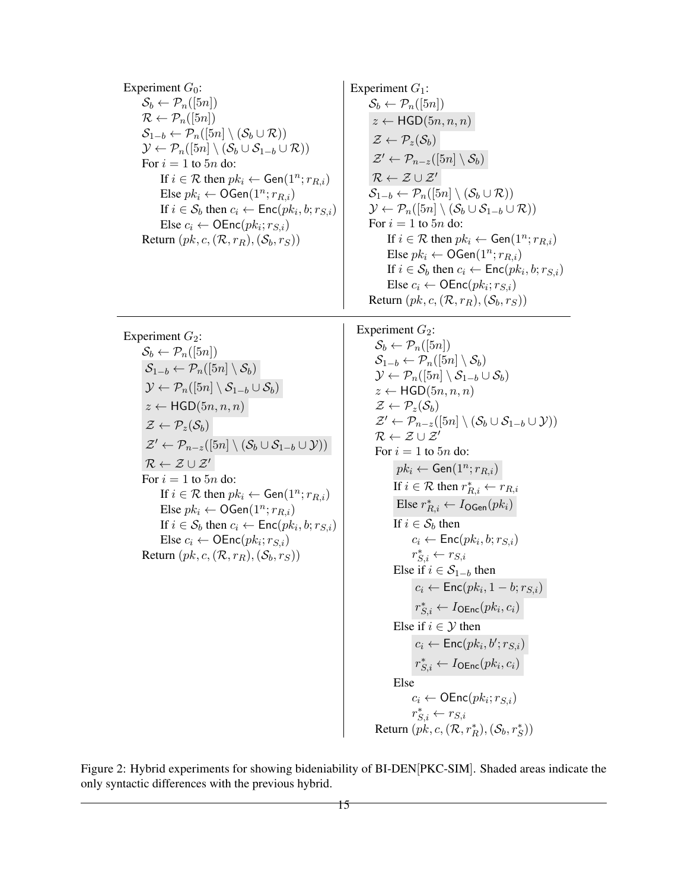Experiment $G_0$:

$\mathcal{S}_b \leftarrow \mathcal{P}_n([5n])$
$\mathcal{R} \leftarrow \mathcal{P}_n([5n])$
$\mathcal{S}_{1-b} \leftarrow \mathcal{P}_n([5n] \setminus (\mathcal{S}_b \cup \mathcal{R}))$
$\mathcal{Y} \leftarrow \mathcal{P}_n([5n] \setminus (\mathcal{S}_b \cup \mathcal{S}_{1-b} \cup \mathcal{R}))$
For $i = 1$ to $5n$ do:
  If $i \in \mathcal{R}$ then $pk_i \leftarrow \mathsf{Gen}(1^n; r_{R,i})$
  Else $pk_i \leftarrow \mathsf{OGen}(1^n; r_{R,i})$
  If $i \in \mathcal{S}_b$ then $c_i \leftarrow \mathsf{Enc}(pk_i, b; r_{S,i})$
  Else $c_i \leftarrow \mathsf{OEnc}(pk_i; r_{S,i})$
Return $(pk, c, (\mathcal{R}, r_R), (\mathcal{S}_b, r_S))$

Experiment $G_1$:

$\mathcal{S}_b \leftarrow \mathcal{P}_n([5n])$
$z \leftarrow \mathsf{HGD}(5n, n, n)$
$\mathcal{Z} \leftarrow \mathcal{P}_z(\mathcal{S}_b)$
$\mathcal{Z}' \leftarrow \mathcal{P}_{n-z}([5n] \setminus \mathcal{S}_b)$
$\mathcal{R} \leftarrow \mathcal{Z} \cup \mathcal{Z}'$
$\mathcal{S}_{1-b} \leftarrow \mathcal{P}_n([5n] \setminus (\mathcal{S}_b \cup \mathcal{R}))$
$\mathcal{Y} \leftarrow \mathcal{P}_n([5n] \setminus (\mathcal{S}_b \cup \mathcal{S}_{1-b} \cup \mathcal{R}))$
For $i = 1$ to $5n$ do:
  If $i \in \mathcal{R}$ then $pk_i \leftarrow \mathsf{Gen}(1^n; r_{R,i})$
  Else $pk_i \leftarrow \mathsf{OGen}(1^n; r_{R,i})$
  If $i \in \mathcal{S}_b$ then $c_i \leftarrow \mathsf{Enc}(pk_i, b; r_{S,i})$
  Else $c_i \leftarrow \mathsf{OEnc}(pk_i; r_{S,i})$
Return $(pk, c, (\mathcal{R}, r_R), (\mathcal{S}_b, r_S))$

Experiment $G_2$:

$\mathcal{S}_b \leftarrow \mathcal{P}_n([5n])$
$\mathcal{S}_{1-b} \leftarrow \mathcal{P}_n([5n] \setminus \mathcal{S}_b)$
$\mathcal{Y} \leftarrow \mathcal{P}_n([5n] \setminus \mathcal{S}_{1-b} \cup \mathcal{S}_b)$
$z \leftarrow \mathsf{HGD}(5n, n, n)$
$\mathcal{Z} \leftarrow \mathcal{P}_z(\mathcal{S}_b)$
$\mathcal{Z}' \leftarrow \mathcal{P}_{n-z}([5n] \setminus (\mathcal{S}_b \cup \mathcal{S}_{1-b} \cup \mathcal{Y}))$
$\mathcal{R} \leftarrow \mathcal{Z} \cup \mathcal{Z}'$
For $i = 1$ to $5n$ do:
  If $i \in \mathcal{R}$ then $pk_i \leftarrow \mathsf{Gen}(1^n; r_{R,i})$
  Else $pk_i \leftarrow \mathsf{OGen}(1^n; r_{R,i})$
  If $i \in \mathcal{S}_b$ then $c_i \leftarrow \mathsf{Enc}(pk_i, b; r_{S,i})$
  Else $c_i \leftarrow \mathsf{OEnc}(pk_i; r_{S,i})$
Return $(pk, c, (\mathcal{R}, r_R), (\mathcal{S}_b, r_S))$

Experiment $G_2$:

$\mathcal{S}_b \leftarrow \mathcal{P}_n([5n])$
$\mathcal{S}_{1-b} \leftarrow \mathcal{P}_n([5n] \setminus \mathcal{S}_b)$
$\mathcal{Y} \leftarrow \mathcal{P}_n([5n] \setminus \mathcal{S}_{1-b} \cup \mathcal{S}_b)$
$z \leftarrow \mathsf{HGD}(5n, n, n)$
$\mathcal{Z} \leftarrow \mathcal{P}_z(\mathcal{S}_b)$
$\mathcal{Z}' \leftarrow \mathcal{P}_{n-z}([5n] \setminus (\mathcal{S}_b \cup \mathcal{S}_{1-b} \cup \mathcal{Y}))$
$\mathcal{R} \leftarrow \mathcal{Z} \cup \mathcal{Z}'$
For $i = 1$ to $5n$ do:
  $pk_i \leftarrow \mathsf{Gen}(1^n; r_{R,i})$
  If $i \in \mathcal{R}$ then $r^*_{R,i} \leftarrow r_{R,i}$
  Else $r^*_{R,i} \leftarrow I_{\mathsf{OGen}}(pk_i)$
  If $i \in \mathcal{S}_b$ then
    $c_i \leftarrow \mathsf{Enc}(pk_i, b; r_{S,i})$
    $r^*_{S,i} \leftarrow r_{S,i}$
  Else if $i \in \mathcal{S}_{1-b}$ then
    $c_i \leftarrow \mathsf{Enc}(pk_i, 1-b; r_{S,i})$
    $r^*_{S,i} \leftarrow I_{\mathsf{OEnc}}(pk_i, c_i)$
  Else if $i \in \mathcal{Y}$ then
    $c_i \leftarrow \mathsf{Enc}(pk_i, b'; r_{S,i})$
    $r^*_{S,i} \leftarrow I_{\mathsf{OEnc}}(pk_i, c_i)$
  Else
    $c_i \leftarrow \mathsf{OEnc}(pk_i; r_{S,i})$
    $r^*_{S,i} \leftarrow r_{S,i}$
Return $(pk, c, (\mathcal{R}, r^*_R), (\mathcal{S}_b, r^*_S))$

Figure 2: Hybrid experiments for showing bideniability of BI-DEN[PKC-SIM]. Shaded areas indicate the only syntactic differences with the previous hybrid.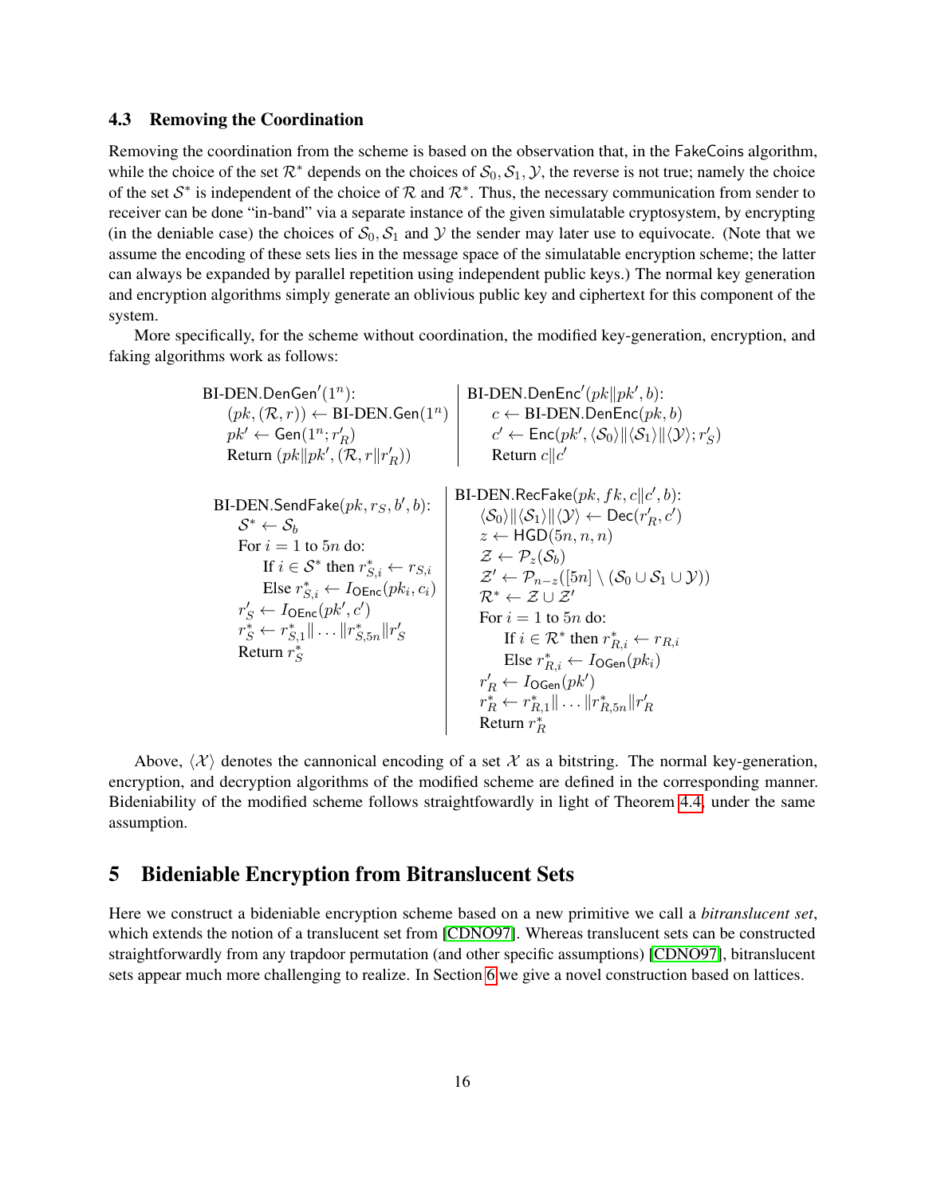### 4.3 Removing the Coordination

Removing the coordination from the scheme is based on the observation that, in the FakeCoins algorithm, while the choice of the set $\mathcal{R}^*$ depends on the choices of $\mathcal{S}_0, \mathcal{S}_1, \mathcal{Y}$, the reverse is not true; namely the choice of the set $\mathcal{S}^*$ is independent of the choice of $\mathcal{R}$ and $\mathcal{R}^*$. Thus, the necessary communication from sender to receiver can be done "in-band" via a separate instance of the given simulatable cryptosystem, by encrypting (in the deniable case) the choices of $\mathcal{S}_0, \mathcal{S}_1$ and $\mathcal{Y}$ the sender may later use to equivocate. (Note that we assume the encoding of these sets lies in the message space of the simulatable encryption scheme; the latter can always be expanded by parallel repetition using independent public keys.) The normal key generation and encryption algorithms simply generate an oblivious public key and ciphertext for this component of the system.

More specifically, for the scheme without coordination, the modified key-generation, encryption, and faking algorithms work as follows:

BI-DEN.$\mathsf{DenGen}'(1^n)$:
- $(pk, (\mathcal{R}, r)) \leftarrow$ BI-DEN.$\mathsf{Gen}(1^n)$
- $pk' \leftarrow \mathsf{Gen}(1^n; r'_R)$
- Return $(pk \| pk', (\mathcal{R}, r \| r'_R))$

BI-DEN.$\mathsf{DenEnc}'(pk \| pk', b)$:
- $c \leftarrow$ BI-DEN.$\mathsf{DenEnc}(pk, b)$
- $c' \leftarrow \mathsf{Enc}(pk', \langle \mathcal{S}_0 \rangle \| \langle \mathcal{S}_1 \rangle \| \langle \mathcal{Y} \rangle; r'_S)$
- Return $c \| c'$

BI-DEN.$\mathsf{SendFake}(pk, r_S, b', b)$:
- $\mathcal{S}^* \leftarrow \mathcal{S}_b$
- For $i = 1$ to $5n$ do:
  - If $i \in \mathcal{S}^*$ then $r^*_{S,i} \leftarrow r_{S,i}$
  - Else $r^*_{S,i} \leftarrow I_{\mathsf{OEnc}}(pk_i, c_i)$
- $r'_S \leftarrow I_{\mathsf{OEnc}}(pk', c')$
- $r^*_S \leftarrow r^*_{S,1} \| \dots \| r^*_{S,5n} \| r'_S$
- Return $r^*_S$

BI-DEN.$\mathsf{RecFake}(pk, fk, c \| c', b)$:
- $\langle \mathcal{S}_0 \rangle \| \langle \mathcal{S}_1 \rangle \| \langle \mathcal{Y} \rangle \leftarrow \mathsf{Dec}(r'_R, c')$
- $z \leftarrow \mathsf{HGD}(5n, n, n)$
- $\mathcal{Z} \leftarrow \mathcal{P}_z(\mathcal{S}_b)$
- $\mathcal{Z}' \leftarrow \mathcal{P}_{n-z}([5n] \setminus (\mathcal{S}_0 \cup \mathcal{S}_1 \cup \mathcal{Y}))$
- $\mathcal{R}^* \leftarrow \mathcal{Z} \cup \mathcal{Z}'$
- For $i = 1$ to $5n$ do:
  - If $i \in \mathcal{R}^*$ then $r^*_{R,i} \leftarrow r_{R,i}$
  - Else $r^*_{R,i} \leftarrow I_{\mathsf{OGen}}(pk_i)$
- $r'_R \leftarrow I_{\mathsf{OGen}}(pk')$
- $r^*_R \leftarrow r^*_{R,1} \| \dots \| r^*_{R,5n} \| r'_R$
- Return $r^*_R$

Above, $\langle \mathcal{X} \rangle$ denotes the cannonical encoding of a set $\mathcal{X}$ as a bitstring. The normal key-generation, encryption, and decryption algorithms of the modified scheme are defined in the corresponding manner. Bideniability of the modified scheme follows straightfowardly in light of Theorem 4.4, under the same assumption.

# 5 Bideniable Encryption from Bitranslucent Sets

Here we construct a bideniable encryption scheme based on a new primitive we call a *bitranslucent set*, which extends the notion of a translucent set from [CDNO97]. Whereas translucent sets can be constructed straightforwardly from any trapdoor permutation (and other specific assumptions) [CDNO97], bitranslucent sets appear much more challenging to realize. In Section 6 we give a novel construction based on lattices.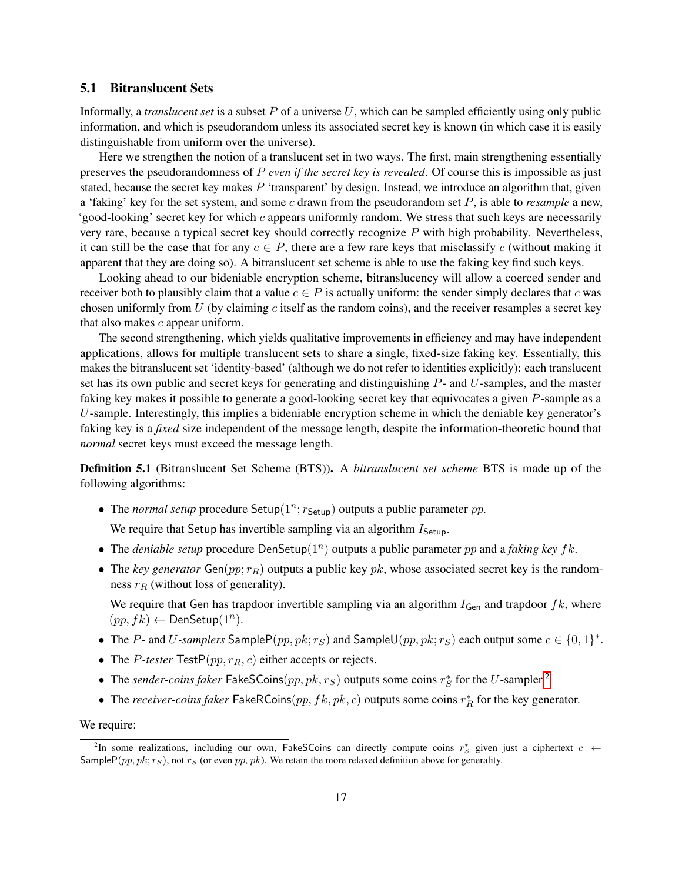### 5.1 Bitranslucent Sets

Informally, a *translucent set* is a subset $P$ of a universe $U$, which can be sampled efficiently using only public information, and which is pseudorandom unless its associated secret key is known (in which case it is easily distinguishable from uniform over the universe).

Here we strengthen the notion of a translucent set in two ways. The first, main strengthening essentially preserves the pseudorandomness of $P$ *even if the secret key is revealed*. Of course this is impossible as just stated, because the secret key makes $P$ 'transparent' by design. Instead, we introduce an algorithm that, given a 'faking' key for the set system, and some $c$ drawn from the pseudorandom set $P$, is able to *resample* a new, 'good-looking' secret key for which $c$ appears uniformly random. We stress that such keys are necessarily very rare, because a typical secret key should correctly recognize $P$ with high probability. Nevertheless, it can still be the case that for any $c \in P$, there are a few rare keys that misclassify $c$ (without making it apparent that they are doing so). A bitranslucent set scheme is able to use the faking key find such keys.

Looking ahead to our bideniable encryption scheme, bitranslucency will allow a coerced sender and receiver both to plausibly claim that a value $c \in P$ is actually uniform: the sender simply declares that $c$ was chosen uniformly from $U$ (by claiming $c$ itself as the random coins), and the receiver resamples a secret key that also makes $c$ appear uniform.

The second strengthening, which yields qualitative improvements in efficiency and may have independent applications, allows for multiple translucent sets to share a single, fixed-size faking key. Essentially, this makes the bitranslucent set 'identity-based' (although we do not refer to identities explicitly): each translucent set has its own public and secret keys for generating and distinguishing $P$- and $U$-samples, and the master faking key makes it possible to generate a good-looking secret key that equivocates a given $P$-sample as a $U$-sample. Interestingly, this implies a bideniable encryption scheme in which the deniable key generator's faking key is a *fixed* size independent of the message length, despite the information-theoretic bound that *normal* secret keys must exceed the message length.

**Definition 5.1** (Bitranslucent Set Scheme (BTS))**.** A *bitranslucent set scheme* BTS is made up of the following algorithms:

- The *normal setup* procedure $\mathsf{Setup}(1^n; r_{\mathsf{Setup}})$ outputs a public parameter $pp$.

  We require that Setup has invertible sampling via an algorithm $I_{\mathsf{Setup}}$.
- The *deniable setup* procedure $\mathsf{DenSetup}(1^n)$ outputs a public parameter $pp$ and a *faking key* $fk$.
- The *key generator* $\mathsf{Gen}(pp; r_R)$ outputs a public key $pk$, whose associated secret key is the randomness $r_R$ (without loss of generality).

  We require that Gen has trapdoor invertible sampling via an algorithm $I_{\mathsf{Gen}}$ and trapdoor $fk$, where $(pp, fk) \leftarrow \mathsf{DenSetup}(1^n)$.
- The $P$- and $U$*-samplers* $\mathsf{SampleP}(pp, pk; r_S)$ and $\mathsf{SampleU}(pp, pk; r_S)$ each output some $c \in \{0,1\}^*$.
- The $P$*-tester* $\mathsf{TestP}(pp, r_R, c)$ either accepts or rejects.
- The *sender-coins faker* $\mathsf{FakeSCoins}(pp, pk, r_S)$ outputs some coins $r_S^*$ for the $U$-sampler.[2]
- The *receiver-coins faker* $\mathsf{FakeRCoins}(pp, fk, pk, c)$ outputs some coins $r_R^*$ for the key generator.

We require:

[2] In some realizations, including our own, FakeSCoins can directly compute coins $r_S^*$ given just a ciphertext $c \leftarrow \mathsf{SampleP}(pp, pk; r_S)$, not $r_S$ (or even $pp, pk$). We retain the more relaxed definition above for generality.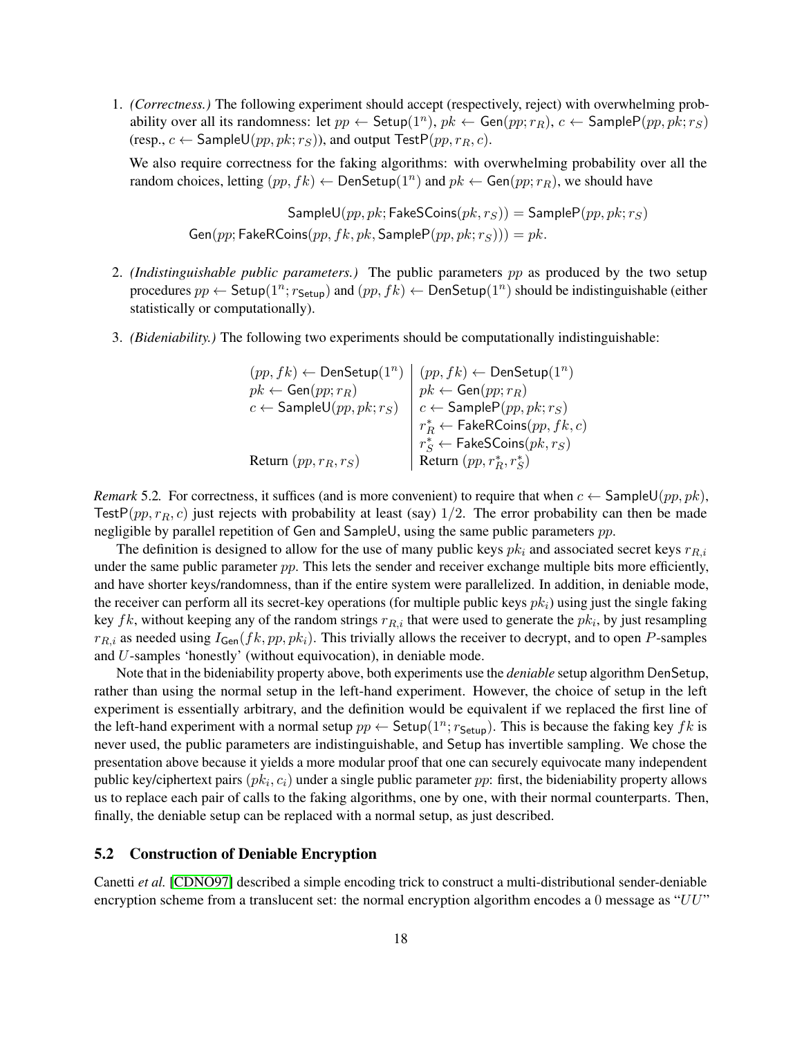1. *(Correctness.)* The following experiment should accept (respectively, reject) with overwhelming probability over all its randomness: let $pp \leftarrow \mathsf{Setup}(1^n)$, $pk \leftarrow \mathsf{Gen}(pp; r_R)$, $c \leftarrow \mathsf{SampleP}(pp, pk; r_S)$ (resp., $c \leftarrow \mathsf{SampleU}(pp, pk; r_S)$), and output $\mathsf{TestP}(pp, r_R, c)$.

   We also require correctness for the faking algorithms: with overwhelming probability over all the random choices, letting $(pp, fk) \leftarrow \mathsf{DenSetup}(1^n)$ and $pk \leftarrow \mathsf{Gen}(pp; r_R)$, we should have

$$\mathsf{SampleU}(pp, pk; \mathsf{FakeSCoins}(pk, r_S)) = \mathsf{SampleP}(pp, pk; r_S)$$
$$\mathsf{Gen}(pp; \mathsf{FakeRCoins}(pp, fk, pk, \mathsf{SampleP}(pp, pk; r_S))) = pk.$$

2. *(Indistinguishable public parameters.)* The public parameters $pp$ as produced by the two setup procedures $pp \leftarrow \mathsf{Setup}(1^n; r_{\mathsf{Setup}})$ and $(pp, fk) \leftarrow \mathsf{DenSetup}(1^n)$ should be indistinguishable (either statistically or computationally).

3. *(Bideniability.)* The following two experiments should be computationally indistinguishable:

| | |
|---|---|
| $(pp, fk) \leftarrow \mathsf{DenSetup}(1^n)$ | $(pp, fk) \leftarrow \mathsf{DenSetup}(1^n)$ |
| $pk \leftarrow \mathsf{Gen}(pp; r_R)$ | $pk \leftarrow \mathsf{Gen}(pp; r_R)$ |
| $c \leftarrow \mathsf{SampleU}(pp, pk; r_S)$ | $c \leftarrow \mathsf{SampleP}(pp, pk; r_S)$ |
| | $r_R^* \leftarrow \mathsf{FakeRCoins}(pp, fk, c)$ |
| | $r_S^* \leftarrow \mathsf{FakeSCoins}(pk, r_S)$ |
| Return $(pp, r_R, r_S)$ | Return $(pp, r_R^*, r_S^*)$ |

*Remark* 5.2. For correctness, it suffices (and is more convenient) to require that when $c \leftarrow \mathsf{SampleU}(pp, pk)$, $\mathsf{TestP}(pp, r_R, c)$ just rejects with probability at least (say) $1/2$. The error probability can then be made negligible by parallel repetition of $\mathsf{Gen}$ and $\mathsf{SampleU}$, using the same public parameters $pp$.

The definition is designed to allow for the use of many public keys $pk_i$ and associated secret keys $r_{R,i}$ under the same public parameter $pp$. This lets the sender and receiver exchange multiple bits more efficiently, and have shorter keys/randomness, than if the entire system were parallelized. In addition, in deniable mode, the receiver can perform all its secret-key operations (for multiple public keys $pk_i$) using just the single faking key $fk$, without keeping any of the random strings $r_{R,i}$ that were used to generate the $pk_i$, by just resampling $r_{R,i}$ as needed using $I_{\mathsf{Gen}}(fk, pp, pk_i)$. This trivially allows the receiver to decrypt, and to open $P$-samples and $U$-samples 'honestly' (without equivocation), in deniable mode.

Note that in the bideniability property above, both experiments use the *deniable* setup algorithm $\mathsf{DenSetup}$, rather than using the normal setup in the left-hand experiment. However, the choice of setup in the left experiment is essentially arbitrary, and the definition would be equivalent if we replaced the first line of the left-hand experiment with a normal setup $pp \leftarrow \mathsf{Setup}(1^n; r_{\mathsf{Setup}})$. This is because the faking key $fk$ is never used, the public parameters are indistinguishable, and $\mathsf{Setup}$ has invertible sampling. We chose the presentation above because it yields a more modular proof that one can securely equivocate many independent public key/ciphertext pairs $(pk_i, c_i)$ under a single public parameter $pp$: first, the bideniability property allows us to replace each pair of calls to the faking algorithms, one by one, with their normal counterparts. Then, finally, the deniable setup can be replaced with a normal setup, as just described.

## 5.2 Construction of Deniable Encryption

Canetti *et al.* [CDNO97] described a simple encoding trick to construct a multi-distributional sender-deniable encryption scheme from a translucent set: the normal encryption algorithm encodes a 0 message as "$UU$"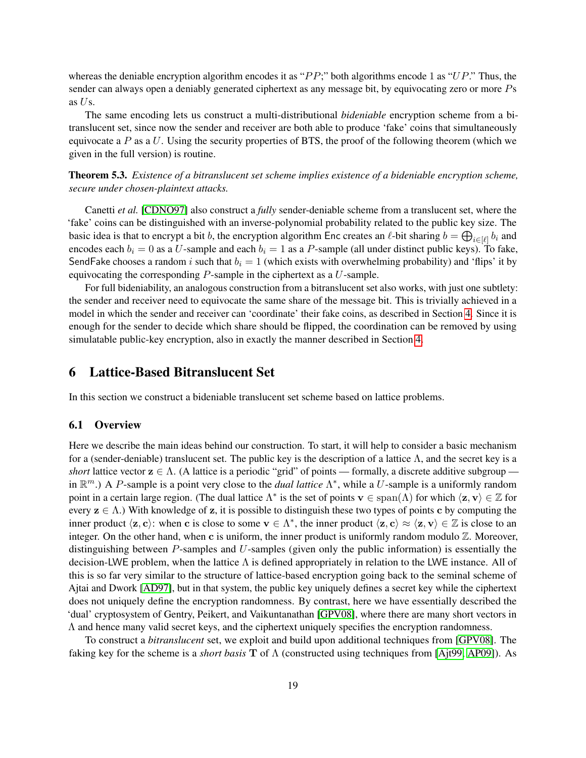whereas the deniable encryption algorithm encodes it as "$PP$;" both algorithms encode 1 as "$UP$." Thus, the sender can always open a deniably generated ciphertext as any message bit, by equivocating zero or more $P$s as $U$s.

The same encoding lets us construct a multi-distributional *bideniable* encryption scheme from a bi-translucent set, since now the sender and receiver are both able to produce 'fake' coins that simultaneously equivocate a $P$ as a $U$. Using the security properties of BTS, the proof of the following theorem (which we given in the full version) is routine.

**Theorem 5.3.** *Existence of a bitranslucent set scheme implies existence of a bideniable encryption scheme, secure under chosen-plaintext attacks.*

Canetti *et al.* [CDNO97] also construct a *fully* sender-deniable scheme from a translucent set, where the 'fake' coins can be distinguished with an inverse-polynomial probability related to the public key size. The basic idea is that to encrypt a bit $b$, the encryption algorithm $\mathsf{Enc}$ creates an $\ell$-bit sharing $b = \bigoplus_{i \in [\ell]} b_i$ and encodes each $b_i = 0$ as a $U$-sample and each $b_i = 1$ as a $P$-sample (all under distinct public keys). To fake, $\mathsf{SendFake}$ chooses a random $i$ such that $b_i = 1$ (which exists with overwhelming probability) and 'flips' it by equivocating the corresponding $P$-sample in the ciphertext as a $U$-sample.

For full bideniability, an analogous construction from a bitranslucent set also works, with just one subtlety: the sender and receiver need to equivocate the same share of the message bit. This is trivially achieved in a model in which the sender and receiver can 'coordinate' their fake coins, as described in Section 4. Since it is enough for the sender to decide which share should be flipped, the coordination can be removed by using simulatable public-key encryption, also in exactly the manner described in Section 4.

# 6 Lattice-Based Bitranslucent Set

In this section we construct a bideniable translucent set scheme based on lattice problems.

## 6.1 Overview

Here we describe the main ideas behind our construction. To start, it will help to consider a basic mechanism for a (sender-deniable) translucent set. The public key is the description of a lattice $\Lambda$, and the secret key is a *short* lattice vector $\mathbf{z} \in \Lambda$. (A lattice is a periodic "grid" of points — formally, a discrete additive subgroup — in $\mathbb{R}^m$.) A $P$-sample is a point very close to the *dual lattice* $\Lambda^*$, while a $U$-sample is a uniformly random point in a certain large region. (The dual lattice $\Lambda^*$ is the set of points $\mathbf{v} \in \operatorname{span}(\Lambda)$ for which $\langle \mathbf{z}, \mathbf{v} \rangle \in \mathbb{Z}$ for every $\mathbf{z} \in \Lambda$.) With knowledge of $\mathbf{z}$, it is possible to distinguish these two types of points $\mathbf{c}$ by computing the inner product $\langle \mathbf{z}, \mathbf{c} \rangle$: when $\mathbf{c}$ is close to some $\mathbf{v} \in \Lambda^*$, the inner product $\langle \mathbf{z}, \mathbf{c} \rangle \approx \langle \mathbf{z}, \mathbf{v} \rangle \in \mathbb{Z}$ is close to an integer. On the other hand, when $\mathbf{c}$ is uniform, the inner product is uniformly random modulo $\mathbb{Z}$. Moreover, distinguishing between $P$-samples and $U$-samples (given only the public information) is essentially the decision-$\mathsf{LWE}$ problem, when the lattice $\Lambda$ is defined appropriately in relation to the $\mathsf{LWE}$ instance. All of this is so far very similar to the structure of lattice-based encryption going back to the seminal scheme of Ajtai and Dwork [AD97], but in that system, the public key uniquely defines a secret key while the ciphertext does not uniquely define the encryption randomness. By contrast, here we have essentially described the 'dual' cryptosystem of Gentry, Peikert, and Vaikuntanathan [GPV08], where there are many short vectors in $\Lambda$ and hence many valid secret keys, and the ciphertext uniquely specifies the encryption randomness.

To construct a *bitranslucent* set, we exploit and build upon additional techniques from [GPV08]. The faking key for the scheme is a *short basis* $\mathbf{T}$ of $\Lambda$ (constructed using techniques from [Ajt99, AP09]). As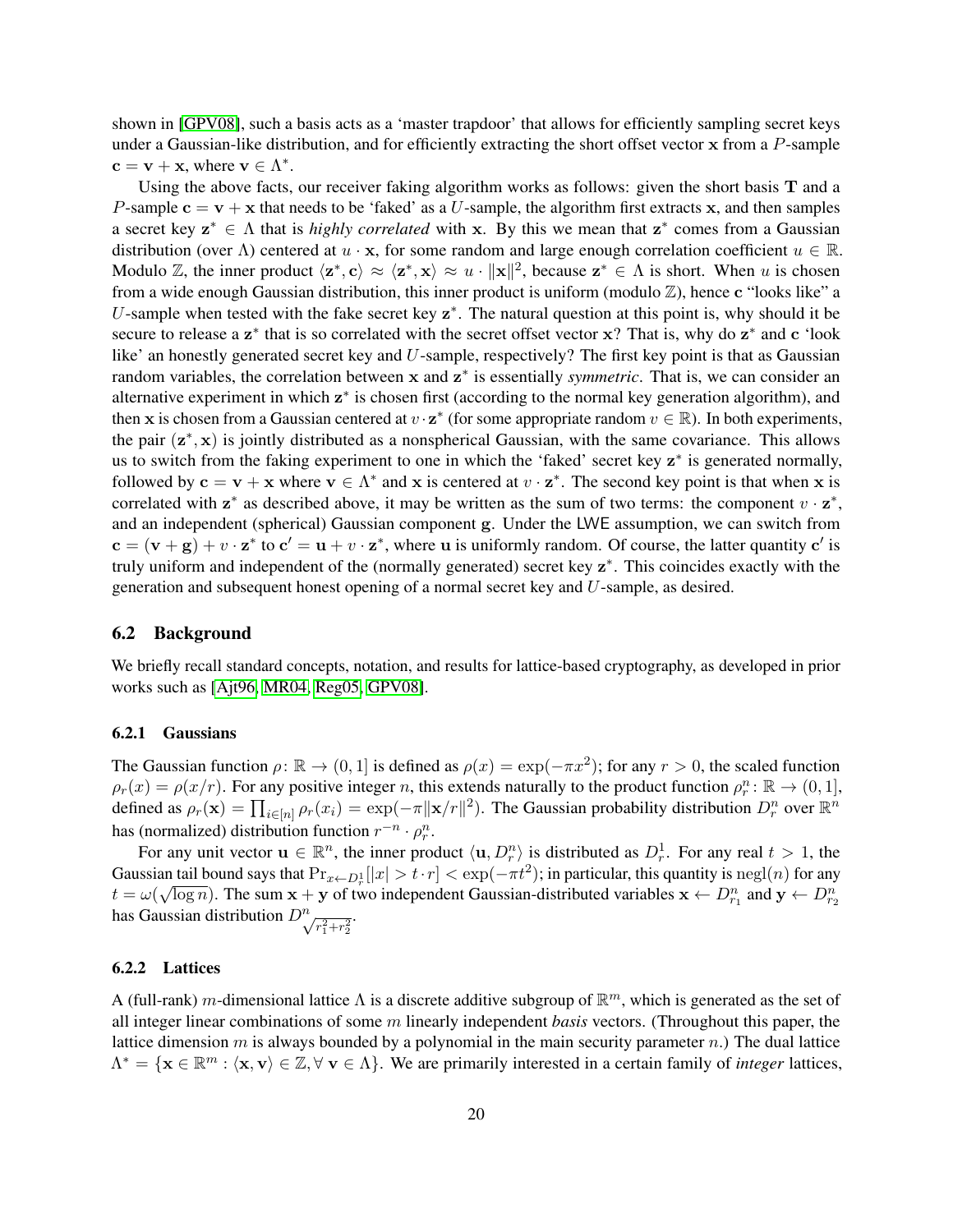shown in [GPV08], such a basis acts as a 'master trapdoor' that allows for efficiently sampling secret keys under a Gaussian-like distribution, and for efficiently extracting the short offset vector $\mathbf{x}$ from a $P$-sample $\mathbf{c} = \mathbf{v} + \mathbf{x}$, where $\mathbf{v} \in \Lambda^*$.

Using the above facts, our receiver faking algorithm works as follows: given the short basis $\mathbf{T}$ and a $P$-sample $\mathbf{c} = \mathbf{v} + \mathbf{x}$ that needs to be 'faked' as a $U$-sample, the algorithm first extracts $\mathbf{x}$, and then samples a secret key $\mathbf{z}^* \in \Lambda$ that is *highly correlated* with $\mathbf{x}$. By this we mean that $\mathbf{z}^*$ comes from a Gaussian distribution (over $\Lambda$) centered at $u \cdot \mathbf{x}$, for some random and large enough correlation coefficient $u \in \mathbb{R}$. Modulo $\mathbb{Z}$, the inner product $\langle \mathbf{z}^*, \mathbf{c} \rangle \approx \langle \mathbf{z}^*, \mathbf{x} \rangle \approx u \cdot \|\mathbf{x}\|^2$, because $\mathbf{z}^* \in \Lambda$ is short. When $u$ is chosen from a wide enough Gaussian distribution, this inner product is uniform (modulo $\mathbb{Z}$), hence $\mathbf{c}$ "looks like" a $U$-sample when tested with the fake secret key $\mathbf{z}^*$. The natural question at this point is, why should it be secure to release a $\mathbf{z}^*$ that is so correlated with the secret offset vector $\mathbf{x}$? That is, why do $\mathbf{z}^*$ and $\mathbf{c}$ 'look like' an honestly generated secret key and $U$-sample, respectively? The first key point is that as Gaussian random variables, the correlation between $\mathbf{x}$ and $\mathbf{z}^*$ is essentially *symmetric*. That is, we can consider an alternative experiment in which $\mathbf{z}^*$ is chosen first (according to the normal key generation algorithm), and then $\mathbf{x}$ is chosen from a Gaussian centered at $v \cdot \mathbf{z}^*$ (for some appropriate random $v \in \mathbb{R}$). In both experiments, the pair $(\mathbf{z}^*, \mathbf{x})$ is jointly distributed as a nonspherical Gaussian, with the same covariance. This allows us to switch from the faking experiment to one in which the 'faked' secret key $\mathbf{z}^*$ is generated normally, followed by $\mathbf{c} = \mathbf{v} + \mathbf{x}$ where $\mathbf{v} \in \Lambda^*$ and $\mathbf{x}$ is centered at $v \cdot \mathbf{z}^*$. The second key point is that when $\mathbf{x}$ is correlated with $\mathbf{z}^*$ as described above, it may be written as the sum of two terms: the component $v \cdot \mathbf{z}^*$, and an independent (spherical) Gaussian component $\mathbf{g}$. Under the LWE assumption, we can switch from $\mathbf{c} = (\mathbf{v} + \mathbf{g}) + v \cdot \mathbf{z}^*$ to $\mathbf{c}' = \mathbf{u} + v \cdot \mathbf{z}^*$, where $\mathbf{u}$ is uniformly random. Of course, the latter quantity $\mathbf{c}'$ is truly uniform and independent of the (normally generated) secret key $\mathbf{z}^*$. This coincides exactly with the generation and subsequent honest opening of a normal secret key and $U$-sample, as desired.

## 6.2 Background

We briefly recall standard concepts, notation, and results for lattice-based cryptography, as developed in prior works such as [Ajt96, MR04, Reg05, GPV08].

### 6.2.1 Gaussians

The Gaussian function $\rho \colon \mathbb{R} \to (0, 1]$ is defined as $\rho(x) = \exp(-\pi x^2)$; for any $r > 0$, the scaled function $\rho_r(x) = \rho(x/r)$. For any positive integer $n$, this extends naturally to the product function $\rho_r^n \colon \mathbb{R} \to (0, 1]$, defined as $\rho_r(\mathbf{x}) = \prod_{i \in [n]} \rho_r(x_i) = \exp(-\pi \|\mathbf{x}/r\|^2)$. The Gaussian probability distribution $D_r^n$ over $\mathbb{R}^n$ has (normalized) distribution function $r^{-n} \cdot \rho_r^n$.

For any unit vector $\mathbf{u} \in \mathbb{R}^n$, the inner product $\langle \mathbf{u}, D_r^n \rangle$ is distributed as $D_r^1$. For any real $t > 1$, the Gaussian tail bound says that $\Pr_{x \leftarrow D_r^1}[|x| > t \cdot r] < \exp(-\pi t^2)$; in particular, this quantity is $\text{negl}(n)$ for any $t = \omega(\sqrt{\log n})$. The sum $\mathbf{x} + \mathbf{y}$ of two independent Gaussian-distributed variables $\mathbf{x} \leftarrow D_{r_1}^n$ and $\mathbf{y} \leftarrow D_{r_2}^n$ has Gaussian distribution $D_{\sqrt{r_1^2 + r_2^2}}^n$.

### 6.2.2 Lattices

A (full-rank) $m$-dimensional lattice $\Lambda$ is a discrete additive subgroup of $\mathbb{R}^m$, which is generated as the set of all integer linear combinations of some $m$ linearly independent *basis* vectors. (Throughout this paper, the lattice dimension $m$ is always bounded by a polynomial in the main security parameter $n$.) The dual lattice $\Lambda^* = \{\mathbf{x} \in \mathbb{R}^m : \langle \mathbf{x}, \mathbf{v} \rangle \in \mathbb{Z}, \forall\, \mathbf{v} \in \Lambda\}$. We are primarily interested in a certain family of *integer* lattices,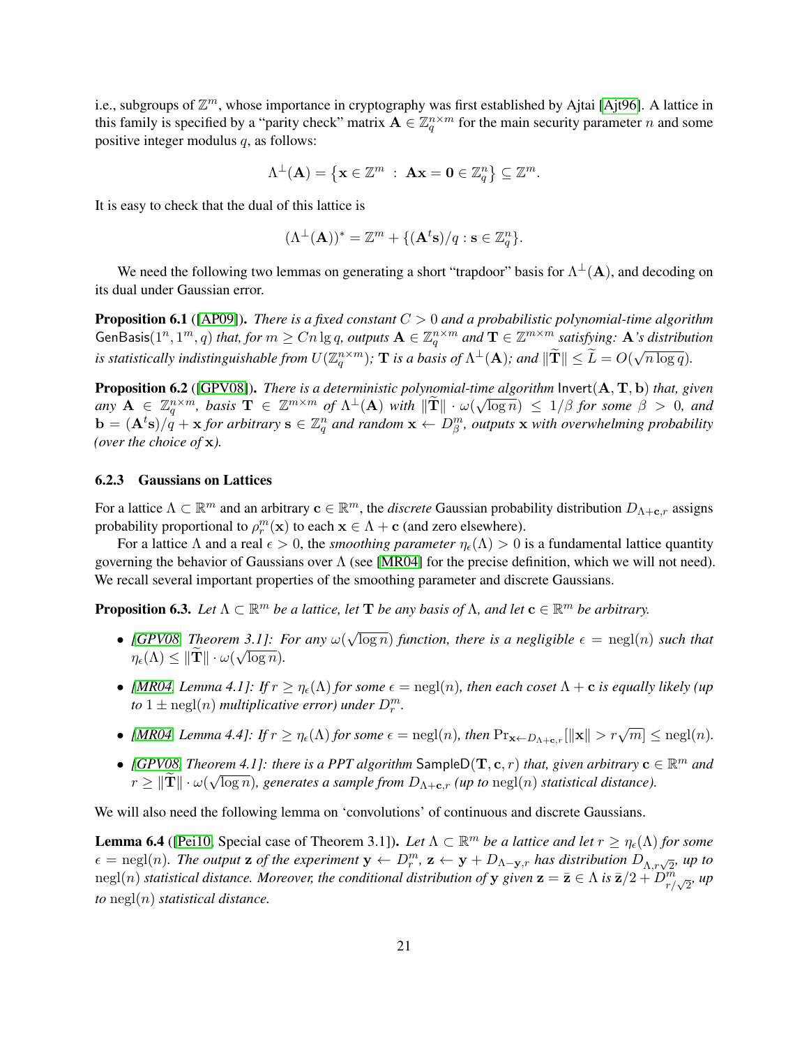i.e., subgroups of $\mathbb{Z}^m$, whose importance in cryptography was first established by Ajtai [Ajt96]. A lattice in this family is specified by a "parity check" matrix $\mathbf{A} \in \mathbb{Z}_q^{n \times m}$ for the main security parameter $n$ and some positive integer modulus $q$, as follows:

$$\Lambda^\perp(\mathbf{A}) = \left\{ \mathbf{x} \in \mathbb{Z}^m \ : \ \mathbf{A}\mathbf{x} = \mathbf{0} \in \mathbb{Z}_q^n \right\} \subseteq \mathbb{Z}^m.$$

It is easy to check that the dual of this lattice is

$$(\Lambda^\perp(\mathbf{A}))^* = \mathbb{Z}^m + \{(\mathbf{A}^t \mathbf{s})/q : \mathbf{s} \in \mathbb{Z}_q^n\}.$$

We need the following two lemmas on generating a short "trapdoor" basis for $\Lambda^\perp(\mathbf{A})$, and decoding on its dual under Gaussian error.

**Proposition 6.1** ([AP09]). *There is a fixed constant $C > 0$ and a probabilistic polynomial-time algorithm $\mathsf{GenBasis}(1^n, 1^m, q)$ that, for $m \geq Cn \lg q$, outputs $\mathbf{A} \in \mathbb{Z}_q^{n \times m}$ and $\mathbf{T} \in \mathbb{Z}^{m \times m}$ satisfying: $\mathbf{A}$'s distribution is statistically indistinguishable from $U(\mathbb{Z}_q^{n \times m})$; $\mathbf{T}$ is a basis of $\Lambda^\perp(\mathbf{A})$; and $\|\widetilde{\mathbf{T}}\| \leq \widetilde{L} = O(\sqrt{n \log q})$.*

**Proposition 6.2** ([GPV08]). *There is a deterministic polynomial-time algorithm $\mathsf{Invert}(\mathbf{A}, \mathbf{T}, \mathbf{b})$ that, given any $\mathbf{A} \in \mathbb{Z}_q^{n \times m}$, basis $\mathbf{T} \in \mathbb{Z}^{m \times m}$ of $\Lambda^\perp(\mathbf{A})$ with $\|\widetilde{\mathbf{T}}\| \cdot \omega(\sqrt{\log n}) \leq 1/\beta$ for some $\beta > 0$, and $\mathbf{b} = (\mathbf{A}^t \mathbf{s})/q + \mathbf{x}$ for arbitrary $\mathbf{s} \in \mathbb{Z}_q^n$ and random $\mathbf{x} \leftarrow D_\beta^m$, outputs $\mathbf{x}$ with overwhelming probability (over the choice of $\mathbf{x}$).*

### 6.2.3 Gaussians on Lattices

For a lattice $\Lambda \subset \mathbb{R}^m$ and an arbitrary $\mathbf{c} \in \mathbb{R}^m$, the *discrete* Gaussian probability distribution $D_{\Lambda + \mathbf{c}, r}$ assigns probability proportional to $\rho_r^m(\mathbf{x})$ to each $\mathbf{x} \in \Lambda + \mathbf{c}$ (and zero elsewhere).

For a lattice $\Lambda$ and a real $\epsilon > 0$, the *smoothing parameter* $\eta_\epsilon(\Lambda) > 0$ is a fundamental lattice quantity governing the behavior of Gaussians over $\Lambda$ (see [MR04] for the precise definition, which we will not need). We recall several important properties of the smoothing parameter and discrete Gaussians.

**Proposition 6.3.** *Let $\Lambda \subset \mathbb{R}^m$ be a lattice, let $\mathbf{T}$ be any basis of $\Lambda$, and let $\mathbf{c} \in \mathbb{R}^m$ be arbitrary.*

- *[GPV08, Theorem 3.1]: For any $\omega(\sqrt{\log n})$ function, there is a negligible $\epsilon = \mathrm{negl}(n)$ such that $\eta_\epsilon(\Lambda) \leq \|\widetilde{\mathbf{T}}\| \cdot \omega(\sqrt{\log n})$.*
- *[MR04, Lemma 4.1]: If $r \geq \eta_\epsilon(\Lambda)$ for some $\epsilon = \mathrm{negl}(n)$, then each coset $\Lambda + \mathbf{c}$ is equally likely (up to $1 \pm \mathrm{negl}(n)$ multiplicative error) under $D_r^m$.*
- *[MR04, Lemma 4.4]: If $r \geq \eta_\epsilon(\Lambda)$ for some $\epsilon = \mathrm{negl}(n)$, then $\Pr_{\mathbf{x} \leftarrow D_{\Lambda + \mathbf{c}, r}}[\|\mathbf{x}\| > r\sqrt{m}] \leq \mathrm{negl}(n)$.*
- *[GPV08, Theorem 4.1]: there is a PPT algorithm $\mathsf{SampleD}(\mathbf{T}, \mathbf{c}, r)$ that, given arbitrary $\mathbf{c} \in \mathbb{R}^m$ and $r \geq \|\widetilde{\mathbf{T}}\| \cdot \omega(\sqrt{\log n})$, generates a sample from $D_{\Lambda + \mathbf{c}, r}$ (up to $\mathrm{negl}(n)$ statistical distance).*

We will also need the following lemma on 'convolutions' of continuous and discrete Gaussians.

**Lemma 6.4** ([Pei10, Special case of Theorem 3.1]). *Let $\Lambda \subset \mathbb{R}^m$ be a lattice and let $r \geq \eta_\epsilon(\Lambda)$ for some $\epsilon = \mathrm{negl}(n)$. The output $\mathbf{z}$ of the experiment $\mathbf{y} \leftarrow D_r^m$, $\mathbf{z} \leftarrow \mathbf{y} + D_{\Lambda - \mathbf{y}, r}$ has distribution $D_{\Lambda, r\sqrt{2}}$, up to $\mathrm{negl}(n)$ statistical distance. Moreover, the conditional distribution of $\mathbf{y}$ given $\mathbf{z} = \bar{\mathbf{z}} \in \Lambda$ is $\bar{\mathbf{z}}/2 + D_{r/\sqrt{2}}^m$, up to $\mathrm{negl}(n)$ statistical distance.*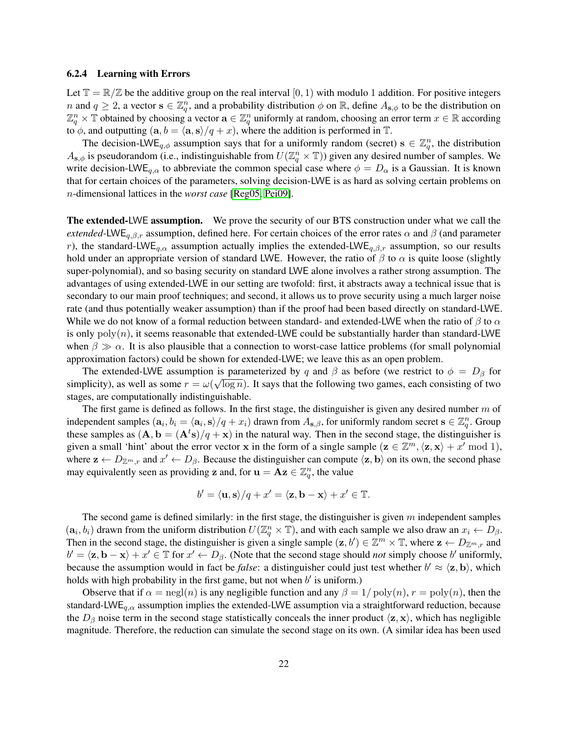### 6.2.4 Learning with Errors

Let $\mathbb{T} = \mathbb{R}/\mathbb{Z}$ be the additive group on the real interval $[0, 1)$ with modulo 1 addition. For positive integers $n$ and $q \geq 2$, a vector $\mathbf{s} \in \mathbb{Z}_q^n$, and a probability distribution $\phi$ on $\mathbb{R}$, define $A_{\mathbf{s},\phi}$ to be the distribution on $\mathbb{Z}_q^n \times \mathbb{T}$ obtained by choosing a vector $\mathbf{a} \in \mathbb{Z}_q^n$ uniformly at random, choosing an error term $x \in \mathbb{R}$ according to $\phi$, and outputting $(\mathbf{a}, b = \langle \mathbf{a}, \mathbf{s} \rangle / q + x)$, where the addition is performed in $\mathbb{T}$.

The decision-$\mathsf{LWE}_{q,\phi}$ assumption says that for a uniformly random (secret) $\mathbf{s} \in \mathbb{Z}_q^n$, the distribution $A_{\mathbf{s},\phi}$ is pseudorandom (i.e., indistinguishable from $U(\mathbb{Z}_q^n \times \mathbb{T})$) given any desired number of samples. We write decision-$\mathsf{LWE}_{q,\alpha}$ to abbreviate the common special case where $\phi = D_\alpha$ is a Gaussian. It is known that for certain choices of the parameters, solving decision-LWE is as hard as solving certain problems on $n$-dimensional lattices in the *worst case* [Reg05, Pei09].

**The extended-LWE assumption.** We prove the security of our BTS construction under what we call the *extended*-$\mathsf{LWE}_{q,\beta,r}$ assumption, defined here. For certain choices of the error rates $\alpha$ and $\beta$ (and parameter $r$), the standard-$\mathsf{LWE}_{q,\alpha}$ assumption actually implies the extended-$\mathsf{LWE}_{q,\beta,r}$ assumption, so our results hold under an appropriate version of standard LWE. However, the ratio of $\beta$ to $\alpha$ is quite loose (slightly super-polynomial), and so basing security on standard LWE alone involves a rather strong assumption. The advantages of using extended-LWE in our setting are twofold: first, it abstracts away a technical issue that is secondary to our main proof techniques; and second, it allows us to prove security using a much larger noise rate (and thus potentially weaker assumption) than if the proof had been based directly on standard-LWE. While we do not know of a formal reduction between standard- and extended-LWE when the ratio of $\beta$ to $\alpha$ is only $\mathrm{poly}(n)$, it seems reasonable that extended-LWE could be substantially harder than standard-LWE when $\beta \gg \alpha$. It is also plausible that a connection to worst-case lattice problems (for small polynomial approximation factors) could be shown for extended-LWE; we leave this as an open problem.

The extended-LWE assumption is parameterized by $q$ and $\beta$ as before (we restrict to $\phi = D_\beta$ for simplicity), as well as some $r = \omega(\sqrt{\log n})$. It says that the following two games, each consisting of two stages, are computationally indistinguishable.

The first game is defined as follows. In the first stage, the distinguisher is given any desired number $m$ of independent samples $(\mathbf{a}_i, b_i = \langle \mathbf{a}_i, \mathbf{s} \rangle / q + x_i)$ drawn from $A_{\mathbf{s},\beta}$, for uniformly random secret $\mathbf{s} \in \mathbb{Z}_q^n$. Group these samples as $(\mathbf{A}, \mathbf{b} = (\mathbf{A}^t \mathbf{s})/q + \mathbf{x})$ in the natural way. Then in the second stage, the distinguisher is given a small 'hint' about the error vector $\mathbf{x}$ in the form of a single sample $(\mathbf{z} \in \mathbb{Z}^m, \langle \mathbf{z}, \mathbf{x} \rangle + x' \bmod 1)$, where $\mathbf{z} \leftarrow D_{\mathbb{Z}^m, r}$ and $x' \leftarrow D_\beta$. Because the distinguisher can compute $\langle \mathbf{z}, \mathbf{b} \rangle$ on its own, the second phase may equivalently seen as providing $\mathbf{z}$ and, for $\mathbf{u} = \mathbf{A}\mathbf{z} \in \mathbb{Z}_q^n$, the value

$$b' = \langle \mathbf{u}, \mathbf{s} \rangle / q + x' = \langle \mathbf{z}, \mathbf{b} - \mathbf{x} \rangle + x' \in \mathbb{T}.$$

The second game is defined similarly: in the first stage, the distinguisher is given $m$ independent samples $(\mathbf{a}_i, b_i)$ drawn from the uniform distribution $U(\mathbb{Z}_q^n \times \mathbb{T})$, and with each sample we also draw an $x_i \leftarrow D_\beta$. Then in the second stage, the distinguisher is given a single sample $(\mathbf{z}, b') \in \mathbb{Z}^m \times \mathbb{T}$, where $\mathbf{z} \leftarrow D_{\mathbb{Z}^m, r}$ and $b' = \langle \mathbf{z}, \mathbf{b} - \mathbf{x} \rangle + x' \in \mathbb{T}$ for $x' \leftarrow D_\beta$. (Note that the second stage should *not* simply choose $b'$ uniformly, because the assumption would in fact be *false*: a distinguisher could just test whether $b' \approx \langle \mathbf{z}, \mathbf{b} \rangle$, which holds with high probability in the first game, but not when $b'$ is uniform.)

Observe that if $\alpha = \mathrm{negl}(n)$ is any negligible function and any $\beta = 1/\mathrm{poly}(n)$, $r = \mathrm{poly}(n)$, then the standard-$\mathsf{LWE}_{q,\alpha}$ assumption implies the extended-LWE assumption via a straightforward reduction, because the $D_\beta$ noise term in the second stage statistically conceals the inner product $\langle \mathbf{z}, \mathbf{x} \rangle$, which has negligible magnitude. Therefore, the reduction can simulate the second stage on its own. (A similar idea has been used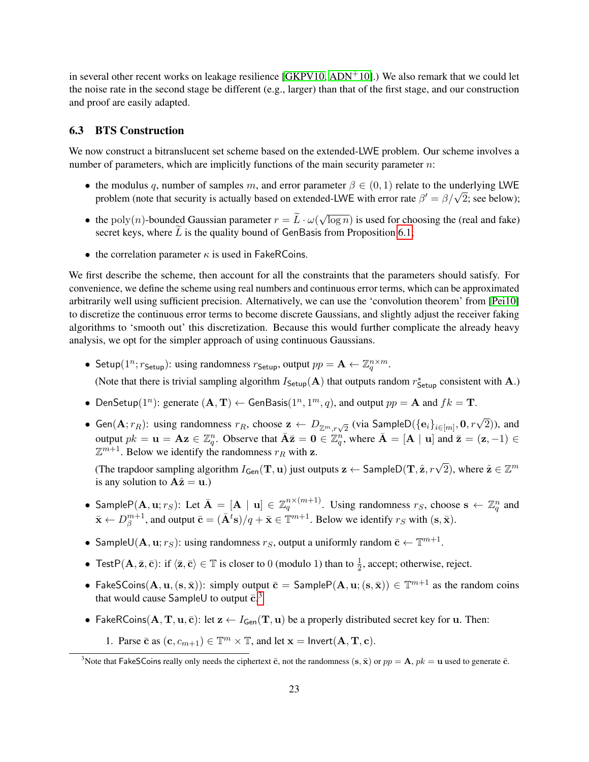in several other recent works on leakage resilience [GKPV10, ADN+10].) We also remark that we could let the noise rate in the second stage be different (e.g., larger) than that of the first stage, and our construction and proof are easily adapted.

### 6.3 BTS Construction

We now construct a bitranslucent set scheme based on the extended-LWE problem. Our scheme involves a number of parameters, which are implicitly functions of the main security parameter $n$:

- the modulus $q$, number of samples $m$, and error parameter $\beta \in (0, 1)$ relate to the underlying LWE problem (note that security is actually based on extended-LWE with error rate $\beta' = \beta/\sqrt{2}$; see below);
- the $\mathrm{poly}(n)$-bounded Gaussian parameter $r = \widetilde{L} \cdot \omega(\sqrt{\log n})$ is used for choosing the (real and fake) secret keys, where $\widetilde{L}$ is the quality bound of GenBasis from Proposition 6.1;
- the correlation parameter $\kappa$ is used in FakeRCoins.

We first describe the scheme, then account for all the constraints that the parameters should satisfy. For convenience, we define the scheme using real numbers and continuous error terms, which can be approximated arbitrarily well using sufficient precision. Alternatively, we can use the 'convolution theorem' from [Pei10] to discretize the continuous error terms to become discrete Gaussians, and slightly adjust the receiver faking algorithms to 'smooth out' this discretization. Because this would further complicate the already heavy analysis, we opt for the simpler approach of using continuous Gaussians.

- $\mathsf{Setup}(1^n; r_{\mathsf{Setup}})$: using randomness $r_{\mathsf{Setup}}$, output $pp = \mathbf{A} \leftarrow \mathbb{Z}_q^{n \times m}$.

  (Note that there is trivial sampling algorithm $I_{\mathsf{Setup}}(\mathbf{A})$ that outputs random $r^*_{\mathsf{Setup}}$ consistent with $\mathbf{A}$.)
- $\mathsf{DenSetup}(1^n)$: generate $(\mathbf{A}, \mathbf{T}) \leftarrow \mathsf{GenBasis}(1^n, 1^m, q)$, and output $pp = \mathbf{A}$ and $fk = \mathbf{T}$.
- $\mathsf{Gen}(\mathbf{A}; r_R)$: using randomness $r_R$, choose $\mathbf{z} \leftarrow D_{\mathbb{Z}^m, r\sqrt{2}}$ (via $\mathsf{SampleD}(\{\mathbf{e}_i\}_{i \in [m]}, \mathbf{0}, r\sqrt{2})$), and output $pk = \mathbf{u} = \mathbf{A}\mathbf{z} \in \mathbb{Z}_q^n$. Observe that $\bar{\mathbf{A}}\bar{\mathbf{z}} = \mathbf{0} \in \mathbb{Z}_q^n$, where $\bar{\mathbf{A}} = [\mathbf{A} \mid \mathbf{u}]$ and $\bar{\mathbf{z}} = (\mathbf{z}, -1) \in \mathbb{Z}^{m+1}$. Below we identify the randomness $r_R$ with $\mathbf{z}$.

  (The trapdoor sampling algorithm $I_{\mathsf{Gen}}(\mathbf{T}, \mathbf{u})$ just outputs $\mathbf{z} \leftarrow \mathsf{SampleD}(\mathbf{T}, \hat{\mathbf{z}}, r\sqrt{2})$, where $\hat{\mathbf{z}} \in \mathbb{Z}^m$ is any solution to $\mathbf{A}\hat{\mathbf{z}} = \mathbf{u}$.)
- $\mathsf{SampleP}(\mathbf{A}, \mathbf{u}; r_S)$: Let $\bar{\mathbf{A}} = [\mathbf{A} \mid \mathbf{u}] \in \mathbb{Z}_q^{n \times (m+1)}$. Using randomness $r_S$, choose $\mathbf{s} \leftarrow \mathbb{Z}_q^n$ and $\bar{\mathbf{x}} \leftarrow D_\beta^{m+1}$, and output $\bar{\mathbf{c}} = (\bar{\mathbf{A}}^t\mathbf{s})/q + \bar{\mathbf{x}} \in \mathbb{T}^{m+1}$. Below we identify $r_S$ with $(\mathbf{s}, \bar{\mathbf{x}})$.
- $\mathsf{SampleU}(\mathbf{A}, \mathbf{u}; r_S)$: using randomness $r_S$, output a uniformly random $\bar{\mathbf{c}} \leftarrow \mathbb{T}^{m+1}$.
- $\mathsf{TestP}(\mathbf{A}, \bar{\mathbf{z}}, \bar{\mathbf{c}})$: if $\langle \bar{\mathbf{z}}, \bar{\mathbf{c}} \rangle \in \mathbb{T}$ is closer to 0 (modulo 1) than to $\frac{1}{2}$, accept; otherwise, reject.
- $\mathsf{FakeSCoins}(\mathbf{A}, \mathbf{u}, (\mathbf{s}, \bar{\mathbf{x}}))$: simply output $\bar{\mathbf{c}} = \mathsf{SampleP}(\mathbf{A}, \mathbf{u}; (\mathbf{s}, \bar{\mathbf{x}})) \in \mathbb{T}^{m+1}$ as the random coins that would cause SampleU to output $\bar{\mathbf{c}}$.[3]
- $\mathsf{FakeRCoins}(\mathbf{A}, \mathbf{T}, \mathbf{u}, \bar{\mathbf{c}})$: let $\mathbf{z} \leftarrow I_{\mathsf{Gen}}(\mathbf{T}, \mathbf{u})$ be a properly distributed secret key for $\mathbf{u}$. Then:
  1. Parse $\bar{\mathbf{c}}$ as $(\mathbf{c}, c_{m+1}) \in \mathbb{T}^m \times \mathbb{T}$, and let $\mathbf{x} = \mathsf{Invert}(\mathbf{A}, \mathbf{T}, \mathbf{c})$.

[3] Note that FakeSCoins really only needs the ciphertext $\bar{\mathbf{c}}$, not the randomness $(\mathbf{s}, \bar{\mathbf{x}})$ or $pp = \mathbf{A}$, $pk = \mathbf{u}$ used to generate $\bar{\mathbf{c}}$.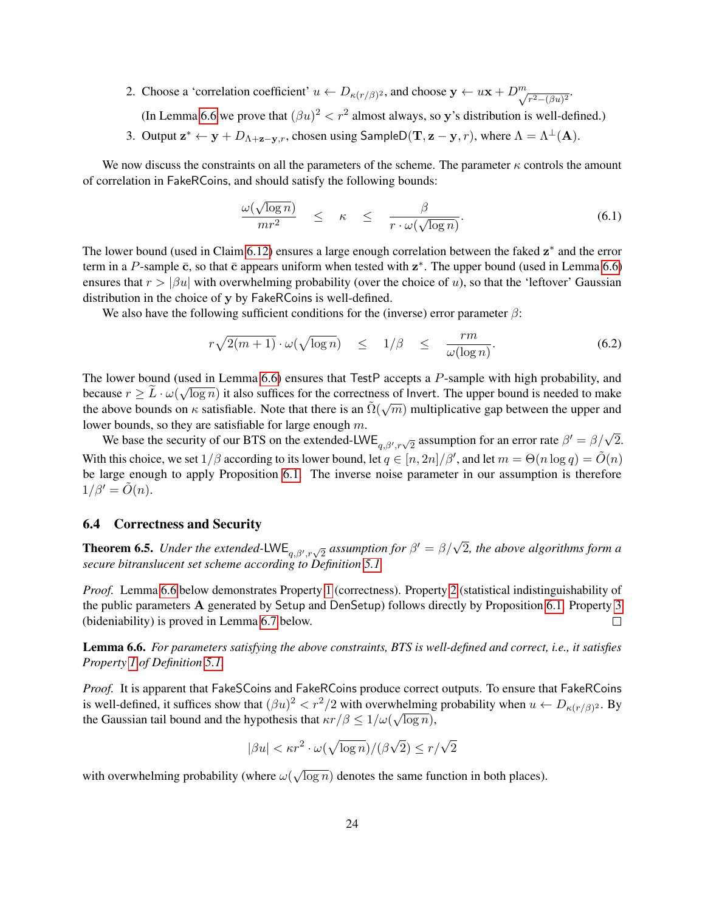2. Choose a 'correlation coefficient' $u \leftarrow D_{\kappa(r/\beta)^2}$, and choose $\mathbf{y} \leftarrow u\mathbf{x} + D^m_{\sqrt{r^2-(\beta u)^2}}$.

   (In Lemma 6.6 we prove that $(\beta u)^2 < r^2$ almost always, so $\mathbf{y}$'s distribution is well-defined.)

3. Output $\mathbf{z}^* \leftarrow \mathbf{y} + D_{\Lambda+\mathbf{z}-\mathbf{y},r}$, chosen using $\mathsf{SampleD}(\mathbf{T}, \mathbf{z}-\mathbf{y}, r)$, where $\Lambda = \Lambda^\perp(\mathbf{A})$.

We now discuss the constraints on all the parameters of the scheme. The parameter $\kappa$ controls the amount of correlation in FakeRCoins, and should satisfy the following bounds:

$$\frac{\omega(\sqrt{\log n})}{mr^2} \quad \leq \quad \kappa \quad \leq \quad \frac{\beta}{r \cdot \omega(\sqrt{\log n})}. \tag{6.1}$$

The lower bound (used in Claim 6.12) ensures a large enough correlation between the faked $\mathbf{z}^*$ and the error term in a $P$-sample $\bar{\mathbf{c}}$, so that $\bar{\mathbf{c}}$ appears uniform when tested with $\mathbf{z}^*$. The upper bound (used in Lemma 6.6) ensures that $r > |\beta u|$ with overwhelming probability (over the choice of $u$), so that the 'leftover' Gaussian distribution in the choice of $\mathbf{y}$ by FakeRCoins is well-defined.

We also have the following sufficient conditions for the (inverse) error parameter $\beta$:

$$r\sqrt{2(m+1)} \cdot \omega(\sqrt{\log n}) \quad \leq \quad 1/\beta \quad \leq \quad \frac{rm}{\omega(\log n)}. \tag{6.2}$$

The lower bound (used in Lemma 6.6) ensures that TestP accepts a $P$-sample with high probability, and because $r \geq \widetilde{L} \cdot \omega(\sqrt{\log n})$ it also suffices for the correctness of Invert. The upper bound is needed to make the above bounds on $\kappa$ satisfiable. Note that there is an $\tilde{\Omega}(\sqrt{m})$ multiplicative gap between the upper and lower bounds, so they are satisfiable for large enough $m$.

We base the security of our BTS on the extended-$\mathsf{LWE}_{q,\beta',r\sqrt{2}}$ assumption for an error rate $\beta' = \beta/\sqrt{2}$. With this choice, we set $1/\beta$ according to its lower bound, let $q \in [n, 2n]/\beta'$, and let $m = \Theta(n \log q) = \tilde{O}(n)$ be large enough to apply Proposition 6.1. The inverse noise parameter in our assumption is therefore $1/\beta' = \tilde{O}(n)$.

## 6.4 Correctness and Security

**Theorem 6.5.** *Under the extended-$\mathsf{LWE}_{q,\beta',r\sqrt{2}}$ assumption for $\beta' = \beta/\sqrt{2}$, the above algorithms form a secure bitranslucent set scheme according to Definition 5.1.*

*Proof.* Lemma 6.6 below demonstrates Property 1 (correctness). Property 2 (statistical indistinguishability of the public parameters $\mathbf{A}$ generated by Setup and DenSetup) follows directly by Proposition 6.1. Property 3 (bideniability) is proved in Lemma 6.7 below. ∎

**Lemma 6.6.** *For parameters satisfying the above constraints, BTS is well-defined and correct, i.e., it satisfies Property 1 of Definition 5.1.*

*Proof.* It is apparent that FakeSCoins and FakeRCoins produce correct outputs. To ensure that FakeRCoins is well-defined, it suffices show that $(\beta u)^2 < r^2/2$ with overwhelming probability when $u \leftarrow D_{\kappa(r/\beta)^2}$. By the Gaussian tail bound and the hypothesis that $\kappa r/\beta \leq 1/\omega(\sqrt{\log n})$,

$$|\beta u| < \kappa r^2 \cdot \omega(\sqrt{\log n})/(\beta\sqrt{2}) \leq r/\sqrt{2}$$

with overwhelming probability (where $\omega(\sqrt{\log n})$ denotes the same function in both places).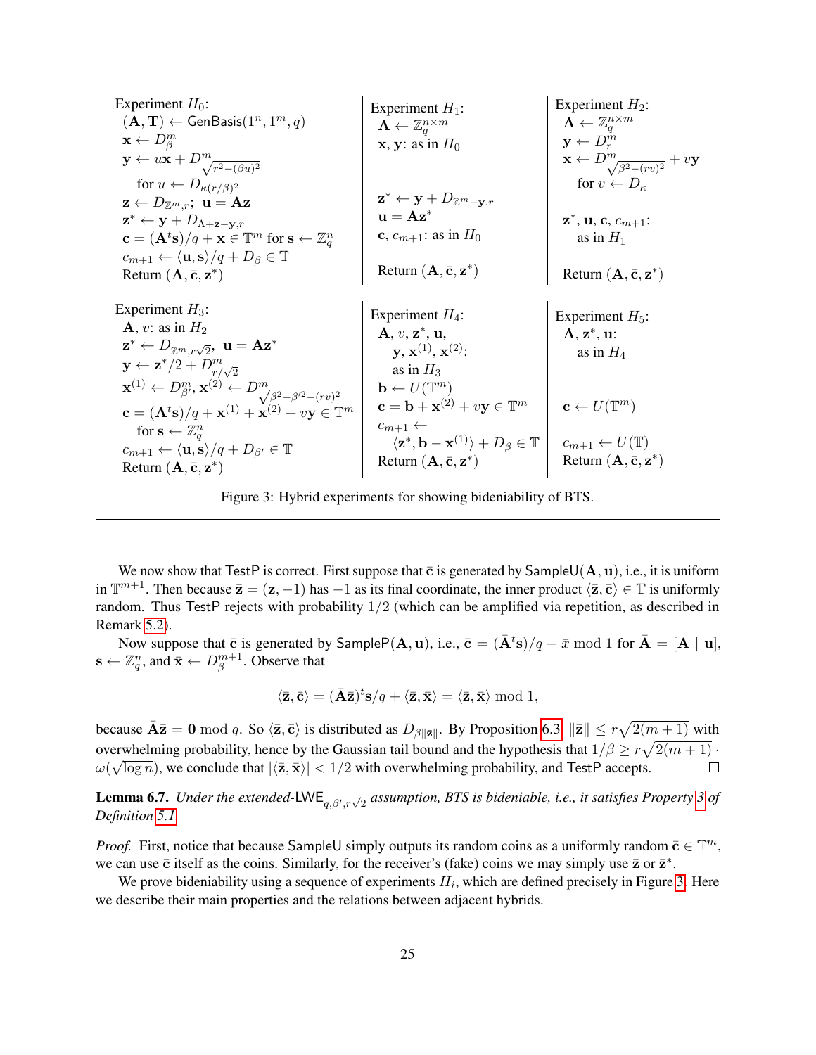**Experiment $H_0$:**

$(\mathbf{A}, \mathbf{T}) \leftarrow \mathsf{GenBasis}(1^n, 1^m, q)$

$\mathbf{x} \leftarrow D_\beta^m$

$\mathbf{y} \leftarrow u\mathbf{x} + D^m_{\sqrt{r^2-(\beta u)^2}}$

for $u \leftarrow D_{\kappa(r/\beta)^2}$

$\mathbf{z} \leftarrow D_{\mathbb{Z}^m, r}$; $\mathbf{u} = \mathbf{A}\mathbf{z}$

$\mathbf{z}^* \leftarrow \mathbf{y} + D_{\Lambda + \mathbf{z} - \mathbf{y}, r}$

$\mathbf{c} = (\mathbf{A}^t\mathbf{s})/q + \mathbf{x} \in \mathbb{T}^m$ for $\mathbf{s} \leftarrow \mathbb{Z}_q^n$

$c_{m+1} \leftarrow \langle \mathbf{u}, \mathbf{s} \rangle / q + D_\beta \in \mathbb{T}$

Return $(\mathbf{A}, \bar{\mathbf{c}}, \mathbf{z}^*)$

**Experiment $H_1$:**

$\mathbf{A} \leftarrow \mathbb{Z}_q^{n \times m}$

$\mathbf{x}, \mathbf{y}$: as in $H_0$

$\mathbf{z}^* \leftarrow \mathbf{y} + D_{\mathbb{Z}^m - \mathbf{y}, r}$

$\mathbf{u} = \mathbf{A}\mathbf{z}^*$

$\mathbf{c}$, $c_{m+1}$: as in $H_0$

Return $(\mathbf{A}, \bar{\mathbf{c}}, \mathbf{z}^*)$

**Experiment $H_2$:**

$\mathbf{A} \leftarrow \mathbb{Z}_q^{n \times m}$

$\mathbf{y} \leftarrow D_r^m$

$\mathbf{x} \leftarrow D^m_{\sqrt{\beta^2 - (rv)^2}} + v\mathbf{y}$

for $v \leftarrow D_\kappa$

$\mathbf{z}^*$, $\mathbf{u}$, $\mathbf{c}$, $c_{m+1}$: as in $H_1$

Return $(\mathbf{A}, \bar{\mathbf{c}}, \mathbf{z}^*)$

**Experiment $H_3$:**

$\mathbf{A}, v$: as in $H_2$

$\mathbf{z}^* \leftarrow D_{\mathbb{Z}^m, r\sqrt{2}}$, $\mathbf{u} = \mathbf{A}\mathbf{z}^*$

$\mathbf{y} \leftarrow \mathbf{z}^*/2 + D^m_{r/\sqrt{2}}$

$\mathbf{x}^{(1)} \leftarrow D^m_{\beta'}$, $\mathbf{x}^{(2)} \leftarrow D^m_{\sqrt{\beta^2 - \beta'^2 - (rv)^2}}$

$\mathbf{c} = (\mathbf{A}^t\mathbf{s})/q + \mathbf{x}^{(1)} + \mathbf{x}^{(2)} + v\mathbf{y} \in \mathbb{T}^m$

for $\mathbf{s} \leftarrow \mathbb{Z}_q^n$

$c_{m+1} \leftarrow \langle \mathbf{u}, \mathbf{s} \rangle / q + D_{\beta'} \in \mathbb{T}$

Return $(\mathbf{A}, \bar{\mathbf{c}}, \mathbf{z}^*)$

**Experiment $H_4$:**

$\mathbf{A}$, $v$, $\mathbf{z}^*$, $\mathbf{u}$, $\mathbf{y}$, $\mathbf{x}^{(1)}$, $\mathbf{x}^{(2)}$: as in $H_3$

$\mathbf{b} \leftarrow U(\mathbb{T}^m)$

$\mathbf{c} = \mathbf{b} + \mathbf{x}^{(2)} + v\mathbf{y} \in \mathbb{T}^m$

$c_{m+1} \leftarrow \langle \mathbf{z}^*, \mathbf{b} - \mathbf{x}^{(1)} \rangle + D_\beta \in \mathbb{T}$

Return $(\mathbf{A}, \bar{\mathbf{c}}, \mathbf{z}^*)$

**Experiment $H_5$:**

$\mathbf{A}$, $\mathbf{z}^*$, $\mathbf{u}$: as in $H_4$

$\mathbf{c} \leftarrow U(\mathbb{T}^m)$

$c_{m+1} \leftarrow U(\mathbb{T})$

Return $(\mathbf{A}, \bar{\mathbf{c}}, \mathbf{z}^*)$

Figure 3: Hybrid experiments for showing bideniability of BTS.

---

We now show that TestP is correct. First suppose that $\bar{\mathbf{c}}$ is generated by $\mathsf{SampleU}(\mathbf{A}, \mathbf{u})$, i.e., it is uniform in $\mathbb{T}^{m+1}$. Then because $\bar{\mathbf{z}} = (\mathbf{z}, -1)$ has $-1$ as its final coordinate, the inner product $\langle \bar{\mathbf{z}}, \bar{\mathbf{c}} \rangle \in \mathbb{T}$ is uniformly random. Thus TestP rejects with probability $1/2$ (which can be amplified via repetition, as described in Remark 5.2).

Now suppose that $\bar{\mathbf{c}}$ is generated by $\mathsf{SampleP}(\mathbf{A}, \mathbf{u})$, i.e., $\bar{\mathbf{c}} = (\bar{\mathbf{A}}^t\mathbf{s})/q + \bar{x} \bmod 1$ for $\bar{\mathbf{A}} = [\mathbf{A} \mid \mathbf{u}]$, $\mathbf{s} \leftarrow \mathbb{Z}_q^n$, and $\bar{\mathbf{x}} \leftarrow D_\beta^{m+1}$. Observe that

$$\langle \bar{\mathbf{z}}, \bar{\mathbf{c}} \rangle = (\bar{\mathbf{A}}\bar{\mathbf{z}})^t\mathbf{s}/q + \langle \bar{\mathbf{z}}, \bar{\mathbf{x}} \rangle = \langle \bar{\mathbf{z}}, \bar{\mathbf{x}} \rangle \bmod 1,$$

because $\bar{\mathbf{A}}\bar{\mathbf{z}} = \mathbf{0} \bmod q$. So $\langle \bar{\mathbf{z}}, \bar{\mathbf{c}} \rangle$ is distributed as $D_{\beta\|\bar{\mathbf{z}}\|}$. By Proposition 6.3, $\|\bar{\mathbf{z}}\| \leq r\sqrt{2(m+1)}$ with overwhelming probability, hence by the Gaussian tail bound and the hypothesis that $1/\beta \geq r\sqrt{2(m+1)} \cdot \omega(\sqrt{\log n})$, we conclude that $|\langle \bar{\mathbf{z}}, \bar{\mathbf{x}} \rangle| < 1/2$ with overwhelming probability, and TestP accepts. $\square$

**Lemma 6.7.** *Under the extended-$\mathsf{LWE}_{q,\beta',r\sqrt{2}}$ assumption, BTS is bideniable, i.e., it satisfies Property 3 of Definition 5.1.*

*Proof.* First, notice that because SampleU simply outputs its random coins as a uniformly random $\bar{\mathbf{c}} \in \mathbb{T}^m$, we can use $\bar{\mathbf{c}}$ itself as the coins. Similarly, for the receiver's (fake) coins we may simply use $\bar{\mathbf{z}}$ or $\bar{\mathbf{z}}^*$.

We prove bideniability using a sequence of experiments $H_i$, which are defined precisely in Figure 3. Here we describe their main properties and the relations between adjacent hybrids.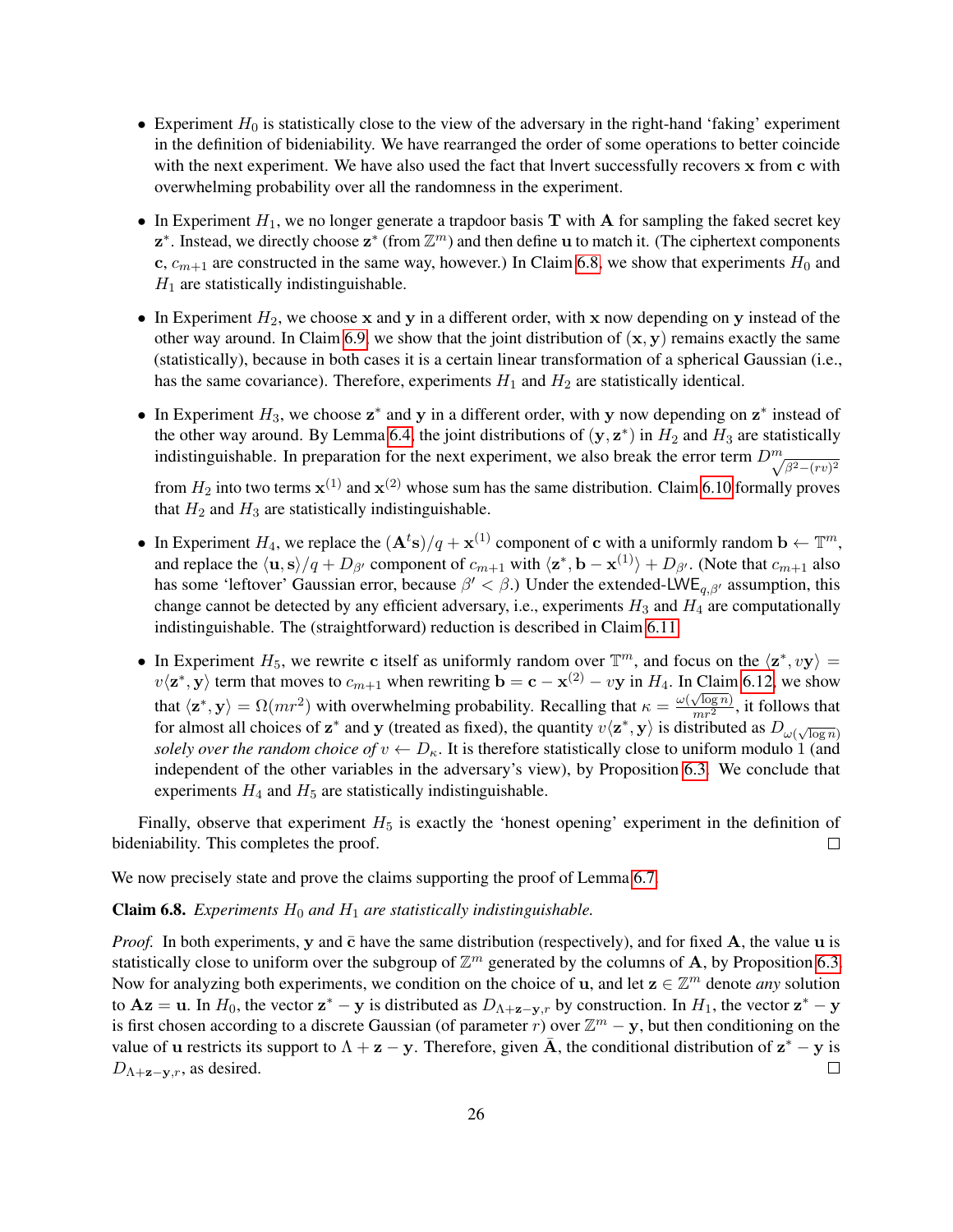- Experiment $H_0$ is statistically close to the view of the adversary in the right-hand 'faking' experiment in the definition of bideniability. We have rearranged the order of some operations to better coincide with the next experiment. We have also used the fact that Invert successfully recovers $\mathbf{x}$ from $\mathbf{c}$ with overwhelming probability over all the randomness in the experiment.

- In Experiment $H_1$, we no longer generate a trapdoor basis $\mathbf{T}$ with $\mathbf{A}$ for sampling the faked secret key $\mathbf{z}^*$. Instead, we directly choose $\mathbf{z}^*$ (from $\mathbb{Z}^m$) and then define $\mathbf{u}$ to match it. (The ciphertext components $\mathbf{c}$, $c_{m+1}$ are constructed in the same way, however.) In Claim 6.8, we show that experiments $H_0$ and $H_1$ are statistically indistinguishable.

- In Experiment $H_2$, we choose $\mathbf{x}$ and $\mathbf{y}$ in a different order, with $\mathbf{x}$ now depending on $\mathbf{y}$ instead of the other way around. In Claim 6.9 we show that the joint distribution of $(\mathbf{x}, \mathbf{y})$ remains exactly the same (statistically), because in both cases it is a certain linear transformation of a spherical Gaussian (i.e., has the same covariance). Therefore, experiments $H_1$ and $H_2$ are statistically identical.

- In Experiment $H_3$, we choose $\mathbf{z}^*$ and $\mathbf{y}$ in a different order, with $\mathbf{y}$ now depending on $\mathbf{z}^*$ instead of the other way around. By Lemma 6.4, the joint distributions of $(\mathbf{y}, \mathbf{z}^*)$ in $H_2$ and $H_3$ are statistically indistinguishable. In preparation for the next experiment, we also break the error term $D^m_{\sqrt{\beta^2-(rv)^2}}$ from $H_2$ into two terms $\mathbf{x}^{(1)}$ and $\mathbf{x}^{(2)}$ whose sum has the same distribution. Claim 6.10 formally proves that $H_2$ and $H_3$ are statistically indistinguishable.

- In Experiment $H_4$, we replace the $(\mathbf{A}^t\mathbf{s})/q + \mathbf{x}^{(1)}$ component of $\mathbf{c}$ with a uniformly random $\mathbf{b} \leftarrow \mathbb{T}^m$, and replace the $\langle \mathbf{u}, \mathbf{s}\rangle/q + D_{\beta'}$ component of $c_{m+1}$ with $\langle \mathbf{z}^*, \mathbf{b} - \mathbf{x}^{(1)}\rangle + D_{\beta'}$. (Note that $c_{m+1}$ also has some 'leftover' Gaussian error, because $\beta' < \beta$.) Under the extended-$\mathsf{LWE}_{q,\beta'}$ assumption, this change cannot be detected by any efficient adversary, i.e., experiments $H_3$ and $H_4$ are computationally indistinguishable. The (straightforward) reduction is described in Claim 6.11.

- In Experiment $H_5$, we rewrite $\mathbf{c}$ itself as uniformly random over $\mathbb{T}^m$, and focus on the $\langle \mathbf{z}^*, v\mathbf{y}\rangle = v\langle \mathbf{z}^*, \mathbf{y}\rangle$ term that moves to $c_{m+1}$ when rewriting $\mathbf{b} = \mathbf{c} - \mathbf{x}^{(2)} - v\mathbf{y}$ in $H_4$. In Claim 6.12, we show that $\langle \mathbf{z}^*, \mathbf{y}\rangle = \Omega(mr^2)$ with overwhelming probability. Recalling that $\kappa = \frac{\omega(\sqrt{\log n})}{mr^2}$, it follows that for almost all choices of $\mathbf{z}^*$ and $\mathbf{y}$ (treated as fixed), the quantity $v\langle \mathbf{z}^*, \mathbf{y}\rangle$ is distributed as $D_{\omega(\sqrt{\log n})}$ *solely over the random choice of* $v \leftarrow D_\kappa$. It is therefore statistically close to uniform modulo 1 (and independent of the other variables in the adversary's view), by Proposition 6.3. We conclude that experiments $H_4$ and $H_5$ are statistically indistinguishable.

Finally, observe that experiment $H_5$ is exactly the 'honest opening' experiment in the definition of bideniability. This completes the proof. □

We now precisely state and prove the claims supporting the proof of Lemma 6.7.

**Claim 6.8.** *Experiments $H_0$ and $H_1$ are statistically indistinguishable.*

*Proof.* In both experiments, $\mathbf{y}$ and $\bar{\mathbf{c}}$ have the same distribution (respectively), and for fixed $\mathbf{A}$, the value $\mathbf{u}$ is statistically close to uniform over the subgroup of $\mathbb{Z}^m$ generated by the columns of $\mathbf{A}$, by Proposition 6.3. Now for analyzing both experiments, we condition on the choice of $\mathbf{u}$, and let $\mathbf{z} \in \mathbb{Z}^m$ denote *any* solution to $\mathbf{A}\mathbf{z} = \mathbf{u}$. In $H_0$, the vector $\mathbf{z}^* - \mathbf{y}$ is distributed as $D_{\Lambda+\mathbf{z}-\mathbf{y},r}$ by construction. In $H_1$, the vector $\mathbf{z}^* - \mathbf{y}$ is first chosen according to a discrete Gaussian (of parameter $r$) over $\mathbb{Z}^m - \mathbf{y}$, but then conditioning on the value of $\mathbf{u}$ restricts its support to $\Lambda + \mathbf{z} - \mathbf{y}$. Therefore, given $\bar{\mathbf{A}}$, the conditional distribution of $\mathbf{z}^* - \mathbf{y}$ is $D_{\Lambda+\mathbf{z}-\mathbf{y},r}$, as desired. □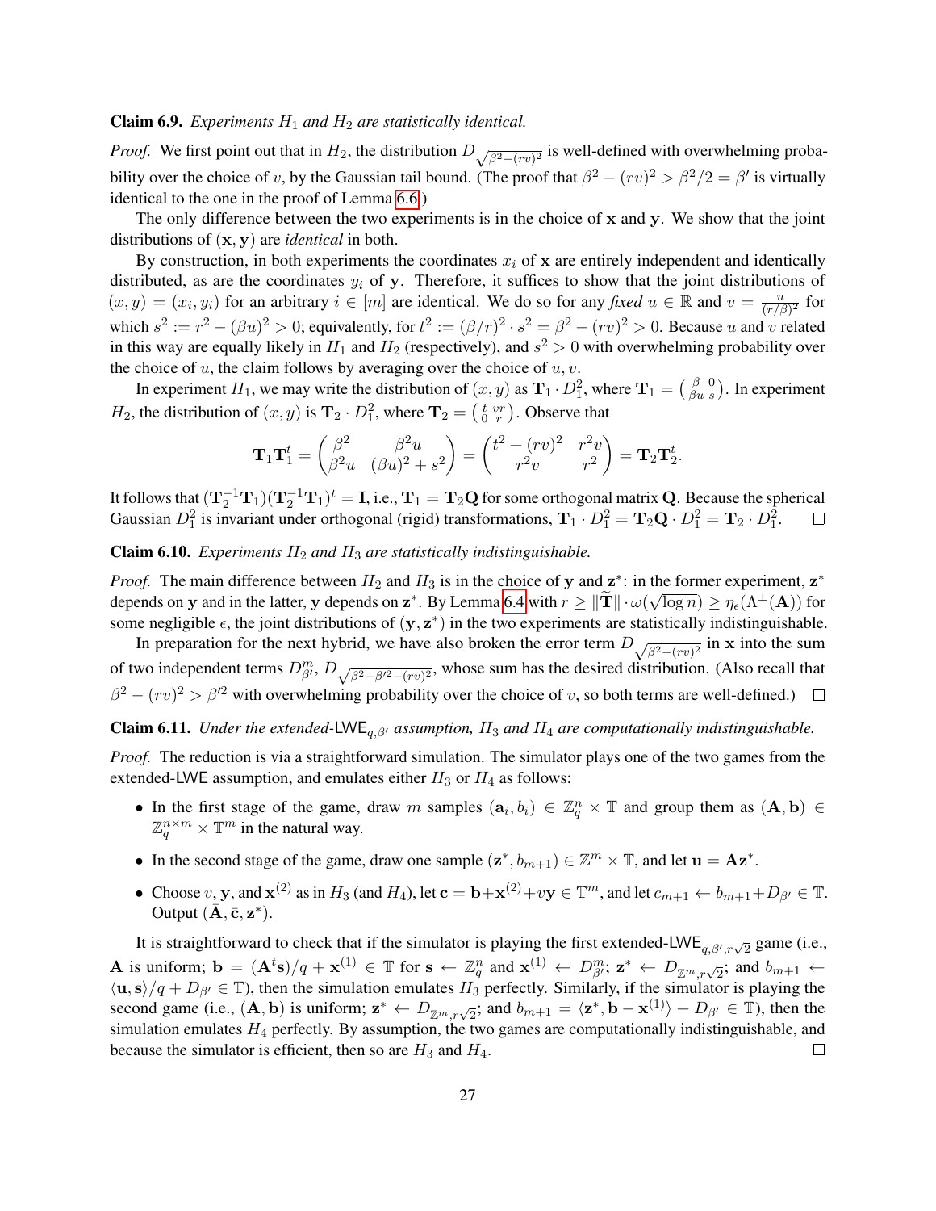**Claim 6.9.** *Experiments $H_1$ and $H_2$ are statistically identical.*

*Proof.* We first point out that in $H_2$, the distribution $D_{\sqrt{\beta^2-(rv)^2}}$ is well-defined with overwhelming probability over the choice of $v$, by the Gaussian tail bound. (The proof that $\beta^2 - (rv)^2 > \beta^2/2 = \beta'$ is virtually identical to the one in the proof of Lemma 6.6.)

The only difference between the two experiments is in the choice of $\mathbf{x}$ and $\mathbf{y}$. We show that the joint distributions of $(\mathbf{x}, \mathbf{y})$ are *identical* in both.

By construction, in both experiments the coordinates $x_i$ of $\mathbf{x}$ are entirely independent and identically distributed, as are the coordinates $y_i$ of $\mathbf{y}$. Therefore, it suffices to show that the joint distributions of $(x, y) = (x_i, y_i)$ for an arbitrary $i \in [m]$ are identical. We do so for any *fixed* $u \in \mathbb{R}$ and $v = \frac{u}{(r/\beta)^2}$ for which $s^2 := r^2 - (\beta u)^2 > 0$; equivalently, for $t^2 := (\beta/r)^2 \cdot s^2 = \beta^2 - (rv)^2 > 0$. Because $u$ and $v$ related in this way are equally likely in $H_1$ and $H_2$ (respectively), and $s^2 > 0$ with overwhelming probability over the choice of $u$, the claim follows by averaging over the choice of $u, v$.

In experiment $H_1$, we may write the distribution of $(x, y)$ as $\mathbf{T}_1 \cdot D_1^2$, where $\mathbf{T}_1 = \left(\begin{smallmatrix} \beta & 0 \\ \beta u & s \end{smallmatrix}\right)$. In experiment $H_2$, the distribution of $(x, y)$ is $\mathbf{T}_2 \cdot D_1^2$, where $\mathbf{T}_2 = \left(\begin{smallmatrix} t & vr \\ 0 & r \end{smallmatrix}\right)$. Observe that

$$\mathbf{T}_1 \mathbf{T}_1^t = \begin{pmatrix} \beta^2 & \beta^2 u \\ \beta^2 u & (\beta u)^2 + s^2 \end{pmatrix} = \begin{pmatrix} t^2 + (rv)^2 & r^2 v \\ r^2 v & r^2 \end{pmatrix} = \mathbf{T}_2 \mathbf{T}_2^t.$$

It follows that $(\mathbf{T}_2^{-1}\mathbf{T}_1)(\mathbf{T}_2^{-1}\mathbf{T}_1)^t = \mathbf{I}$, i.e., $\mathbf{T}_1 = \mathbf{T}_2 \mathbf{Q}$ for some orthogonal matrix $\mathbf{Q}$. Because the spherical Gaussian $D_1^2$ is invariant under orthogonal (rigid) transformations, $\mathbf{T}_1 \cdot D_1^2 = \mathbf{T}_2 \mathbf{Q} \cdot D_1^2 = \mathbf{T}_2 \cdot D_1^2$. □

**Claim 6.10.** *Experiments $H_2$ and $H_3$ are statistically indistinguishable.*

*Proof.* The main difference between $H_2$ and $H_3$ is in the choice of $\mathbf{y}$ and $\mathbf{z}^*$: in the former experiment, $\mathbf{z}^*$ depends on $\mathbf{y}$ and in the latter, $\mathbf{y}$ depends on $\mathbf{z}^*$. By Lemma 6.4 with $r \geq \|\widetilde{\mathbf{T}}\| \cdot \omega(\sqrt{\log n}) \geq \eta_\epsilon(\Lambda^\perp(\mathbf{A}))$ for some negligible $\epsilon$, the joint distributions of $(\mathbf{y}, \mathbf{z}^*)$ in the two experiments are statistically indistinguishable.

In preparation for the next hybrid, we have also broken the error term $D_{\sqrt{\beta^2-(rv)^2}}$ in $\mathbf{x}$ into the sum of two independent terms $D_{\beta'}^m$, $D_{\sqrt{\beta^2-\beta'^2-(rv)^2}}$, whose sum has the desired distribution. (Also recall that $\beta^2 - (rv)^2 > \beta'^2$ with overwhelming probability over the choice of $v$, so both terms are well-defined.) □

**Claim 6.11.** *Under the extended-$\mathsf{LWE}_{q,\beta'}$ assumption, $H_3$ and $H_4$ are computationally indistinguishable.*

*Proof.* The reduction is via a straightforward simulation. The simulator plays one of the two games from the extended-LWE assumption, and emulates either $H_3$ or $H_4$ as follows:

- In the first stage of the game, draw $m$ samples $(\mathbf{a}_i, b_i) \in \mathbb{Z}_q^n \times \mathbb{T}$ and group them as $(\mathbf{A}, \mathbf{b}) \in \mathbb{Z}_q^{n \times m} \times \mathbb{T}^m$ in the natural way.
- In the second stage of the game, draw one sample $(\mathbf{z}^*, b_{m+1}) \in \mathbb{Z}^m \times \mathbb{T}$, and let $\mathbf{u} = \mathbf{A}\mathbf{z}^*$.
- Choose $v$, $\mathbf{y}$, and $\mathbf{x}^{(2)}$ as in $H_3$ (and $H_4$), let $\mathbf{c} = \mathbf{b} + \mathbf{x}^{(2)} + v\mathbf{y} \in \mathbb{T}^m$, and let $c_{m+1} \leftarrow b_{m+1} + D_{\beta'} \in \mathbb{T}$. Output $(\bar{\mathbf{A}}, \bar{\mathbf{c}}, \mathbf{z}^*)$.

It is straightforward to check that if the simulator is playing the first extended-$\mathsf{LWE}_{q,\beta',r\sqrt{2}}$ game (i.e., $\mathbf{A}$ is uniform; $\mathbf{b} = (\mathbf{A}^t\mathbf{s})/q + \mathbf{x}^{(1)} \in \mathbb{T}$ for $\mathbf{s} \leftarrow \mathbb{Z}_q^n$ and $\mathbf{x}^{(1)} \leftarrow D_{\beta'}^m$; $\mathbf{z}^* \leftarrow D_{\mathbb{Z}^m, r\sqrt{2}}$; and $b_{m+1} \leftarrow \langle \mathbf{u}, \mathbf{s} \rangle / q + D_{\beta'} \in \mathbb{T}$), then the simulation emulates $H_3$ perfectly. Similarly, if the simulator is playing the second game (i.e., $(\mathbf{A}, \mathbf{b})$ is uniform; $\mathbf{z}^* \leftarrow D_{\mathbb{Z}^m, r\sqrt{2}}$; and $b_{m+1} = \langle \mathbf{z}^*, \mathbf{b} - \mathbf{x}^{(1)} \rangle + D_{\beta'} \in \mathbb{T}$), then the simulation emulates $H_4$ perfectly. By assumption, the two games are computationally indistinguishable, and because the simulator is efficient, then so are $H_3$ and $H_4$. □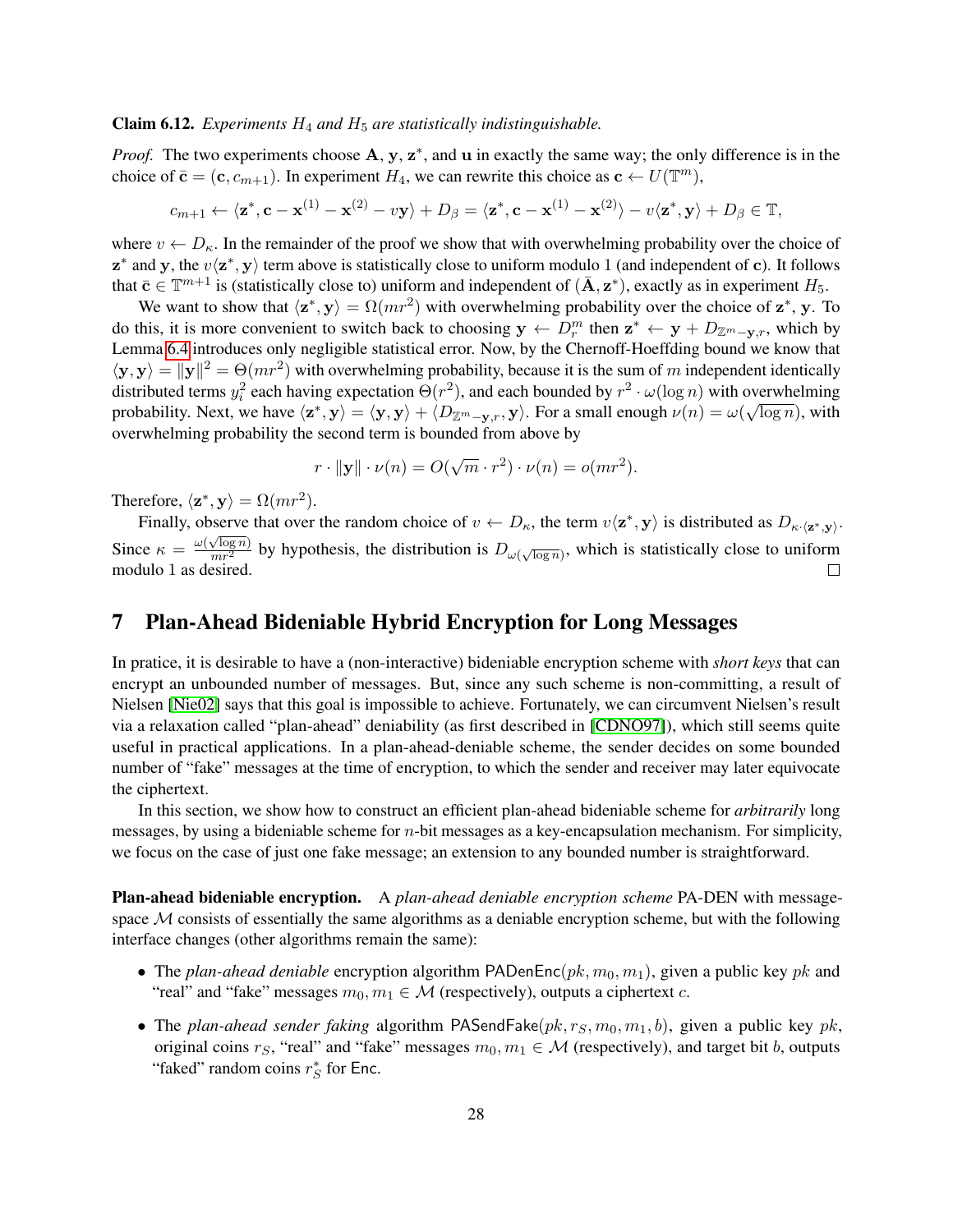**Claim 6.12.** *Experiments $H_4$ and $H_5$ are statistically indistinguishable.*

*Proof.* The two experiments choose $\mathbf{A}$, $\mathbf{y}$, $\mathbf{z}^*$, and $\mathbf{u}$ in exactly the same way; the only difference is in the choice of $\bar{\mathbf{c}} = (\mathbf{c}, c_{m+1})$. In experiment $H_4$, we can rewrite this choice as $\mathbf{c} \leftarrow U(\mathbb{T}^m)$,

$$c_{m+1} \leftarrow \langle \mathbf{z}^*, \mathbf{c} - \mathbf{x}^{(1)} - \mathbf{x}^{(2)} - v\mathbf{y} \rangle + D_\beta = \langle \mathbf{z}^*, \mathbf{c} - \mathbf{x}^{(1)} - \mathbf{x}^{(2)} \rangle - v\langle \mathbf{z}^*, \mathbf{y} \rangle + D_\beta \in \mathbb{T},$$

where $v \leftarrow D_\kappa$. In the remainder of the proof we show that with overwhelming probability over the choice of $\mathbf{z}^*$ and $\mathbf{y}$, the $v\langle \mathbf{z}^*, \mathbf{y} \rangle$ term above is statistically close to uniform modulo 1 (and independent of $\mathbf{c}$). It follows that $\bar{\mathbf{c}} \in \mathbb{T}^{m+1}$ is (statistically close to) uniform and independent of $(\bar{\mathbf{A}}, \mathbf{z}^*)$, exactly as in experiment $H_5$.

We want to show that $\langle \mathbf{z}^*, \mathbf{y} \rangle = \Omega(mr^2)$ with overwhelming probability over the choice of $\mathbf{z}^*, \mathbf{y}$. To do this, it is more convenient to switch back to choosing $\mathbf{y} \leftarrow D_r^m$ then $\mathbf{z}^* \leftarrow \mathbf{y} + D_{\mathbb{Z}^m - \mathbf{y}, r}$, which by Lemma 6.4 introduces only negligible statistical error. Now, by the Chernoff-Hoeffding bound we know that $\langle \mathbf{y}, \mathbf{y} \rangle = \|\mathbf{y}\|^2 = \Theta(mr^2)$ with overwhelming probability, because it is the sum of $m$ independent identically distributed terms $y_i^2$ each having expectation $\Theta(r^2)$, and each bounded by $r^2 \cdot \omega(\log n)$ with overwhelming probability. Next, we have $\langle \mathbf{z}^*, \mathbf{y} \rangle = \langle \mathbf{y}, \mathbf{y} \rangle + \langle D_{\mathbb{Z}^m - \mathbf{y}, r}, \mathbf{y} \rangle$. For a small enough $\nu(n) = \omega(\sqrt{\log n})$, with overwhelming probability the second term is bounded from above by

$$r \cdot \|\mathbf{y}\| \cdot \nu(n) = O(\sqrt{m} \cdot r^2) \cdot \nu(n) = o(mr^2).$$

Therefore, $\langle \mathbf{z}^*, \mathbf{y} \rangle = \Omega(mr^2)$.

Finally, observe that over the random choice of $v \leftarrow D_\kappa$, the term $v\langle \mathbf{z}^*, \mathbf{y} \rangle$ is distributed as $D_{\kappa \cdot \langle \mathbf{z}^*, \mathbf{y} \rangle}$. Since $\kappa = \frac{\omega(\sqrt{\log n})}{mr^2}$ by hypothesis, the distribution is $D_{\omega(\sqrt{\log n})}$, which is statistically close to uniform modulo 1 as desired. □

# 7 Plan-Ahead Bideniable Hybrid Encryption for Long Messages

In pratice, it is desirable to have a (non-interactive) bideniable encryption scheme with *short keys* that can encrypt an unbounded number of messages. But, since any such scheme is non-committing, a result of Nielsen [Nie02] says that this goal is impossible to achieve. Fortunately, we can circumvent Nielsen's result via a relaxation called "plan-ahead" deniability (as first described in [CDNO97]), which still seems quite useful in practical applications. In a plan-ahead-deniable scheme, the sender decides on some bounded number of "fake" messages at the time of encryption, to which the sender and receiver may later equivocate the ciphertext.

In this section, we show how to construct an efficient plan-ahead bideniable scheme for *arbitrarily* long messages, by using a bideniable scheme for $n$-bit messages as a key-encapsulation mechanism. For simplicity, we focus on the case of just one fake message; an extension to any bounded number is straightforward.

**Plan-ahead bideniable encryption.** A *plan-ahead deniable encryption scheme* PA-DEN with message-space $\mathcal{M}$ consists of essentially the same algorithms as a deniable encryption scheme, but with the following interface changes (other algorithms remain the same):

- The *plan-ahead deniable* encryption algorithm $\mathsf{PADenEnc}(pk, m_0, m_1)$, given a public key $pk$ and "real" and "fake" messages $m_0, m_1 \in \mathcal{M}$ (respectively), outputs a ciphertext $c$.
- The *plan-ahead sender faking* algorithm $\mathsf{PASendFake}(pk, r_S, m_0, m_1, b)$, given a public key $pk$, original coins $r_S$, "real" and "fake" messages $m_0, m_1 \in \mathcal{M}$ (respectively), and target bit $b$, outputs "faked" random coins $r_S^*$ for $\mathsf{Enc}$.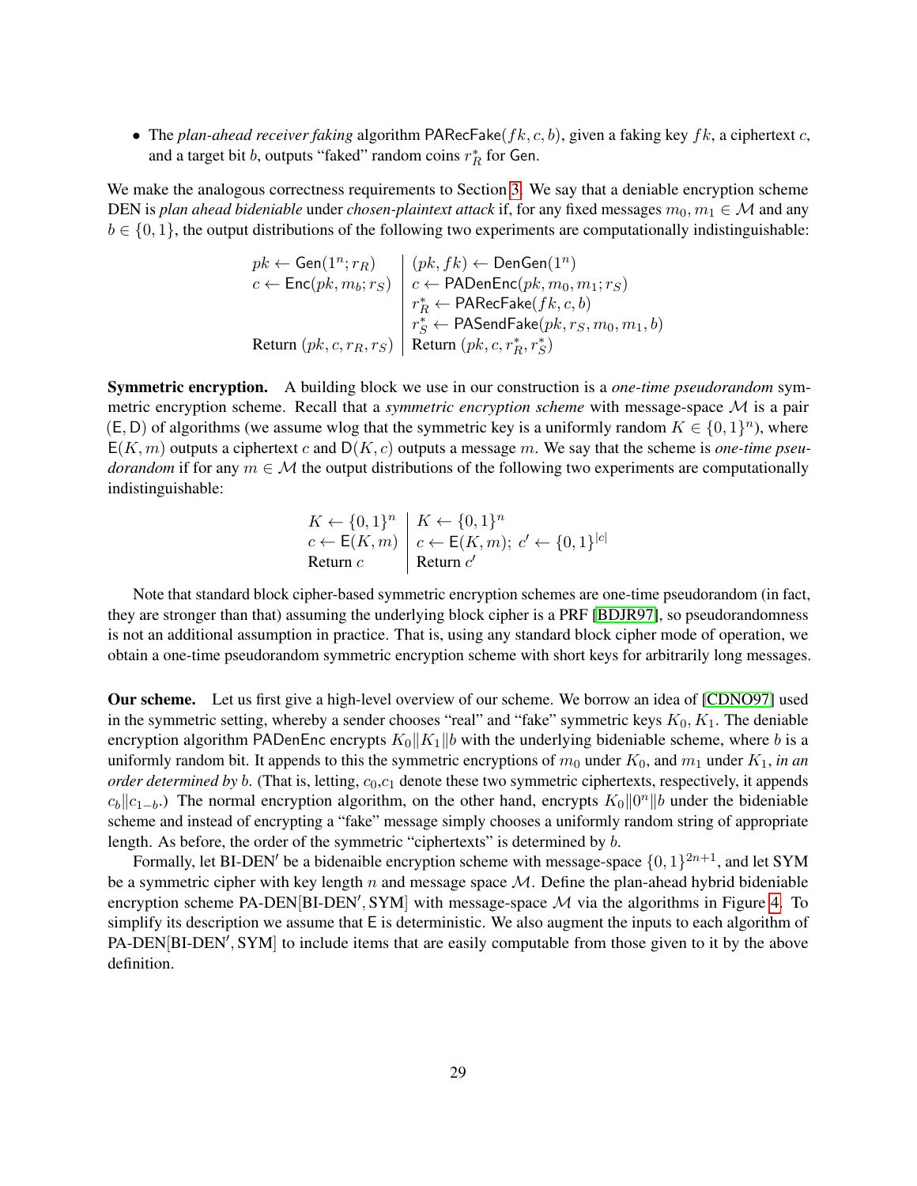- The *plan-ahead receiver faking* algorithm $\mathsf{PARecFake}(fk, c, b)$, given a faking key $fk$, a ciphertext $c$, and a target bit $b$, outputs "faked" random coins $r_R^*$ for $\mathsf{Gen}$.

We make the analogous correctness requirements to Section 3. We say that a deniable encryption scheme DEN is *plan ahead bideniable* under *chosen-plaintext attack* if, for any fixed messages $m_0, m_1 \in \mathcal{M}$ and any $b \in \{0,1\}$, the output distributions of the following two experiments are computationally indistinguishable:

$$
\begin{array}{l|l}
pk \leftarrow \mathsf{Gen}(1^n; r_R) & (pk, fk) \leftarrow \mathsf{DenGen}(1^n) \\
c \leftarrow \mathsf{Enc}(pk, m_b; r_S) & c \leftarrow \mathsf{PADenEnc}(pk, m_0, m_1; r_S) \\
 & r_R^* \leftarrow \mathsf{PARecFake}(fk, c, b) \\
 & r_S^* \leftarrow \mathsf{PASendFake}(pk, r_S, m_0, m_1, b) \\
\text{Return } (pk, c, r_R, r_S) & \text{Return } (pk, c, r_R^*, r_S^*)
\end{array}
$$

**Symmetric encryption.** A building block we use in our construction is a *one-time pseudorandom* symmetric encryption scheme. Recall that a *symmetric encryption scheme* with message-space $\mathcal{M}$ is a pair $(\mathsf{E}, \mathsf{D})$ of algorithms (we assume wlog that the symmetric key is a uniformly random $K \in \{0,1\}^n$), where $\mathsf{E}(K, m)$ outputs a ciphertext $c$ and $\mathsf{D}(K, c)$ outputs a message $m$. We say that the scheme is *one-time pseudorandom* if for any $m \in \mathcal{M}$ the output distributions of the following two experiments are computationally indistinguishable:

$$
\begin{array}{l|l}
K \leftarrow \{0,1\}^n & K \leftarrow \{0,1\}^n \\
c \leftarrow \mathsf{E}(K, m) & c \leftarrow \mathsf{E}(K, m);\ c' \leftarrow \{0,1\}^{|c|} \\
\text{Return } c & \text{Return } c'
\end{array}
$$

Note that standard block cipher-based symmetric encryption schemes are one-time pseudorandom (in fact, they are stronger than that) assuming the underlying block cipher is a PRF [BDJR97], so pseudorandomness is not an additional assumption in practice. That is, using any standard block cipher mode of operation, we obtain a one-time pseudorandom symmetric encryption scheme with short keys for arbitrarily long messages.

**Our scheme.** Let us first give a high-level overview of our scheme. We borrow an idea of [CDNO97] used in the symmetric setting, whereby a sender chooses "real" and "fake" symmetric keys $K_0, K_1$. The deniable encryption algorithm $\mathsf{PADenEnc}$ encrypts $K_0 \| K_1 \| b$ with the underlying bideniable scheme, where $b$ is a uniformly random bit. It appends to this the symmetric encryptions of $m_0$ under $K_0$, and $m_1$ under $K_1$, *in an order determined by* $b$. (That is, letting, $c_0$,$c_1$ denote these two symmetric ciphertexts, respectively, it appends $c_b \| c_{1-b}$.) The normal encryption algorithm, on the other hand, encrypts $K_0 \| 0^n \| b$ under the bideniable scheme and instead of encrypting a "fake" message simply chooses a uniformly random string of appropriate length. As before, the order of the symmetric "ciphertexts" is determined by $b$.

Formally, let BI-DEN$'$ be a bidenaible encryption scheme with message-space $\{0,1\}^{2n+1}$, and let SYM be a symmetric cipher with key length $n$ and message space $\mathcal{M}$. Define the plan-ahead hybrid bideniable encryption scheme PA-DEN[BI-DEN$'$, SYM] with message-space $\mathcal{M}$ via the algorithms in Figure 4. To simplify its description we assume that $\mathsf{E}$ is deterministic. We also augment the inputs to each algorithm of PA-DEN[BI-DEN$'$, SYM] to include items that are easily computable from those given to it by the above definition.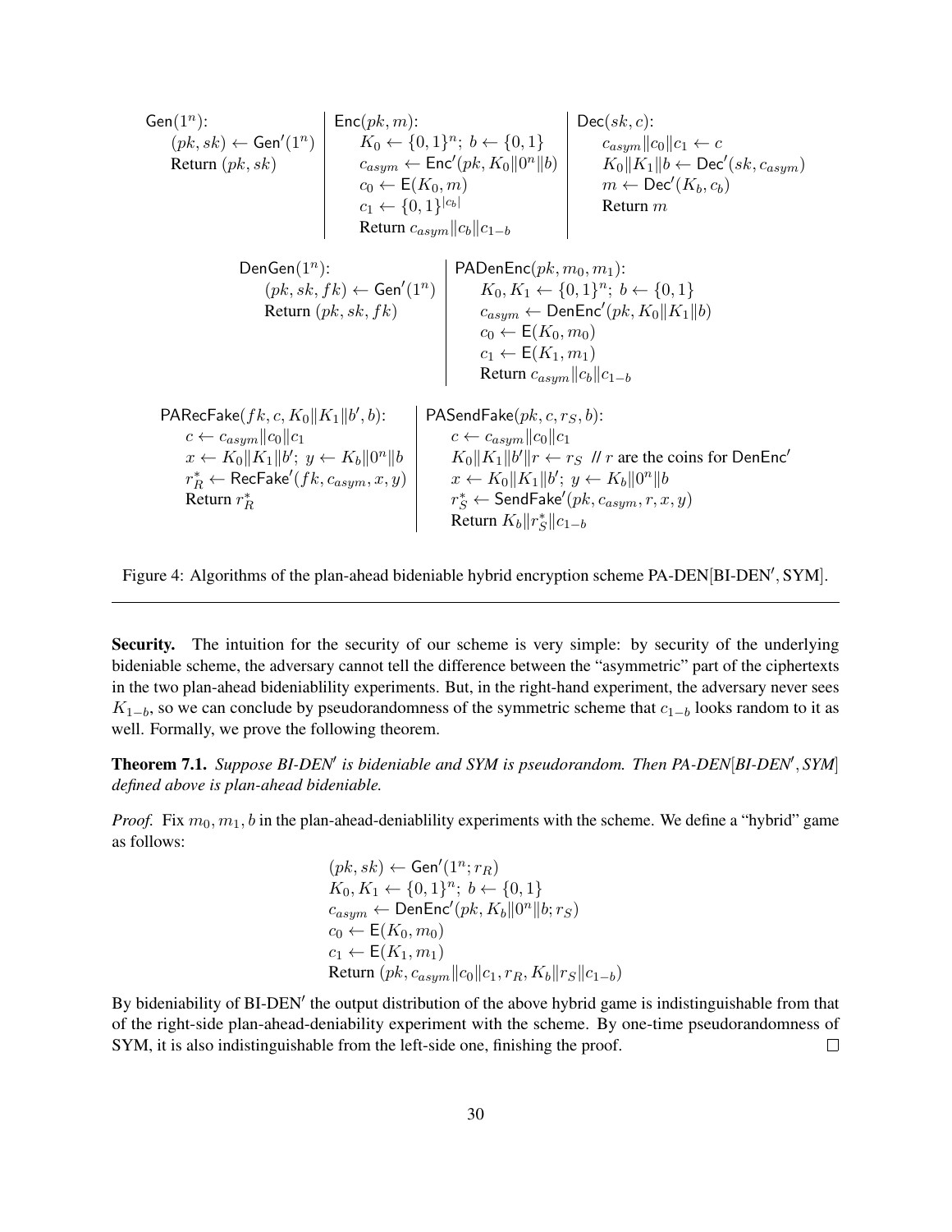$\mathsf{Gen}(1^n)$:
  $(pk, sk) \leftarrow \mathsf{Gen}'(1^n)$
  Return $(pk, sk)$

$\mathsf{Enc}(pk, m)$:
  $K_0 \leftarrow \{0,1\}^n;\ b \leftarrow \{0,1\}$
  $c_{asym} \leftarrow \mathsf{Enc}'(pk, K_0\|0^n\|b)$
  $c_0 \leftarrow \mathsf{E}(K_0, m)$
  $c_1 \leftarrow \{0,1\}^{|c_b|}$
  Return $c_{asym}\|c_b\|c_{1-b}$

$\mathsf{Dec}(sk, c)$:
  $c_{asym}\|c_0\|c_1 \leftarrow c$
  $K_0\|K_1\|b \leftarrow \mathsf{Dec}'(sk, c_{asym})$
  $m \leftarrow \mathsf{Dec}'(K_b, c_b)$
  Return $m$

$\mathsf{DenGen}(1^n)$:
  $(pk, sk, fk) \leftarrow \mathsf{Gen}'(1^n)$
  Return $(pk, sk, fk)$

$\mathsf{PADenEnc}(pk, m_0, m_1)$:
  $K_0, K_1 \leftarrow \{0,1\}^n;\ b \leftarrow \{0,1\}$
  $c_{asym} \leftarrow \mathsf{DenEnc}'(pk, K_0\|K_1\|b)$
  $c_0 \leftarrow \mathsf{E}(K_0, m_0)$
  $c_1 \leftarrow \mathsf{E}(K_1, m_1)$
  Return $c_{asym}\|c_b\|c_{1-b}$

$\mathsf{PARecFake}(fk, c, K_0\|K_1\|b', b)$:
  $c \leftarrow c_{asym}\|c_0\|c_1$
  $x \leftarrow K_0\|K_1\|b';\ y \leftarrow K_b\|0^n\|b$
  $r_R^* \leftarrow \mathsf{RecFake}'(fk, c_{asym}, x, y)$
  Return $r_R^*$

$\mathsf{PASendFake}(pk, c, r_S, b)$:
  $c \leftarrow c_{asym}\|c_0\|c_1$
  $K_0\|K_1\|b'\|r \leftarrow r_S$ // $r$ are the coins for $\mathsf{DenEnc}'$
  $x \leftarrow K_0\|K_1\|b';\ y \leftarrow K_b\|0^n\|b$
  $r_S^* \leftarrow \mathsf{SendFake}'(pk, c_{asym}, r, x, y)$
  Return $K_b\|r_S^*\|c_{1-b}$

Figure 4: Algorithms of the plan-ahead bideniable hybrid encryption scheme PA-DEN[BI-DEN′, SYM].

---

**Security.** The intuition for the security of our scheme is very simple: by security of the underlying bideniable scheme, the adversary cannot tell the difference between the "asymmetric" part of the ciphertexts in the two plan-ahead bideniablility experiments. But, in the right-hand experiment, the adversary never sees $K_{1-b}$, so we can conclude by pseudorandomness of the symmetric scheme that $c_{1-b}$ looks random to it as well. Formally, we prove the following theorem.

**Theorem 7.1.** *Suppose BI-DEN′ is bideniable and SYM is pseudorandom. Then PA-DEN[BI-DEN′, SYM] defined above is plan-ahead bideniable.*

*Proof.* Fix $m_0, m_1, b$ in the plan-ahead-deniablility experiments with the scheme. We define a "hybrid" game as follows:

$$
\begin{aligned}
&(pk, sk) \leftarrow \mathsf{Gen}'(1^n; r_R)\\
&K_0, K_1 \leftarrow \{0,1\}^n;\ b \leftarrow \{0,1\}\\
&c_{asym} \leftarrow \mathsf{DenEnc}'(pk, K_b\|0^n\|b; r_S)\\
&c_0 \leftarrow \mathsf{E}(K_0, m_0)\\
&c_1 \leftarrow \mathsf{E}(K_1, m_1)\\
&\text{Return } (pk, c_{asym}\|c_0\|c_1, r_R, K_b\|r_S\|c_{1-b})
\end{aligned}
$$

By bideniability of BI-DEN′ the output distribution of the above hybrid game is indistinguishable from that of the right-side plan-ahead-deniability experiment with the scheme. By one-time pseudorandomness of SYM, it is also indistinguishable from the left-side one, finishing the proof. □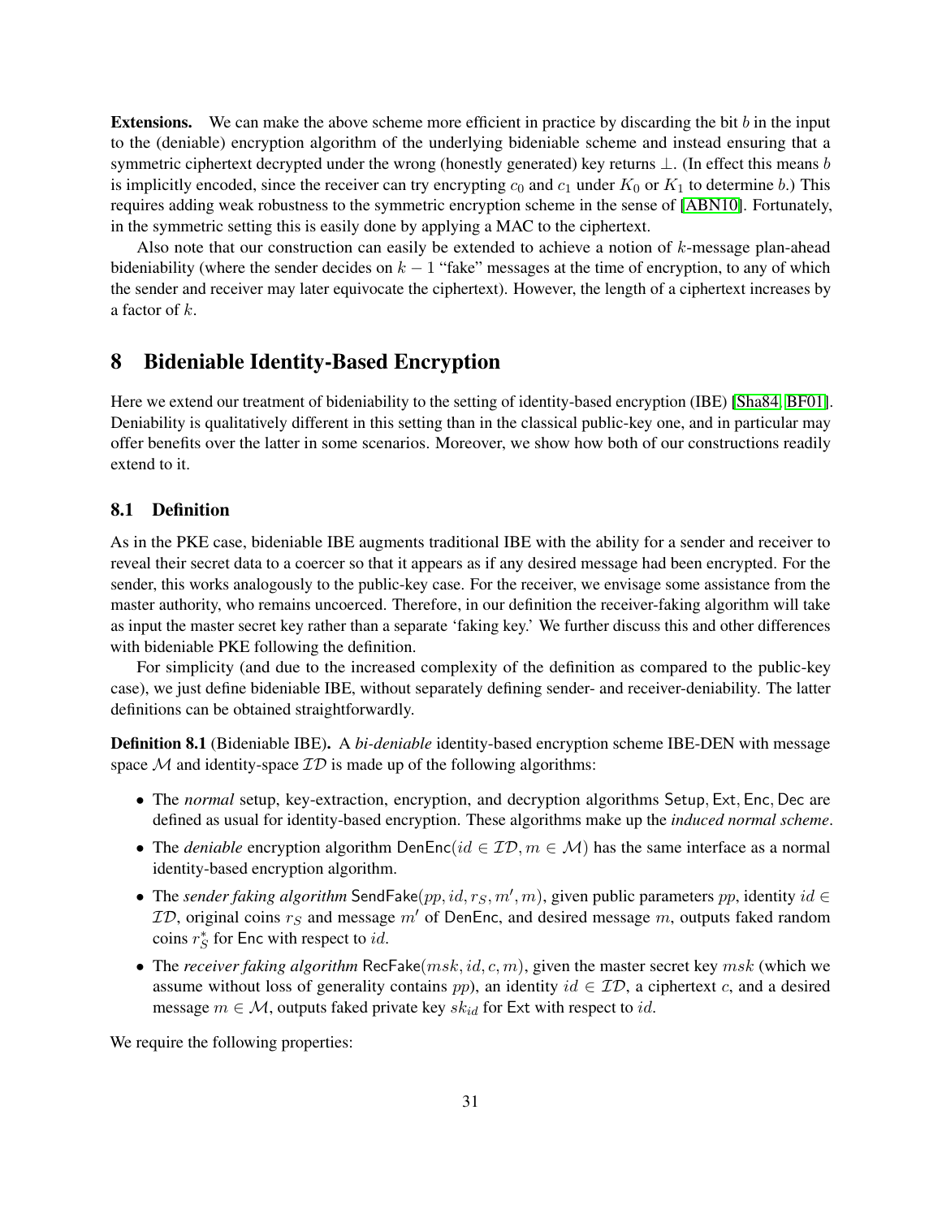**Extensions.** We can make the above scheme more efficient in practice by discarding the bit $b$ in the input to the (deniable) encryption algorithm of the underlying bideniable scheme and instead ensuring that a symmetric ciphertext decrypted under the wrong (honestly generated) key returns $\perp$. (In effect this means $b$ is implicitly encoded, since the receiver can try encrypting $c_0$ and $c_1$ under $K_0$ or $K_1$ to determine $b$.) This requires adding weak robustness to the symmetric encryption scheme in the sense of [ABN10]. Fortunately, in the symmetric setting this is easily done by applying a MAC to the ciphertext.

Also note that our construction can easily be extended to achieve a notion of $k$-message plan-ahead bideniability (where the sender decides on $k-1$ "fake" messages at the time of encryption, to any of which the sender and receiver may later equivocate the ciphertext). However, the length of a ciphertext increases by a factor of $k$.

# 8 Bideniable Identity-Based Encryption

Here we extend our treatment of bideniability to the setting of identity-based encryption (IBE) [Sha84, BF01]. Deniability is qualitatively different in this setting than in the classical public-key one, and in particular may offer benefits over the latter in some scenarios. Moreover, we show how both of our constructions readily extend to it.

## 8.1 Definition

As in the PKE case, bideniable IBE augments traditional IBE with the ability for a sender and receiver to reveal their secret data to a coercer so that it appears as if any desired message had been encrypted. For the sender, this works analogously to the public-key case. For the receiver, we envisage some assistance from the master authority, who remains uncoerced. Therefore, in our definition the receiver-faking algorithm will take as input the master secret key rather than a separate 'faking key.' We further discuss this and other differences with bideniable PKE following the definition.

For simplicity (and due to the increased complexity of the definition as compared to the public-key case), we just define bideniable IBE, without separately defining sender- and receiver-deniability. The latter definitions can be obtained straightforwardly.

**Definition 8.1** (Bideniable IBE)**.** A *bi-deniable* identity-based encryption scheme IBE-DEN with message space $\mathcal{M}$ and identity-space $\mathcal{ID}$ is made up of the following algorithms:

- The *normal* setup, key-extraction, encryption, and decryption algorithms $\mathsf{Setup}, \mathsf{Ext}, \mathsf{Enc}, \mathsf{Dec}$ are defined as usual for identity-based encryption. These algorithms make up the *induced normal scheme*.
- The *deniable* encryption algorithm $\mathsf{DenEnc}(id \in \mathcal{ID}, m \in \mathcal{M})$ has the same interface as a normal identity-based encryption algorithm.
- The *sender faking algorithm* $\mathsf{SendFake}(pp, id, r_S, m', m)$, given public parameters $pp$, identity $id \in \mathcal{ID}$, original coins $r_S$ and message $m'$ of $\mathsf{DenEnc}$, and desired message $m$, outputs faked random coins $r_S^*$ for $\mathsf{Enc}$ with respect to $id$.
- The *receiver faking algorithm* $\mathsf{RecFake}(msk, id, c, m)$, given the master secret key $msk$ (which we assume without loss of generality contains $pp$), an identity $id \in \mathcal{ID}$, a ciphertext $c$, and a desired message $m \in \mathcal{M}$, outputs faked private key $sk_{id}$ for $\mathsf{Ext}$ with respect to $id$.

We require the following properties: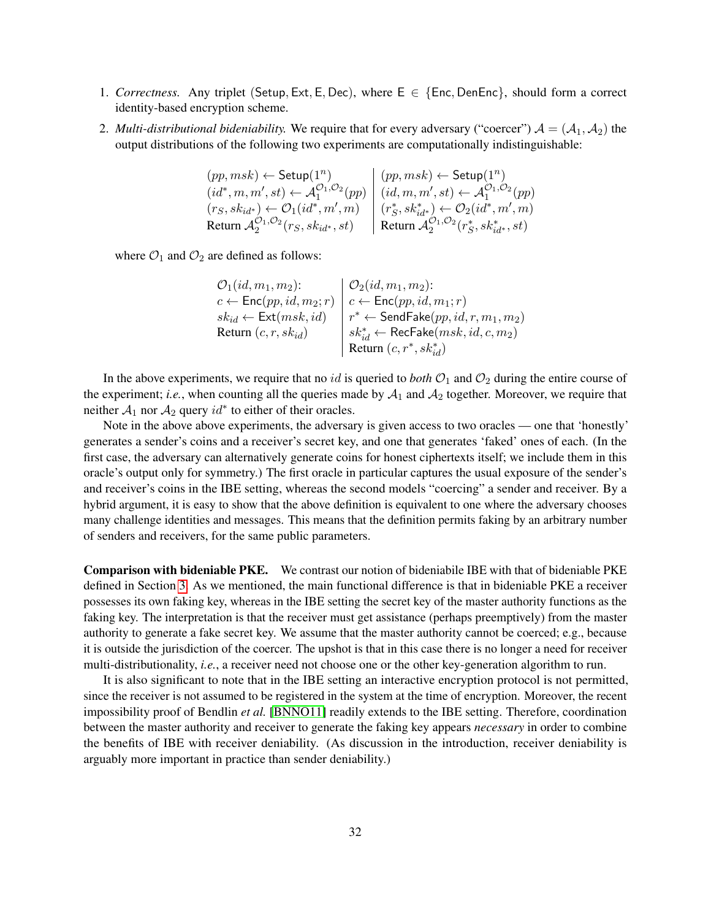1. *Correctness.* Any triplet (Setup, Ext, E, Dec), where $\mathsf{E} \in \{\mathsf{Enc}, \mathsf{DenEnc}\}$, should form a correct identity-based encryption scheme.

2. ***Multi-distributional bideniability.*** We require that for every adversary ("coercer") $\mathcal{A} = (\mathcal{A}_1, \mathcal{A}_2)$ the output distributions of the following two experiments are computationally indistinguishable:

$$
\begin{array}{l|l}
(pp, msk) \leftarrow \mathsf{Setup}(1^n) & (pp, msk) \leftarrow \mathsf{Setup}(1^n) \\
(id^*, m, m', st) \leftarrow \mathcal{A}_1^{\mathcal{O}_1, \mathcal{O}_2}(pp) & (id, m, m', st) \leftarrow \mathcal{A}_1^{\mathcal{O}_1, \mathcal{O}_2}(pp) \\
(r_S, sk_{id^*}) \leftarrow \mathcal{O}_1(id^*, m', m) & (r_S^*, sk_{id^*}^*) \leftarrow \mathcal{O}_2(id^*, m', m) \\
\text{Return } \mathcal{A}_2^{\mathcal{O}_1, \mathcal{O}_2}(r_S, sk_{id^*}, st) & \text{Return } \mathcal{A}_2^{\mathcal{O}_1, \mathcal{O}_2}(r_S^*, sk_{id^*}^*, st)
\end{array}
$$

where $\mathcal{O}_1$ and $\mathcal{O}_2$ are defined as follows:

$$
\begin{array}{l|l}
\mathcal{O}_1(id, m_1, m_2): & \mathcal{O}_2(id, m_1, m_2): \\
c \leftarrow \mathsf{Enc}(pp, id, m_2; r) & c \leftarrow \mathsf{Enc}(pp, id, m_1; r) \\
sk_{id} \leftarrow \mathsf{Ext}(msk, id) & r^* \leftarrow \mathsf{SendFake}(pp, id, r, m_1, m_2) \\
\text{Return } (c, r, sk_{id}) & sk_{id}^* \leftarrow \mathsf{RecFake}(msk, id, c, m_2) \\
 & \text{Return } (c, r^*, sk_{id}^*)
\end{array}
$$

In the above experiments, we require that no $id$ is queried to *both* $\mathcal{O}_1$ and $\mathcal{O}_2$ during the entire course of the experiment; *i.e.*, when counting all the queries made by $\mathcal{A}_1$ and $\mathcal{A}_2$ together. Moreover, we require that neither $\mathcal{A}_1$ nor $\mathcal{A}_2$ query $id^*$ to either of their oracles.

Note in the above above experiments, the adversary is given access to two oracles — one that 'honestly' generates a sender's coins and a receiver's secret key, and one that generates 'faked' ones of each. (In the first case, the adversary can alternatively generate coins for honest ciphertexts itself; we include them in this oracle's output only for symmetry.) The first oracle in particular captures the usual exposure of the sender's and receiver's coins in the IBE setting, whereas the second models "coercing" a sender and receiver. By a hybrid argument, it is easy to show that the above definition is equivalent to one where the adversary chooses many challenge identities and messages. This means that the definition permits faking by an arbitrary number of senders and receivers, for the same public parameters.

**Comparison with bideniable PKE.** We contrast our notion of bideniabile IBE with that of bideniable PKE defined in Section 3. As we mentioned, the main functional difference is that in bideniable PKE a receiver possesses its own faking key, whereas in the IBE setting the secret key of the master authority functions as the faking key. The interpretation is that the receiver must get assistance (perhaps preemptively) from the master authority to generate a fake secret key. We assume that the master authority cannot be coerced; e.g., because it is outside the jurisdiction of the coercer. The upshot is that in this case there is no longer a need for receiver multi-distributionality, *i.e.*, a receiver need not choose one or the other key-generation algorithm to run.

It is also significant to note that in the IBE setting an interactive encryption protocol is not permitted, since the receiver is not assumed to be registered in the system at the time of encryption. Moreover, the recent impossibility proof of Bendlin *et al.* [BNNO11] readily extends to the IBE setting. Therefore, coordination between the master authority and receiver to generate the faking key appears *necessary* in order to combine the benefits of IBE with receiver deniability. (As discussion in the introduction, receiver deniability is arguably more important in practice than sender deniability.)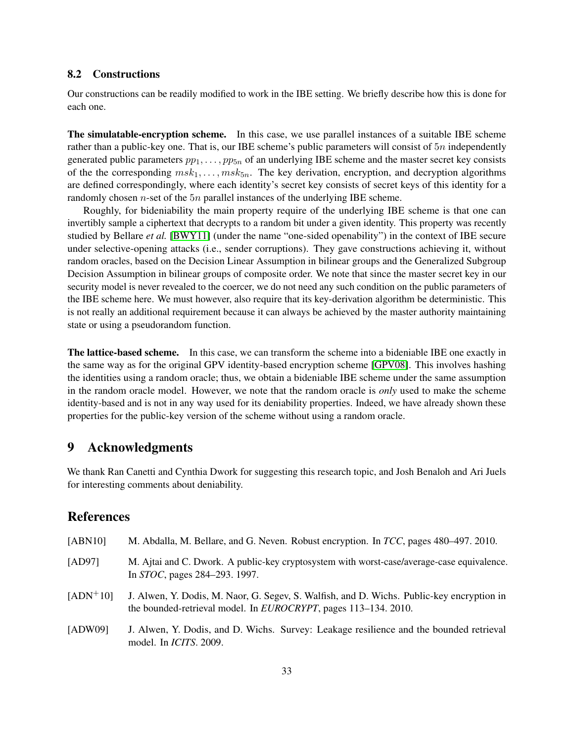### 8.2 Constructions

Our constructions can be readily modified to work in the IBE setting. We briefly describe how this is done for each one.

**The simulatable-encryption scheme.** In this case, we use parallel instances of a suitable IBE scheme rather than a public-key one. That is, our IBE scheme's public parameters will consist of $5n$ independently generated public parameters $pp_1, \ldots, pp_{5n}$ of an underlying IBE scheme and the master secret key consists of the the corresponding $msk_1, \ldots, msk_{5n}$. The key derivation, encryption, and decryption algorithms are defined correspondingly, where each identity's secret key consists of secret keys of this identity for a randomly chosen $n$-set of the $5n$ parallel instances of the underlying IBE scheme.

Roughly, for bideniability the main property require of the underlying IBE scheme is that one can invertibly sample a ciphertext that decrypts to a random bit under a given identity. This property was recently studied by Bellare *et al.* [BWY11] (under the name "one-sided openability") in the context of IBE secure under selective-opening attacks (i.e., sender corruptions). They gave constructions achieving it, without random oracles, based on the Decision Linear Assumption in bilinear groups and the Generalized Subgroup Decision Assumption in bilinear groups of composite order. We note that since the master secret key in our security model is never revealed to the coercer, we do not need any such condition on the public parameters of the IBE scheme here. We must however, also require that its key-derivation algorithm be deterministic. This is not really an additional requirement because it can always be achieved by the master authority maintaining state or using a pseudorandom function.

**The lattice-based scheme.** In this case, we can transform the scheme into a bideniable IBE one exactly in the same way as for the original GPV identity-based encryption scheme [GPV08]. This involves hashing the identities using a random oracle; thus, we obtain a bideniable IBE scheme under the same assumption in the random oracle model. However, we note that the random oracle is *only* used to make the scheme identity-based and is not in any way used for its deniability properties. Indeed, we have already shown these properties for the public-key version of the scheme without using a random oracle.

## 9 Acknowledgments

We thank Ran Canetti and Cynthia Dwork for suggesting this research topic, and Josh Benaloh and Ari Juels for interesting comments about deniability.

## References

[ABN10] M. Abdalla, M. Bellare, and G. Neven. Robust encryption. In *TCC*, pages 480–497. 2010.

[AD97] M. Ajtai and C. Dwork. A public-key cryptosystem with worst-case/average-case equivalence. In *STOC*, pages 284–293. 1997.

[ADN+10] J. Alwen, Y. Dodis, M. Naor, G. Segev, S. Walfish, and D. Wichs. Public-key encryption in the bounded-retrieval model. In *EUROCRYPT*, pages 113–134. 2010.

[ADW09] J. Alwen, Y. Dodis, and D. Wichs. Survey: Leakage resilience and the bounded retrieval model. In *ICITS*. 2009.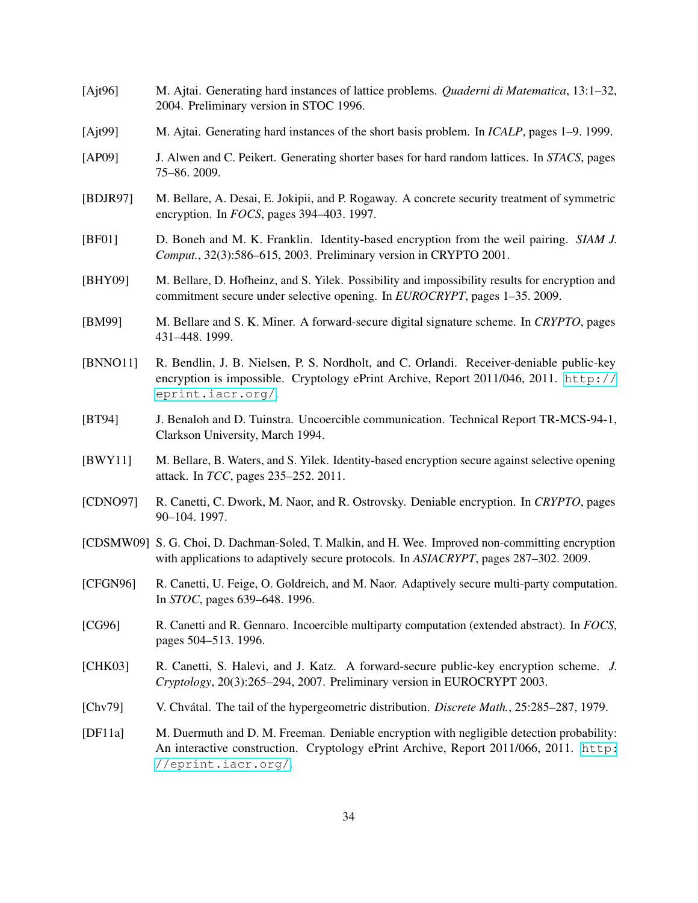[Ajt96] M. Ajtai. Generating hard instances of lattice problems. *Quaderni di Matematica*, 13:1–32, 2004. Preliminary version in STOC 1996.

[Ajt99] M. Ajtai. Generating hard instances of the short basis problem. In *ICALP*, pages 1–9. 1999.

[AP09] J. Alwen and C. Peikert. Generating shorter bases for hard random lattices. In *STACS*, pages 75–86. 2009.

[BDJR97] M. Bellare, A. Desai, E. Jokipii, and P. Rogaway. A concrete security treatment of symmetric encryption. In *FOCS*, pages 394–403. 1997.

[BF01] D. Boneh and M. K. Franklin. Identity-based encryption from the weil pairing. *SIAM J. Comput.*, 32(3):586–615, 2003. Preliminary version in CRYPTO 2001.

[BHY09] M. Bellare, D. Hofheinz, and S. Yilek. Possibility and impossibility results for encryption and commitment secure under selective opening. In *EUROCRYPT*, pages 1–35. 2009.

[BM99] M. Bellare and S. K. Miner. A forward-secure digital signature scheme. In *CRYPTO*, pages 431–448. 1999.

[BNNO11] R. Bendlin, J. B. Nielsen, P. S. Nordholt, and C. Orlandi. Receiver-deniable public-key encryption is impossible. Cryptology ePrint Archive, Report 2011/046, 2011. `http://eprint.iacr.org/`.

[BT94] J. Benaloh and D. Tuinstra. Uncoercible communication. Technical Report TR-MCS-94-1, Clarkson University, March 1994.

[BWY11] M. Bellare, B. Waters, and S. Yilek. Identity-based encryption secure against selective opening attack. In *TCC*, pages 235–252. 2011.

[CDNO97] R. Canetti, C. Dwork, M. Naor, and R. Ostrovsky. Deniable encryption. In *CRYPTO*, pages 90–104. 1997.

[CDSMW09] S. G. Choi, D. Dachman-Soled, T. Malkin, and H. Wee. Improved non-committing encryption with applications to adaptively secure protocols. In *ASIACRYPT*, pages 287–302. 2009.

[CFGN96] R. Canetti, U. Feige, O. Goldreich, and M. Naor. Adaptively secure multi-party computation. In *STOC*, pages 639–648. 1996.

[CG96] R. Canetti and R. Gennaro. Incoercible multiparty computation (extended abstract). In *FOCS*, pages 504–513. 1996.

[CHK03] R. Canetti, S. Halevi, and J. Katz. A forward-secure public-key encryption scheme. *J. Cryptology*, 20(3):265–294, 2007. Preliminary version in EUROCRYPT 2003.

[Chv79] V. Chvátal. The tail of the hypergeometric distribution. *Discrete Math.*, 25:285–287, 1979.

[DF11a] M. Duermuth and D. M. Freeman. Deniable encryption with negligible detection probability: An interactive construction. Cryptology ePrint Archive, Report 2011/066, 2011. `http://eprint.iacr.org/`.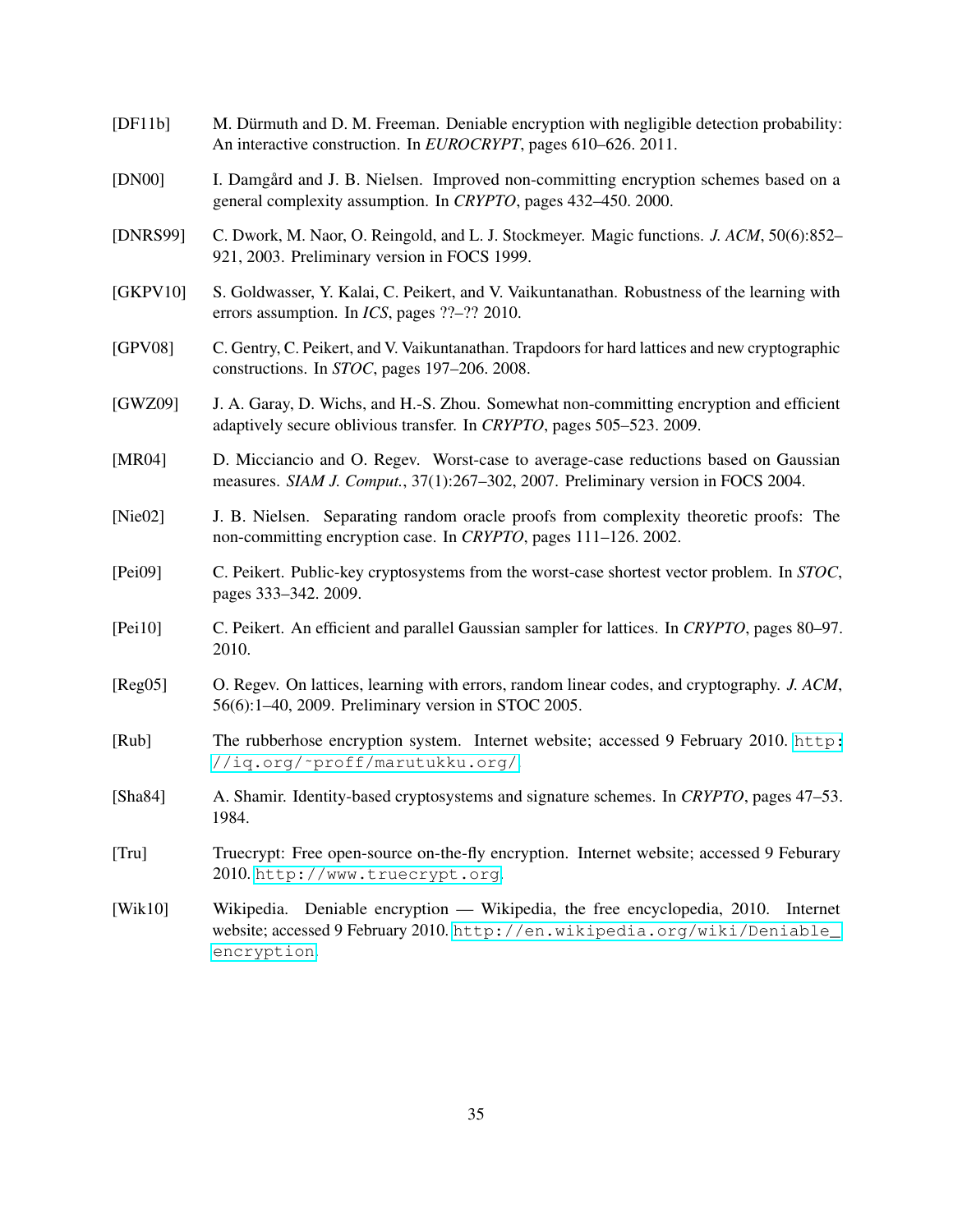[DF11b] M. Dürmuth and D. M. Freeman. Deniable encryption with negligible detection probability: An interactive construction. In *EUROCRYPT*, pages 610–626. 2011.

[DN00] I. Damgård and J. B. Nielsen. Improved non-committing encryption schemes based on a general complexity assumption. In *CRYPTO*, pages 432–450. 2000.

[DNRS99] C. Dwork, M. Naor, O. Reingold, and L. J. Stockmeyer. Magic functions. *J. ACM*, 50(6):852–921, 2003. Preliminary version in FOCS 1999.

[GKPV10] S. Goldwasser, Y. Kalai, C. Peikert, and V. Vaikuntanathan. Robustness of the learning with errors assumption. In *ICS*, pages ??–?? 2010.

[GPV08] C. Gentry, C. Peikert, and V. Vaikuntanathan. Trapdoors for hard lattices and new cryptographic constructions. In *STOC*, pages 197–206. 2008.

[GWZ09] J. A. Garay, D. Wichs, and H.-S. Zhou. Somewhat non-committing encryption and efficient adaptively secure oblivious transfer. In *CRYPTO*, pages 505–523. 2009.

[MR04] D. Micciancio and O. Regev. Worst-case to average-case reductions based on Gaussian measures. *SIAM J. Comput.*, 37(1):267–302, 2007. Preliminary version in FOCS 2004.

[Nie02] J. B. Nielsen. Separating random oracle proofs from complexity theoretic proofs: The non-committing encryption case. In *CRYPTO*, pages 111–126. 2002.

[Pei09] C. Peikert. Public-key cryptosystems from the worst-case shortest vector problem. In *STOC*, pages 333–342. 2009.

[Pei10] C. Peikert. An efficient and parallel Gaussian sampler for lattices. In *CRYPTO*, pages 80–97. 2010.

[Reg05] O. Regev. On lattices, learning with errors, random linear codes, and cryptography. *J. ACM*, 56(6):1–40, 2009. Preliminary version in STOC 2005.

[Rub] The rubberhose encryption system. Internet website; accessed 9 February 2010. http://iq.org/~proff/marutukku.org/.

[Sha84] A. Shamir. Identity-based cryptosystems and signature schemes. In *CRYPTO*, pages 47–53. 1984.

[Tru] Truecrypt: Free open-source on-the-fly encryption. Internet website; accessed 9 Feburary 2010. http://www.truecrypt.org.

[Wik10] Wikipedia. Deniable encryption — Wikipedia, the free encyclopedia, 2010. Internet website; accessed 9 February 2010. http://en.wikipedia.org/wiki/Deniable_encryption.